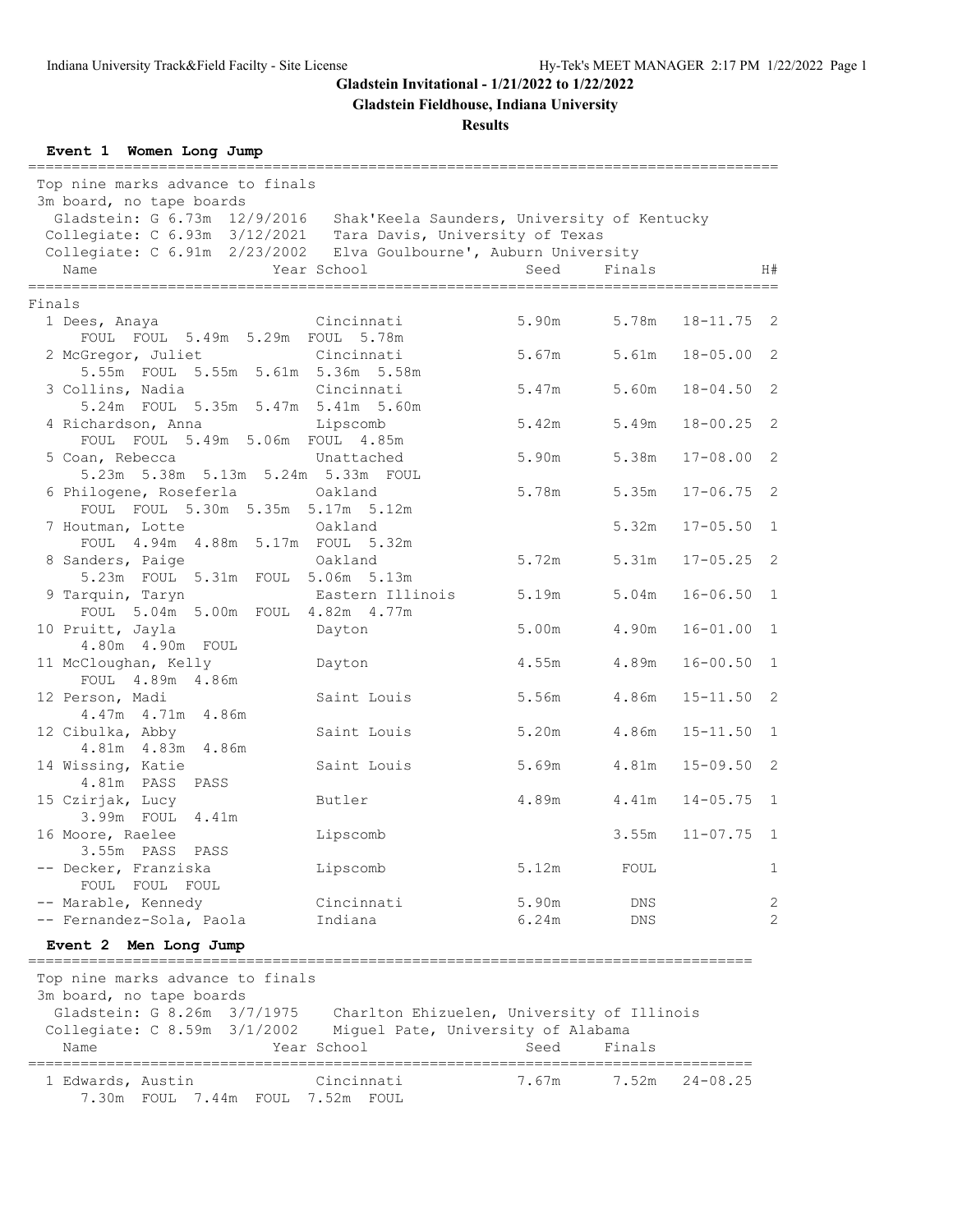# Gladstein Invitational - 1/21/2022 to 1/22/2022

## Gladstein Fieldhouse, Indiana University

### Results

**Event 1 Women Long Jump**

Top nine marks advance to finals
3m board, no tape boards
Gladstein: G 6.73m 12/9/2016 Shak'Keela Saunders, University of Kentucky
Collegiate: C 6.93m 3/12/2021 Tara Davis, University of Texas
Collegiate: C 6.91m 2/23/2002 Elva Goulbourne', Auburn University

Finals

| Place | Name | Year | School | Seed | Finals | | H# |
|---|---|---|---|---|---|---|---|
| 1 | Dees, Anaya | | Cincinnati | 5.90m | 5.78m | 18-11.75 | 2 |
| | FOUL FOUL 5.49m 5.29m FOUL 5.78m | | | | | | |
| 2 | McGregor, Juliet | | Cincinnati | 5.67m | 5.61m | 18-05.00 | 2 |
| | 5.55m FOUL 5.55m 5.61m 5.36m 5.58m | | | | | | |
| 3 | Collins, Nadia | | Cincinnati | 5.47m | 5.60m | 18-04.50 | 2 |
| | 5.24m FOUL 5.35m 5.47m 5.41m 5.60m | | | | | | |
| 4 | Richardson, Anna | | Lipscomb | 5.42m | 5.49m | 18-00.25 | 2 |
| | FOUL FOUL 5.49m 5.06m FOUL 4.85m | | | | | | |
| 5 | Coan, Rebecca | | Unattached | 5.90m | 5.38m | 17-08.00 | 2 |
| | 5.23m 5.38m 5.13m 5.24m 5.33m FOUL | | | | | | |
| 6 | Philogene, Roseferla | | Oakland | 5.78m | 5.35m | 17-06.75 | 2 |
| | FOUL FOUL 5.30m 5.35m 5.17m 5.12m | | | | | | |
| 7 | Houtman, Lotte | | Oakland | | 5.32m | 17-05.50 | 1 |
| | FOUL 4.94m 4.88m 5.17m FOUL 5.32m | | | | | | |
| 8 | Sanders, Paige | | Oakland | 5.72m | 5.31m | 17-05.25 | 2 |
| | 5.23m FOUL 5.31m FOUL 5.06m 5.13m | | | | | | |
| 9 | Tarquin, Taryn | | Eastern Illinois | 5.19m | 5.04m | 16-06.50 | 1 |
| | FOUL 5.04m 5.00m FOUL 4.82m 4.77m | | | | | | |
| 10 | Pruitt, Jayla | | Dayton | 5.00m | 4.90m | 16-01.00 | 1 |
| | 4.80m 4.90m FOUL | | | | | | |
| 11 | McCloughan, Kelly | | Dayton | 4.55m | 4.89m | 16-00.50 | 1 |
| | FOUL 4.89m 4.86m | | | | | | |
| 12 | Person, Madi | | Saint Louis | 5.56m | 4.86m | 15-11.50 | 2 |
| | 4.47m 4.71m 4.86m | | | | | | |
| 12 | Cibulka, Abby | | Saint Louis | 5.20m | 4.86m | 15-11.50 | 1 |
| | 4.81m 4.83m 4.86m | | | | | | |
| 14 | Wissing, Katie | | Saint Louis | 5.69m | 4.81m | 15-09.50 | 2 |
| | 4.81m PASS PASS | | | | | | |
| 15 | Czirjak, Lucy | | Butler | 4.89m | 4.41m | 14-05.75 | 1 |
| | 3.99m FOUL 4.41m | | | | | | |
| 16 | Moore, Raelee | | Lipscomb | | 3.55m | 11-07.75 | 1 |
| | 3.55m PASS PASS | | | | | | |
| -- | Decker, Franziska | | Lipscomb | 5.12m | FOUL | | 1 |
| | FOUL FOUL FOUL | | | | | | |
| -- | Marable, Kennedy | | Cincinnati | 5.90m | DNS | | 2 |
| -- | Fernandez-Sola, Paola | | Indiana | 6.24m | DNS | | 2 |

**Event 2 Men Long Jump**

Top nine marks advance to finals
3m board, no tape boards
Gladstein: G 8.26m 3/7/1975 Charlton Ehizuelen, University of Illinois
Collegiate: C 8.59m 3/1/2002 Miguel Pate, University of Alabama

| Place | Name | Year | School | Seed | Finals | |
|---|---|---|---|---|---|---|
| 1 | Edwards, Austin | | Cincinnati | 7.67m | 7.52m | 24-08.25 |
| | 7.30m FOUL 7.44m FOUL 7.52m FOUL | | | | | |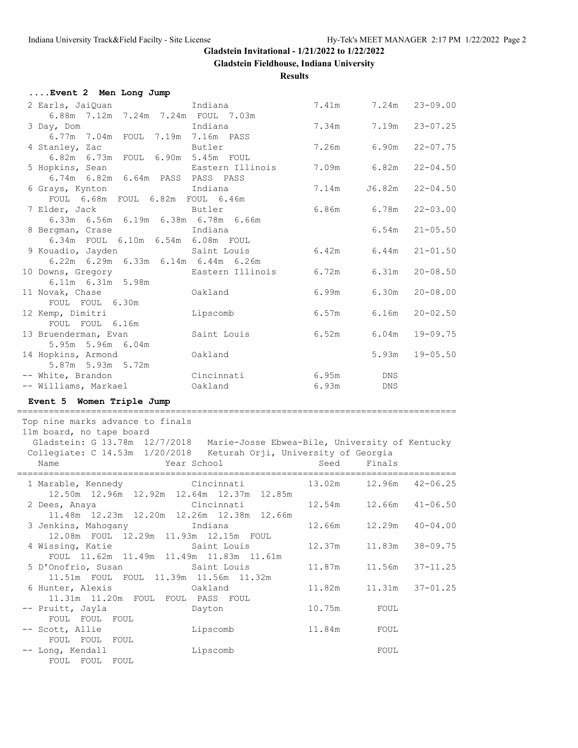**Gladstein Invitational - 1/21/2022 to 1/22/2022**

**Gladstein Fieldhouse, Indiana University**

**Results**

### ....Event 2 Men Long Jump

| Place | Name | School | Seed | Finals | Imperial |
|---|---|---|---|---|---|
| 2 | Earls, JaiQuan | Indiana | 7.41m | 7.24m | 23-09.00 |
| | 6.88m 7.12m 7.24m 7.24m FOUL 7.03m | | | | |
| 3 | Day, Dom | Indiana | 7.34m | 7.19m | 23-07.25 |
| | 6.77m 7.04m FOUL 7.19m 7.16m PASS | | | | |
| 4 | Stanley, Zac | Butler | 7.26m | 6.90m | 22-07.75 |
| | 6.82m 6.73m FOUL 6.90m 5.45m FOUL | | | | |
| 5 | Hopkins, Sean | Eastern Illinois | 7.09m | 6.82m | 22-04.50 |
| | 6.74m 6.82m 6.64m PASS PASS PASS | | | | |
| 6 | Grays, Kynton | Indiana | 7.14m | J6.82m | 22-04.50 |
| | FOUL 6.68m FOUL 6.82m FOUL 6.46m | | | | |
| 7 | Elder, Jack | Butler | 6.86m | 6.78m | 22-03.00 |
| | 6.33m 6.56m 6.19m 6.38m 6.78m 6.66m | | | | |
| 8 | Bergman, Crase | Indiana | | 6.54m | 21-05.50 |
| | 6.34m FOUL 6.10m 6.54m 6.08m FOUL | | | | |
| 9 | Kouadio, Jayden | Saint Louis | 6.42m | 6.44m | 21-01.50 |
| | 6.22m 6.29m 6.33m 6.14m 6.44m 6.26m | | | | |
| 10 | Downs, Gregory | Eastern Illinois | 6.72m | 6.31m | 20-08.50 |
| | 6.11m 6.31m 5.98m | | | | |
| 11 | Novak, Chase | Oakland | 6.99m | 6.30m | 20-08.00 |
| | FOUL FOUL 6.30m | | | | |
| 12 | Kemp, Dimitri | Lipscomb | 6.57m | 6.16m | 20-02.50 |
| | FOUL FOUL 6.16m | | | | |
| 13 | Bruenderman, Evan | Saint Louis | 6.52m | 6.04m | 19-09.75 |
| | 5.95m 5.96m 6.04m | | | | |
| 14 | Hopkins, Armond | Oakland | | 5.93m | 19-05.50 |
| | 5.87m 5.93m 5.72m | | | | |
| -- | White, Brandon | Cincinnati | 6.95m | DNS | |
| -- | Williams, Markael | Oakland | 6.93m | DNS | |

### Event 5 Women Triple Jump

Top nine marks advance to finals
11m board, no tape board
Gladstein: G 13.78m 12/7/2018 Marie-Josse Ebwea-Bile, University of Kentucky
Collegiate: C 14.53m 1/20/2018 Keturah Orji, University of Georgia

| Place | Name | Year School | Seed | Finals | Imperial |
|---|---|---|---|---|---|
| 1 | Marable, Kennedy | Cincinnati | 13.02m | 12.96m | 42-06.25 |
| | 12.50m 12.96m 12.92m 12.64m 12.37m 12.85m | | | | |
| 2 | Dees, Anaya | Cincinnati | 12.54m | 12.66m | 41-06.50 |
| | 11.48m 12.23m 12.20m 12.26m 12.38m 12.66m | | | | |
| 3 | Jenkins, Mahogany | Indiana | 12.66m | 12.29m | 40-04.00 |
| | 12.08m FOUL 12.29m 11.93m 12.15m FOUL | | | | |
| 4 | Wissing, Katie | Saint Louis | 12.37m | 11.83m | 38-09.75 |
| | FOUL 11.62m 11.49m 11.49m 11.83m 11.61m | | | | |
| 5 | D'Onofrio, Susan | Saint Louis | 11.87m | 11.56m | 37-11.25 |
| | 11.51m FOUL FOUL 11.39m 11.56m 11.32m | | | | |
| 6 | Hunter, Alexis | Oakland | 11.82m | 11.31m | 37-01.25 |
| | 11.31m 11.20m FOUL FOUL PASS FOUL | | | | |
| -- | Pruitt, Jayla | Dayton | 10.75m | FOUL | |
| | FOUL FOUL FOUL | | | | |
| -- | Scott, Allie | Lipscomb | 11.84m | FOUL | |
| | FOUL FOUL FOUL | | | | |
| -- | Long, Kendall | Lipscomb | | FOUL | |
| | FOUL FOUL FOUL | | | | |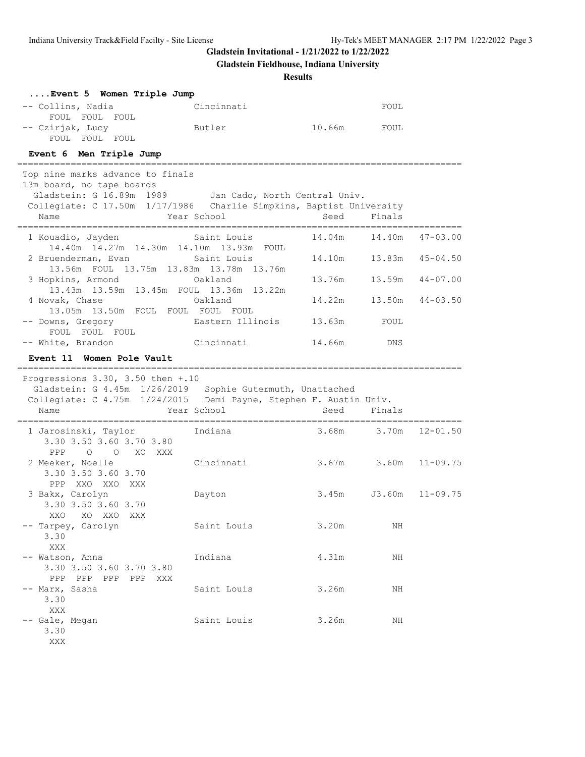## Gladstein Invitational - 1/21/2022 to 1/22/2022

### Gladstein Fieldhouse, Indiana University

### Results

#### ....Event 5 Women Triple Jump

```
-- Collins, Nadia              Cincinnati                          FOUL
     FOUL  FOUL  FOUL
-- Czirjak, Lucy               Butler                 10.66m       FOUL
     FOUL  FOUL  FOUL
```

#### Event 6 Men Triple Jump

```
===================================================================================
 Top nine marks advance to finals
 13m board, no tape boards
  Gladstein: G 16.89m  1989        Jan Cado, North Central Univ.
  Collegiate: C 17.50m  1/17/1986   Charlie Simpkins, Baptist University
    Name                    Year School                  Seed     Finals
===================================================================================
  1 Kouadio, Jayden            Saint Louis            14.04m     14.40m   47-03.00
      14.40m  14.27m  14.30m  14.10m  13.93m  FOUL
  2 Bruenderman, Evan          Saint Louis            14.10m     13.83m   45-04.50
      13.56m  FOUL  13.75m  13.83m  13.78m  13.76m
  3 Hopkins, Armond            Oakland                13.76m     13.59m   44-07.00
      13.43m  13.59m  13.45m  FOUL  13.36m  13.22m
  4 Novak, Chase               Oakland                14.22m     13.50m   44-03.50
      13.05m  13.50m  FOUL  FOUL  FOUL  FOUL
 -- Downs, Gregory             Eastern Illinois       13.63m       FOUL
      FOUL  FOUL  FOUL
 -- White, Brandon             Cincinnati             14.66m        DNS
```

#### Event 11 Women Pole Vault

```
===================================================================================
 Progressions 3.30, 3.50 then +.10
  Gladstein: G 4.45m  1/26/2019   Sophie Gutermuth, Unattached
  Collegiate: C 4.75m  1/24/2015   Demi Payne, Stephen F. Austin Univ.
    Name                    Year School                  Seed     Finals
===================================================================================
  1 Jarosinski, Taylor         Indiana                 3.68m      3.70m   12-01.50
      3.30 3.50 3.60 3.70 3.80
       PPP    O    O   XO  XXX
  2 Meeker, Noelle             Cincinnati              3.67m      3.60m   11-09.75
      3.30 3.50 3.60 3.70
       PPP  XXO  XXO  XXX
  3 Bakx, Carolyn              Dayton                  3.45m     J3.60m   11-09.75
      3.30 3.50 3.60 3.70
       XXO   XO  XXO  XXX
 -- Tarpey, Carolyn            Saint Louis             3.20m         NH
      3.30
       XXX
 -- Watson, Anna               Indiana                 4.31m         NH
      3.30 3.50 3.60 3.70 3.80
       PPP  PPP  PPP  PPP  XXX
 -- Marx, Sasha                Saint Louis             3.26m         NH
      3.30
       XXX
 -- Gale, Megan                Saint Louis             3.26m         NH
      3.30
       XXX
```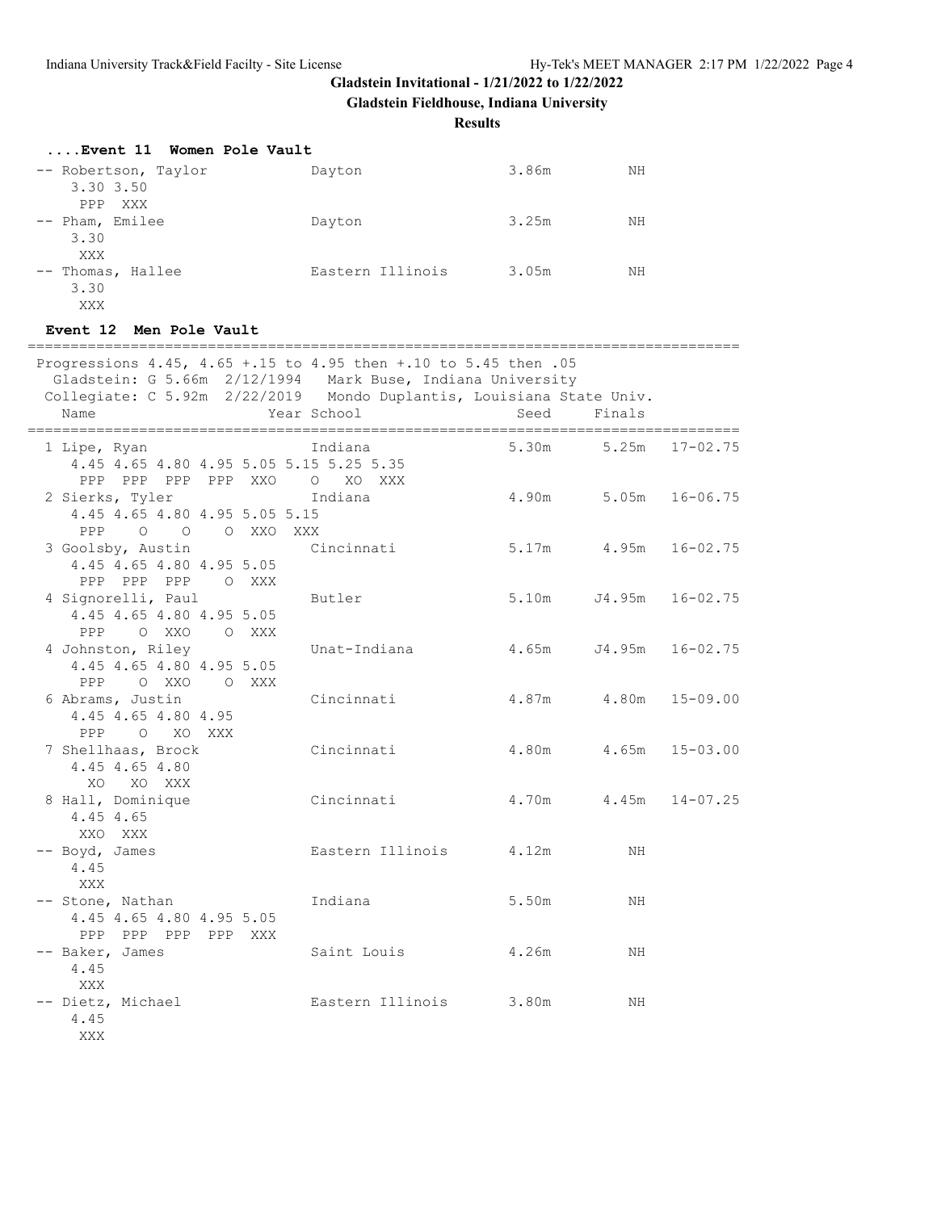## Gladstein Invitational - 1/21/2022 to 1/22/2022

### Gladstein Fieldhouse, Indiana University

### Results

#### ....Event 11 Women Pole Vault

| Place | Name | School | Seed | Finals | |
|---|---|---|---|---|---|
| -- | Robertson, Taylor | Dayton | 3.86m | NH | |
| | 3.30 3.50<br>PPP XXX | | | | |
| -- | Pham, Emilee | Dayton | 3.25m | NH | |
| | 3.30<br>XXX | | | | |
| -- | Thomas, Hallee | Eastern Illinois | 3.05m | NH | |
| | 3.30<br>XXX | | | | |

#### Event 12 Men Pole Vault

Progressions 4.45, 4.65 +.15 to 4.95 then +.10 to 5.45 then .05
Gladstein: G 5.66m 2/12/1994 Mark Buse, Indiana University
Collegiate: C 5.92m 2/22/2019 Mondo Duplantis, Louisiana State Univ.

| Place | Name | Year School | Seed | Finals | |
|---|---|---|---|---|---|
| 1 | Lipe, Ryan | Indiana | 5.30m | 5.25m | 17-02.75 |
| | 4.45 4.65 4.80 4.95 5.05 5.15 5.25 5.35<br>PPP PPP PPP PPP XXO O XO XXX | | | | |
| 2 | Sierks, Tyler | Indiana | 4.90m | 5.05m | 16-06.75 |
| | 4.45 4.65 4.80 4.95 5.05 5.15<br>PPP O O O XXO XXX | | | | |
| 3 | Goolsby, Austin | Cincinnati | 5.17m | 4.95m | 16-02.75 |
| | 4.45 4.65 4.80 4.95 5.05<br>PPP PPP PPP O XXX | | | | |
| 4 | Signorelli, Paul | Butler | 5.10m | J4.95m | 16-02.75 |
| | 4.45 4.65 4.80 4.95 5.05<br>PPP O XXO O XXX | | | | |
| 4 | Johnston, Riley | Unat-Indiana | 4.65m | J4.95m | 16-02.75 |
| | 4.45 4.65 4.80 4.95 5.05<br>PPP O XXO O XXX | | | | |
| 6 | Abrams, Justin | Cincinnati | 4.87m | 4.80m | 15-09.00 |
| | 4.45 4.65 4.80 4.95<br>PPP O XO XXX | | | | |
| 7 | Shellhaas, Brock | Cincinnati | 4.80m | 4.65m | 15-03.00 |
| | 4.45 4.65 4.80<br>XO XO XXX | | | | |
| 8 | Hall, Dominique | Cincinnati | 4.70m | 4.45m | 14-07.25 |
| | 4.45 4.65<br>XXO XXX | | | | |
| -- | Boyd, James | Eastern Illinois | 4.12m | NH | |
| | 4.45<br>XXX | | | | |
| -- | Stone, Nathan | Indiana | 5.50m | NH | |
| | 4.45 4.65 4.80 4.95 5.05<br>PPP PPP PPP PPP XXX | | | | |
| -- | Baker, James | Saint Louis | 4.26m | NH | |
| | 4.45<br>XXX | | | | |
| -- | Dietz, Michael | Eastern Illinois | 3.80m | NH | |
| | 4.45<br>XXX | | | | |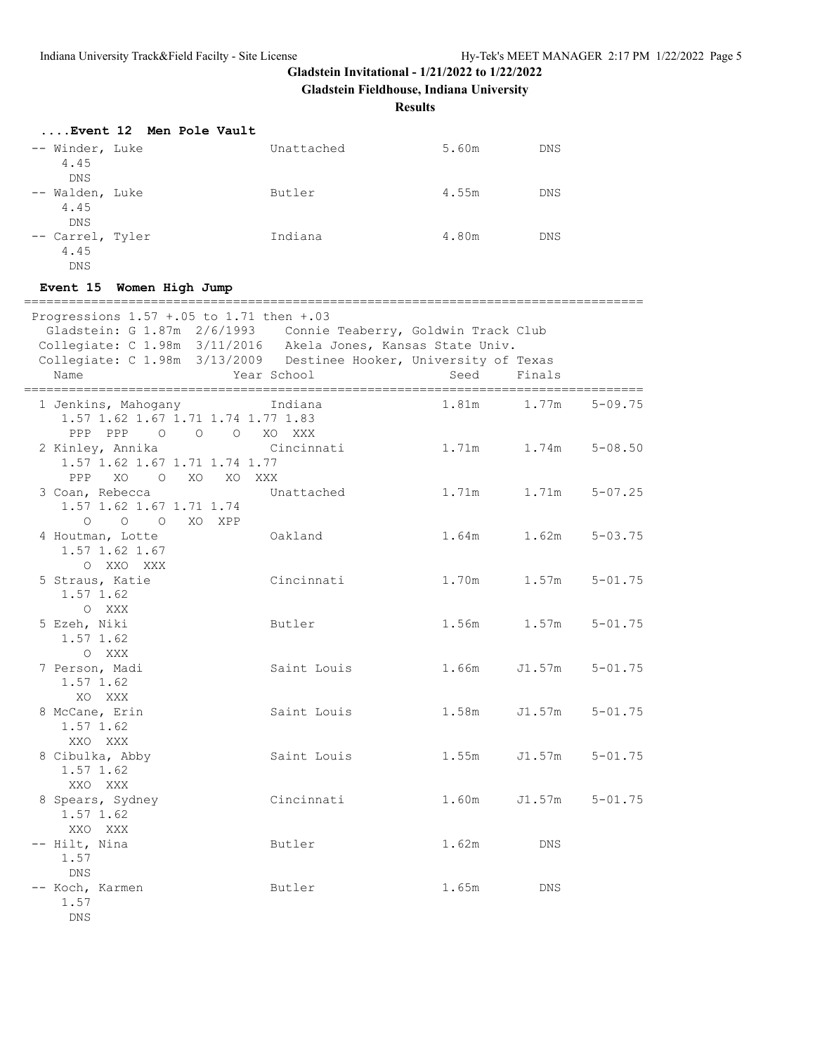Gladstein Invitational - 1/21/2022 to 1/22/2022

Gladstein Fieldhouse, Indiana University

Results

**....Event 12 Men Pole Vault**

```
-- Winder, Luke                 Unattached             5.60m        DNS
    4.45
     DNS
-- Walden, Luke                 Butler                 4.55m        DNS
    4.45
     DNS
-- Carrel, Tyler                Indiana                4.80m        DNS
    4.45
     DNS
```

**Event 15 Women High Jump**

```
===================================================================================
 Progressions 1.57 +.05 to 1.71 then +.03
   Gladstein: G 1.87m  2/6/1993    Connie Teaberry, Goldwin Track Club
  Collegiate: C 1.98m  3/11/2016   Akela Jones, Kansas State Univ.
  Collegiate: C 1.98m  3/13/2009   Destinee Hooker, University of Texas
    Name                    Year School                  Seed     Finals
===================================================================================
  1 Jenkins, Mahogany           Indiana                1.81m      1.77m   5-09.75
     1.57 1.62 1.67 1.71 1.74 1.77 1.83
      PPP  PPP    O    O    O   XO  XXX
  2 Kinley, Annika              Cincinnati             1.71m      1.74m   5-08.50
     1.57 1.62 1.67 1.71 1.74 1.77
      PPP   XO    O   XO   XO  XXX
  3 Coan, Rebecca               Unattached             1.71m      1.71m   5-07.25
     1.57 1.62 1.67 1.71 1.74
        O    O    O   XO  XPP
  4 Houtman, Lotte              Oakland                1.64m      1.62m   5-03.75
     1.57 1.62 1.67
        O  XXO  XXX
  5 Straus, Katie               Cincinnati             1.70m      1.57m   5-01.75
     1.57 1.62
        O  XXX
  5 Ezeh, Niki                  Butler                 1.56m      1.57m   5-01.75
     1.57 1.62
        O  XXX
  7 Person, Madi                Saint Louis            1.66m     J1.57m   5-01.75
     1.57 1.62
       XO  XXX
  8 McCane, Erin                Saint Louis            1.58m     J1.57m   5-01.75
     1.57 1.62
      XXO  XXX
  8 Cibulka, Abby               Saint Louis            1.55m     J1.57m   5-01.75
     1.57 1.62
      XXO  XXX
  8 Spears, Sydney              Cincinnati             1.60m     J1.57m   5-01.75
     1.57 1.62
      XXO  XXX
 -- Hilt, Nina                  Butler                 1.62m        DNS
     1.57
      DNS
 -- Koch, Karmen                Butler                 1.65m        DNS
     1.57
      DNS
```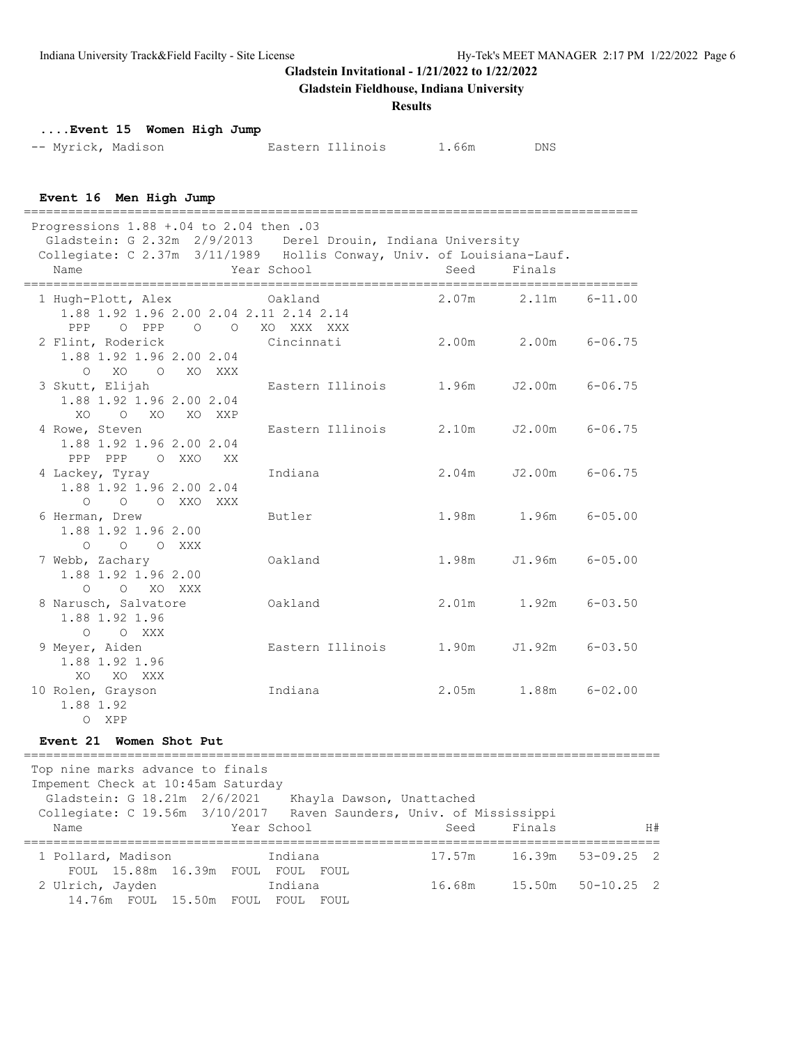Gladstein Invitational - 1/21/2022 to 1/22/2022

Gladstein Fieldhouse, Indiana University

**Results**

### ....Event 15 Women High Jump

| Place | Name | Year | School | Seed | Finals |
|---|---|---|---|---|---|
| -- | Myrick, Madison | | Eastern Illinois | 1.66m | DNS |

### Event 16 Men High Jump

Progressions 1.88 +.04 to 2.04 then .03

Gladstein: G 2.32m 2/9/2013 Derel Drouin, Indiana University

Collegiate: C 2.37m 3/11/1989 Hollis Conway, Univ. of Louisiana-Lauf.

| Place | Name | Year | School | Seed | Finals | |
|---|---|---|---|---|---|---|
| 1 | Hugh-Plott, Alex | | Oakland | 2.07m | 2.11m | 6-11.00 |
| | 1.88 1.92 1.96 2.00 2.04 2.11 2.14 2.14 | | | | | |
| | PPP O PPP O O XO XXX XXX | | | | | |
| 2 | Flint, Roderick | | Cincinnati | 2.00m | 2.00m | 6-06.75 |
| | 1.88 1.92 1.96 2.00 2.04 | | | | | |
| | O XO O XO XXX | | | | | |
| 3 | Skutt, Elijah | | Eastern Illinois | 1.96m | J2.00m | 6-06.75 |
| | 1.88 1.92 1.96 2.00 2.04 | | | | | |
| | XO O XO XO XXP | | | | | |
| 4 | Rowe, Steven | | Eastern Illinois | 2.10m | J2.00m | 6-06.75 |
| | 1.88 1.92 1.96 2.00 2.04 | | | | | |
| | PPP PPP O XXO XX | | | | | |
| 4 | Lackey, Tyray | | Indiana | 2.04m | J2.00m | 6-06.75 |
| | 1.88 1.92 1.96 2.00 2.04 | | | | | |
| | O O O XXO XXX | | | | | |
| 6 | Herman, Drew | | Butler | 1.98m | 1.96m | 6-05.00 |
| | 1.88 1.92 1.96 2.00 | | | | | |
| | O O O XXX | | | | | |
| 7 | Webb, Zachary | | Oakland | 1.98m | J1.96m | 6-05.00 |
| | 1.88 1.92 1.96 2.00 | | | | | |
| | O O XO XXX | | | | | |
| 8 | Narusch, Salvatore | | Oakland | 2.01m | 1.92m | 6-03.50 |
| | 1.88 1.92 1.96 | | | | | |
| | O O XXX | | | | | |
| 9 | Meyer, Aiden | | Eastern Illinois | 1.90m | J1.92m | 6-03.50 |
| | 1.88 1.92 1.96 | | | | | |
| | XO XO XXX | | | | | |
| 10 | Rolen, Grayson | | Indiana | 2.05m | 1.88m | 6-02.00 |
| | 1.88 1.92 | | | | | |
| | O XPP | | | | | |

### Event 21 Women Shot Put

Top nine marks advance to finals

Impement Check at 10:45am Saturday

Gladstein: G 18.21m 2/6/2021 Khayla Dawson, Unattached

Collegiate: C 19.56m 3/10/2017 Raven Saunders, Univ. of Mississippi

| Place | Name | Year | School | Seed | Finals | | H# |
|---|---|---|---|---|---|---|---|
| 1 | Pollard, Madison | | Indiana | 17.57m | 16.39m | 53-09.25 | 2 |
| | FOUL 15.88m 16.39m FOUL FOUL FOUL | | | | | | |
| 2 | Ulrich, Jayden | | Indiana | 16.68m | 15.50m | 50-10.25 | 2 |
| | 14.76m FOUL 15.50m FOUL FOUL FOUL | | | | | | |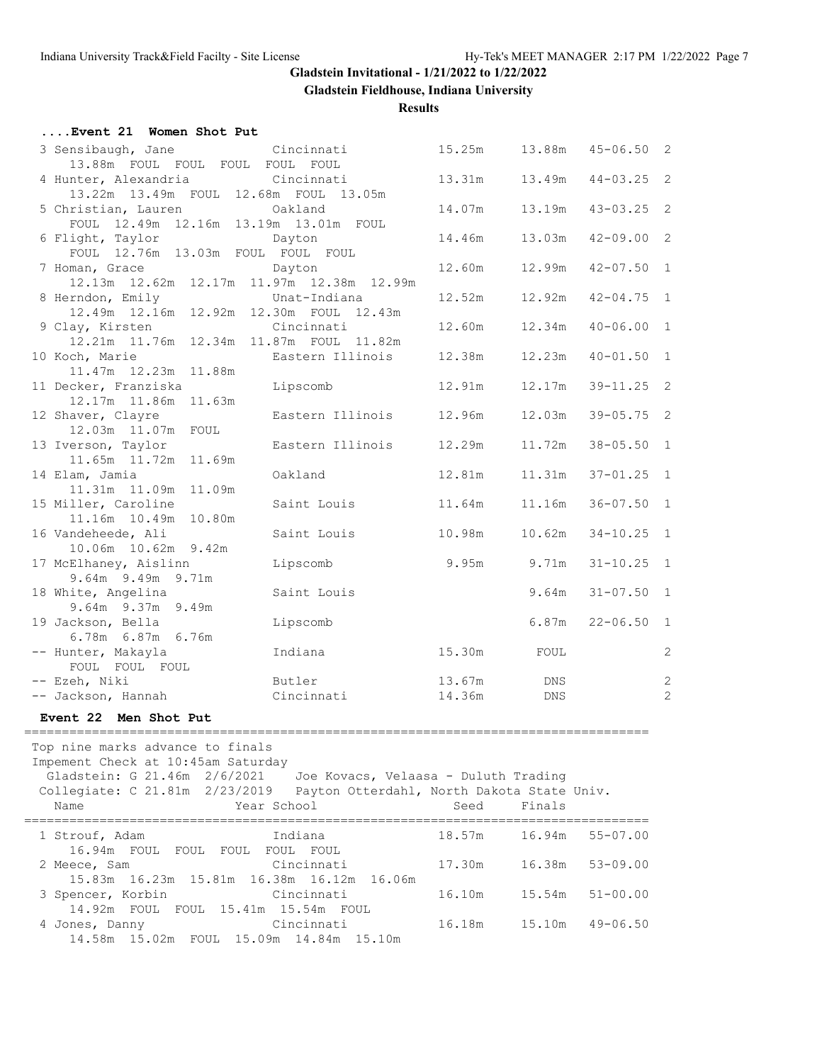Gladstein Invitational - 1/21/2022 to 1/22/2022

Gladstein Fieldhouse, Indiana University

**Results**

## ....Event 21 Women Shot Put

```
 3 Sensibaugh, Jane            Cincinnati              15.25m     13.88m   45-06.50  2 
     13.88m  FOUL  FOUL  FOUL  FOUL  FOUL 
 4 Hunter, Alexandria          Cincinnati              13.31m     13.49m   44-03.25  2 
     13.22m  13.49m  FOUL  12.68m  FOUL  13.05m 
 5 Christian, Lauren           Oakland                 14.07m     13.19m   43-03.25  2 
     FOUL  12.49m  12.16m  13.19m  13.01m  FOUL 
 6 Flight, Taylor              Dayton                  14.46m     13.03m   42-09.00  2 
     FOUL  12.76m  13.03m  FOUL  FOUL  FOUL 
 7 Homan, Grace                Dayton                  12.60m     12.99m   42-07.50  1 
     12.13m  12.62m  12.17m  11.97m  12.38m  12.99m 
 8 Herndon, Emily              Unat-Indiana            12.52m     12.92m   42-04.75  1 
     12.49m  12.16m  12.92m  12.30m  FOUL  12.43m 
 9 Clay, Kirsten               Cincinnati              12.60m     12.34m   40-06.00  1 
     12.21m  11.76m  12.34m  11.87m  FOUL  11.82m 
10 Koch, Marie                 Eastern Illinois        12.38m     12.23m   40-01.50  1 
     11.47m  12.23m  11.88m 
11 Decker, Franziska           Lipscomb                12.91m     12.17m   39-11.25  2 
     12.17m  11.86m  11.63m 
12 Shaver, Clayre              Eastern Illinois        12.96m     12.03m   39-05.75  2 
     12.03m  11.07m  FOUL 
13 Iverson, Taylor             Eastern Illinois        12.29m     11.72m   38-05.50  1 
     11.65m  11.72m  11.69m 
14 Elam, Jamia                 Oakland                 12.81m     11.31m   37-01.25  1 
     11.31m  11.09m  11.09m 
15 Miller, Caroline            Saint Louis             11.64m     11.16m   36-07.50  1 
     11.16m  10.49m  10.80m 
16 Vandeheede, Ali             Saint Louis             10.98m     10.62m   34-10.25  1 
     10.06m  10.62m  9.42m 
17 McElhaney, Aislinn          Lipscomb                 9.95m      9.71m   31-10.25  1 
     9.64m  9.49m  9.71m 
18 White, Angelina             Saint Louis                         9.64m   31-07.50  1 
     9.64m  9.37m  9.49m 
19 Jackson, Bella              Lipscomb                            6.87m   22-06.50  1 
     6.78m  6.87m  6.76m 
-- Hunter, Makayla             Indiana                 15.30m       FOUL             2 
     FOUL  FOUL  FOUL 
-- Ezeh, Niki                  Butler                  13.67m        DNS             2 
-- Jackson, Hannah             Cincinnati              14.36m        DNS             2 
```

## Event 22 Men Shot Put

```
================================================================================
 Top nine marks advance to finals
 Impement Check at 10:45am Saturday
  Gladstein: G 21.46m  2/6/2021    Joe Kovacs, Velaasa - Duluth Trading
 Collegiate: C 21.81m  2/23/2019   Payton Otterdahl, North Dakota State Univ.
    Name                    Year School                 Seed     Finals
================================================================================
 1 Strouf, Adam                Indiana                 18.57m     16.94m   55-07.00 
     16.94m  FOUL  FOUL  FOUL  FOUL  FOUL 
 2 Meece, Sam                  Cincinnati              17.30m     16.38m   53-09.00 
     15.83m  16.23m  15.81m  16.38m  16.12m  16.06m 
 3 Spencer, Korbin             Cincinnati              16.10m     15.54m   51-00.00 
     14.92m  FOUL  FOUL  15.41m  15.54m  FOUL 
 4 Jones, Danny                Cincinnati              16.18m     15.10m   49-06.50 
     14.58m  15.02m  FOUL  15.09m  14.84m  15.10m 
```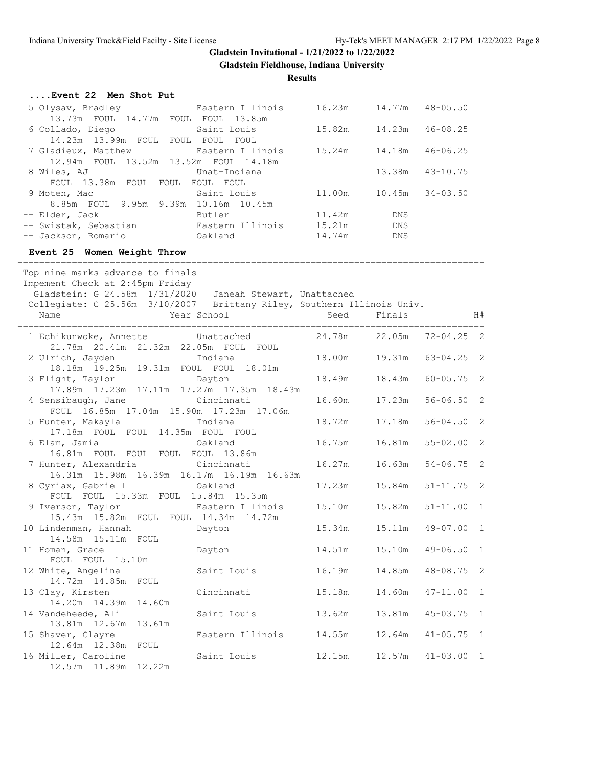**Gladstein Invitational - 1/21/2022 to 1/22/2022**

**Gladstein Fieldhouse, Indiana University**

**Results**

### ....Event 22 Men Shot Put

| Place | Name | School | Seed | Finals | |
|---|---|---|---|---|---|
| 5 | Olysav, Bradley | Eastern Illinois | 16.23m | 14.77m | 48-05.50 |
| | 13.73m FOUL 14.77m FOUL FOUL 13.85m | | | | |
| 6 | Collado, Diego | Saint Louis | 15.82m | 14.23m | 46-08.25 |
| | 14.23m 13.99m FOUL FOUL FOUL FOUL | | | | |
| 7 | Gladieux, Matthew | Eastern Illinois | 15.24m | 14.18m | 46-06.25 |
| | 12.94m FOUL 13.52m 13.52m FOUL 14.18m | | | | |
| 8 | Wiles, AJ | Unat-Indiana | | 13.38m | 43-10.75 |
| | FOUL 13.38m FOUL FOUL FOUL FOUL | | | | |
| 9 | Moten, Mac | Saint Louis | 11.00m | 10.45m | 34-03.50 |
| | 8.85m FOUL 9.95m 9.39m 10.16m 10.45m | | | | |
| -- | Elder, Jack | Butler | 11.42m | DNS | |
| -- | Swistak, Sebastian | Eastern Illinois | 15.21m | DNS | |
| -- | Jackson, Romario | Oakland | 14.74m | DNS | |

### Event 25 Women Weight Throw

Top nine marks advance to finals
Impement Check at 2:45pm Friday
Gladstein: G 24.58m 1/31/2020 Janeah Stewart, Unattached
Collegiate: C 25.56m 3/10/2007 Brittany Riley, Southern Illinois Univ.

| Place | Name | Year School | Seed | Finals | | H# |
|---|---|---|---|---|---|---|
| 1 | Echikunwoke, Annette | Unattached | 24.78m | 22.05m | 72-04.25 | 2 |
| | 21.78m 20.41m 21.32m 22.05m FOUL FOUL | | | | | |
| 2 | Ulrich, Jayden | Indiana | 18.00m | 19.31m | 63-04.25 | 2 |
| | 18.18m 19.25m 19.31m FOUL FOUL 18.01m | | | | | |
| 3 | Flight, Taylor | Dayton | 18.49m | 18.43m | 60-05.75 | 2 |
| | 17.89m 17.23m 17.11m 17.27m 17.35m 18.43m | | | | | |
| 4 | Sensibaugh, Jane | Cincinnati | 16.60m | 17.23m | 56-06.50 | 2 |
| | FOUL 16.85m 17.04m 15.90m 17.23m 17.06m | | | | | |
| 5 | Hunter, Makayla | Indiana | 18.72m | 17.18m | 56-04.50 | 2 |
| | 17.18m FOUL FOUL 14.35m FOUL FOUL | | | | | |
| 6 | Elam, Jamia | Oakland | 16.75m | 16.81m | 55-02.00 | 2 |
| | 16.81m FOUL FOUL FOUL FOUL 13.86m | | | | | |
| 7 | Hunter, Alexandria | Cincinnati | 16.27m | 16.63m | 54-06.75 | 2 |
| | 16.31m 15.98m 16.39m 16.17m 16.19m 16.63m | | | | | |
| 8 | Cyriax, Gabriell | Oakland | 17.23m | 15.84m | 51-11.75 | 2 |
| | FOUL FOUL 15.33m FOUL 15.84m 15.35m | | | | | |
| 9 | Iverson, Taylor | Eastern Illinois | 15.10m | 15.82m | 51-11.00 | 1 |
| | 15.43m 15.82m FOUL FOUL 14.34m 14.72m | | | | | |
| 10 | Lindenman, Hannah | Dayton | 15.34m | 15.11m | 49-07.00 | 1 |
| | 14.58m 15.11m FOUL | | | | | |
| 11 | Homan, Grace | Dayton | 14.51m | 15.10m | 49-06.50 | 1 |
| | FOUL FOUL 15.10m | | | | | |
| 12 | White, Angelina | Saint Louis | 16.19m | 14.85m | 48-08.75 | 2 |
| | 14.72m 14.85m FOUL | | | | | |
| 13 | Clay, Kirsten | Cincinnati | 15.18m | 14.60m | 47-11.00 | 1 |
| | 14.20m 14.39m 14.60m | | | | | |
| 14 | Vandeheede, Ali | Saint Louis | 13.62m | 13.81m | 45-03.75 | 1 |
| | 13.81m 12.67m 13.61m | | | | | |
| 15 | Shaver, Clayre | Eastern Illinois | 14.55m | 12.64m | 41-05.75 | 1 |
| | 12.64m 12.38m FOUL | | | | | |
| 16 | Miller, Caroline | Saint Louis | 12.15m | 12.57m | 41-03.00 | 1 |
| | 12.57m 11.89m 12.22m | | | | | |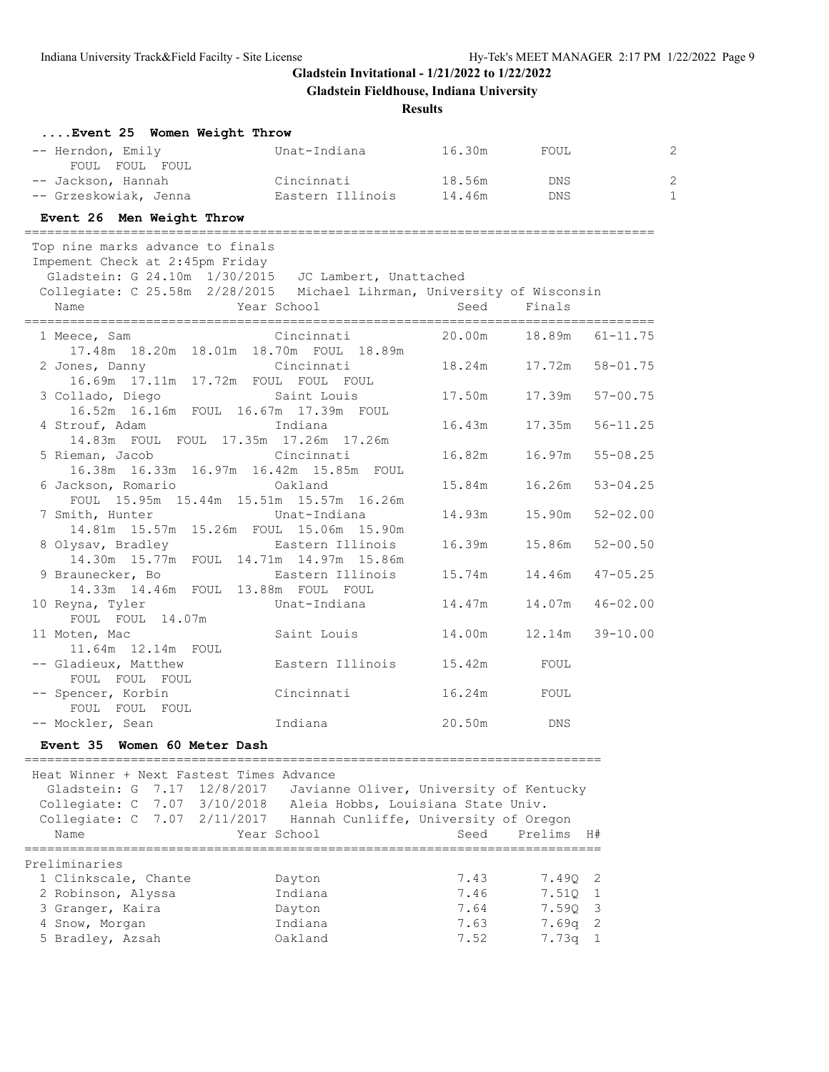**Gladstein Invitational - 1/21/2022 to 1/22/2022**

**Gladstein Fieldhouse, Indiana University**

**Results**

### ....Event 25 Women Weight Throw

| Name | Year School | Seed | Finals | H# |
|---|---|---|---|---|
| -- Herndon, Emily | Unat-Indiana | 16.30m | FOUL | 2 |
| FOUL FOUL FOUL | | | | |
| -- Jackson, Hannah | Cincinnati | 18.56m | DNS | 2 |
| -- Grzeskowiak, Jenna | Eastern Illinois | 14.46m | DNS | 1 |

### Event 26 Men Weight Throw

Top nine marks advance to finals
Impement Check at 2:45pm Friday
Gladstein: G 24.10m 1/30/2015 JC Lambert, Unattached
Collegiate: C 25.58m 2/28/2015 Michael Lihrman, University of Wisconsin

| Name | Year School | Seed | Finals | |
|---|---|---|---|---|
| 1 Meece, Sam | Cincinnati | 20.00m | 18.89m | 61-11.75 |
| 17.48m 18.20m 18.01m 18.70m FOUL 18.89m | | | | |
| 2 Jones, Danny | Cincinnati | 18.24m | 17.72m | 58-01.75 |
| 16.69m 17.11m 17.72m FOUL FOUL FOUL | | | | |
| 3 Collado, Diego | Saint Louis | 17.50m | 17.39m | 57-00.75 |
| 16.52m 16.16m FOUL 16.67m 17.39m FOUL | | | | |
| 4 Strouf, Adam | Indiana | 16.43m | 17.35m | 56-11.25 |
| 14.83m FOUL FOUL 17.35m 17.26m 17.26m | | | | |
| 5 Rieman, Jacob | Cincinnati | 16.82m | 16.97m | 55-08.25 |
| 16.38m 16.33m 16.97m 16.42m 15.85m FOUL | | | | |
| 6 Jackson, Romario | Oakland | 15.84m | 16.26m | 53-04.25 |
| FOUL 15.95m 15.44m 15.51m 15.57m 16.26m | | | | |
| 7 Smith, Hunter | Unat-Indiana | 14.93m | 15.90m | 52-02.00 |
| 14.81m 15.57m 15.26m FOUL 15.06m 15.90m | | | | |
| 8 Olysav, Bradley | Eastern Illinois | 16.39m | 15.86m | 52-00.50 |
| 14.30m 15.77m FOUL 14.71m 14.97m 15.86m | | | | |
| 9 Braunecker, Bo | Eastern Illinois | 15.74m | 14.46m | 47-05.25 |
| 14.33m 14.46m FOUL 13.88m FOUL FOUL | | | | |
| 10 Reyna, Tyler | Unat-Indiana | 14.47m | 14.07m | 46-02.00 |
| FOUL FOUL 14.07m | | | | |
| 11 Moten, Mac | Saint Louis | 14.00m | 12.14m | 39-10.00 |
| 11.64m 12.14m FOUL | | | | |
| -- Gladieux, Matthew | Eastern Illinois | 15.42m | FOUL | |
| FOUL FOUL FOUL | | | | |
| -- Spencer, Korbin | Cincinnati | 16.24m | FOUL | |
| FOUL FOUL FOUL | | | | |
| -- Mockler, Sean | Indiana | 20.50m | DNS | |

### Event 35 Women 60 Meter Dash

Heat Winner + Next Fastest Times Advance
Gladstein: G 7.17 12/8/2017 Javianne Oliver, University of Kentucky
Collegiate: C 7.07 3/10/2018 Aleia Hobbs, Louisiana State Univ.
Collegiate: C 7.07 2/11/2017 Hannah Cunliffe, University of Oregon

| Name | Year School | Seed | Prelims | H# |
|---|---|---|---|---|
| **Preliminaries** | | | | |
| 1 Clinkscale, Chante | Dayton | 7.43 | 7.49Q | 2 |
| 2 Robinson, Alyssa | Indiana | 7.46 | 7.51Q | 1 |
| 3 Granger, Kaira | Dayton | 7.64 | 7.59Q | 3 |
| 4 Snow, Morgan | Indiana | 7.63 | 7.69q | 2 |
| 5 Bradley, Azsah | Oakland | 7.52 | 7.73q | 1 |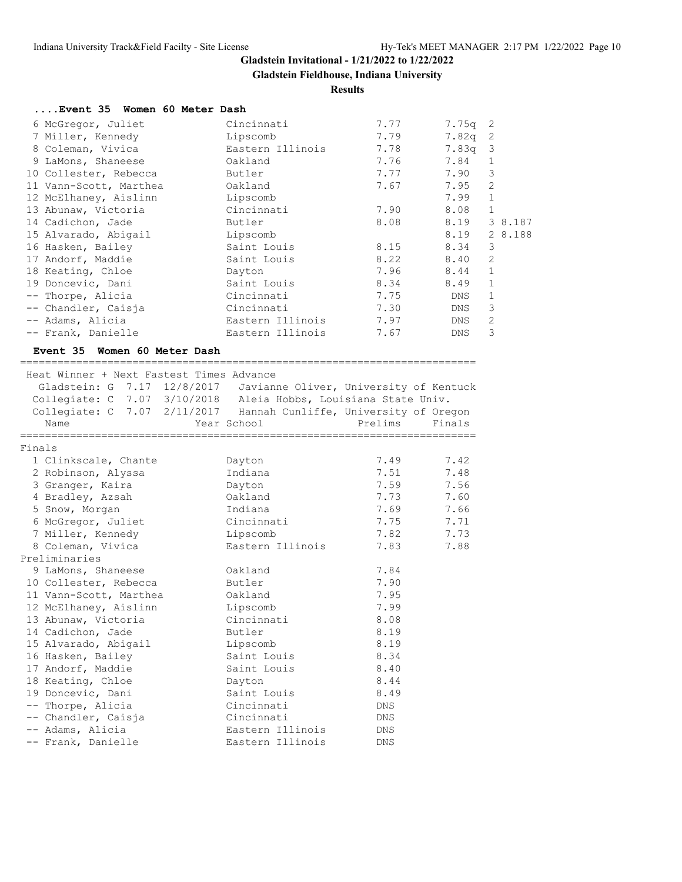# Gladstein Invitational - 1/21/2022 to 1/22/2022

## Gladstein Fieldhouse, Indiana University

### Results

#### ....Event 35 Women 60 Meter Dash

| Place | Name | School | Seed | Prelims | H# | Tiebreak |
|---|---|---|---|---|---|---|
| 6 | McGregor, Juliet | Cincinnati | 7.77 | 7.75q | 2 | |
| 7 | Miller, Kennedy | Lipscomb | 7.79 | 7.82q | 2 | |
| 8 | Coleman, Vivica | Eastern Illinois | 7.78 | 7.83q | 3 | |
| 9 | LaMons, Shaneese | Oakland | 7.76 | 7.84 | 1 | |
| 10 | Collester, Rebecca | Butler | 7.77 | 7.90 | 3 | |
| 11 | Vann-Scott, Marthea | Oakland | 7.67 | 7.95 | 2 | |
| 12 | McElhaney, Aislinn | Lipscomb | | 7.99 | 1 | |
| 13 | Abunaw, Victoria | Cincinnati | 7.90 | 8.08 | 1 | |
| 14 | Cadichon, Jade | Butler | 8.08 | 8.19 | 3 | 8.187 |
| 15 | Alvarado, Abigail | Lipscomb | | 8.19 | 2 | 8.188 |
| 16 | Hasken, Bailey | Saint Louis | 8.15 | 8.34 | 3 | |
| 17 | Andorf, Maddie | Saint Louis | 8.22 | 8.40 | 2 | |
| 18 | Keating, Chloe | Dayton | 7.96 | 8.44 | 1 | |
| 19 | Doncevic, Dani | Saint Louis | 8.34 | 8.49 | 1 | |
| -- | Thorpe, Alicia | Cincinnati | 7.75 | DNS | 1 | |
| -- | Chandler, Caisja | Cincinnati | 7.30 | DNS | 3 | |
| -- | Adams, Alicia | Eastern Illinois | 7.97 | DNS | 2 | |
| -- | Frank, Danielle | Eastern Illinois | 7.67 | DNS | 3 | |

#### Event 35 Women 60 Meter Dash

Heat Winner + Next Fastest Times Advance

- Gladstein: G 7.17 12/8/2017 Javianne Oliver, University of Kentuck
- Collegiate: C 7.07 3/10/2018 Aleia Hobbs, Louisiana State Univ.
- Collegiate: C 7.07 2/11/2017 Hannah Cunliffe, University of Oregon

**Finals**

| Place | Name | Year | School | Prelims | Finals |
|---|---|---|---|---|---|
| 1 | Clinkscale, Chante | | Dayton | 7.49 | 7.42 |
| 2 | Robinson, Alyssa | | Indiana | 7.51 | 7.48 |
| 3 | Granger, Kaira | | Dayton | 7.59 | 7.56 |
| 4 | Bradley, Azsah | | Oakland | 7.73 | 7.60 |
| 5 | Snow, Morgan | | Indiana | 7.69 | 7.66 |
| 6 | McGregor, Juliet | | Cincinnati | 7.75 | 7.71 |
| 7 | Miller, Kennedy | | Lipscomb | 7.82 | 7.73 |
| 8 | Coleman, Vivica | | Eastern Illinois | 7.83 | 7.88 |

**Preliminaries**

| Place | Name | Year | School | Prelims |
|---|---|---|---|---|
| 9 | LaMons, Shaneese | | Oakland | 7.84 |
| 10 | Collester, Rebecca | | Butler | 7.90 |
| 11 | Vann-Scott, Marthea | | Oakland | 7.95 |
| 12 | McElhaney, Aislinn | | Lipscomb | 7.99 |
| 13 | Abunaw, Victoria | | Cincinnati | 8.08 |
| 14 | Cadichon, Jade | | Butler | 8.19 |
| 15 | Alvarado, Abigail | | Lipscomb | 8.19 |
| 16 | Hasken, Bailey | | Saint Louis | 8.34 |
| 17 | Andorf, Maddie | | Saint Louis | 8.40 |
| 18 | Keating, Chloe | | Dayton | 8.44 |
| 19 | Doncevic, Dani | | Saint Louis | 8.49 |
| -- | Thorpe, Alicia | | Cincinnati | DNS |
| -- | Chandler, Caisja | | Cincinnati | DNS |
| -- | Adams, Alicia | | Eastern Illinois | DNS |
| -- | Frank, Danielle | | Eastern Illinois | DNS |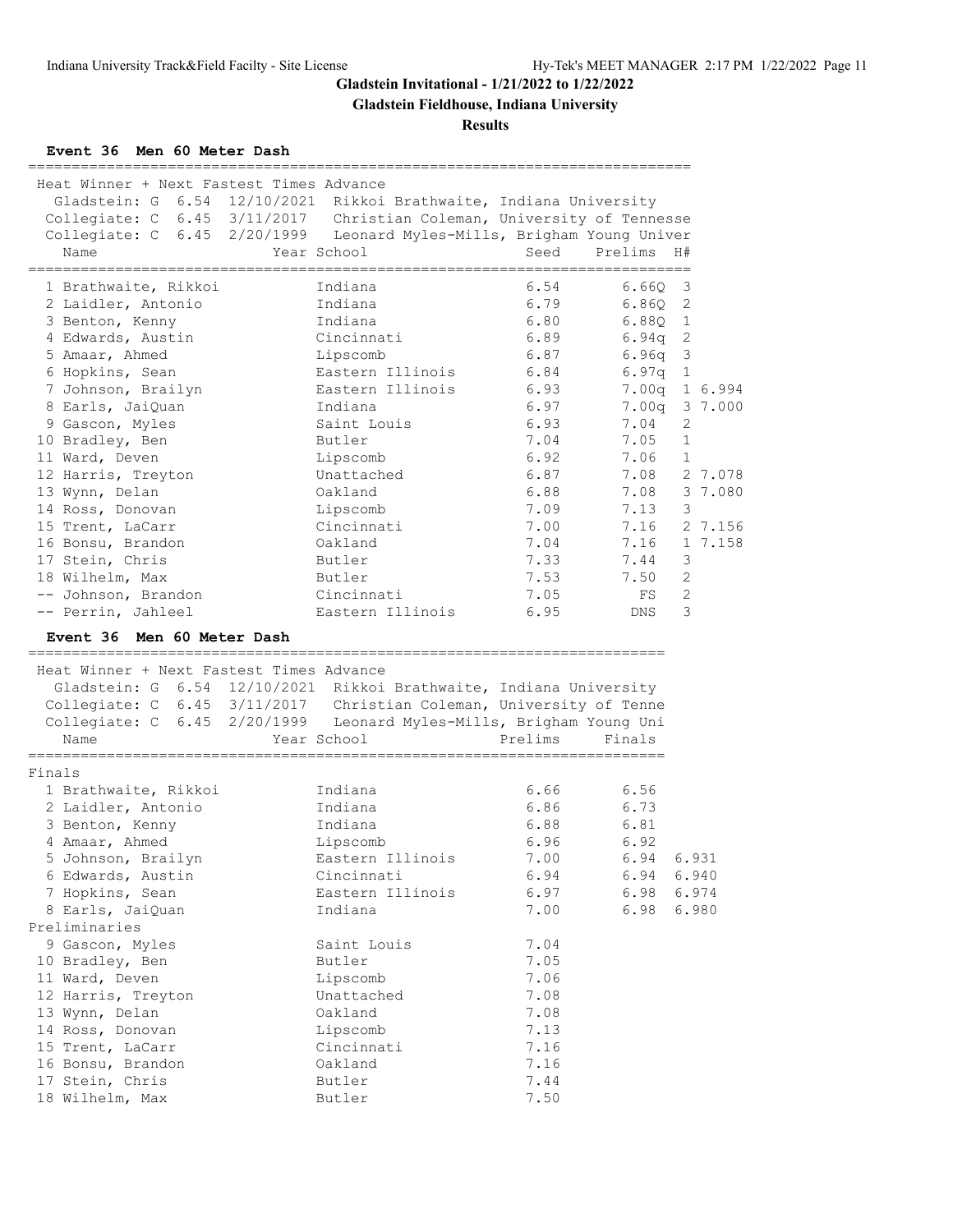**Gladstein Invitational - 1/21/2022 to 1/22/2022**

**Gladstein Fieldhouse, Indiana University**

**Results**

### Event 36 Men 60 Meter Dash

Heat Winner + Next Fastest Times Advance

Gladstein: G 6.54 12/10/2021 Rikkoi Brathwaite, Indiana University

Collegiate: C 6.45 3/11/2017 Christian Coleman, University of Tennesse

Collegiate: C 6.45 2/20/1999 Leonard Myles-Mills, Brigham Young Univer

| | Name | Year | School | Seed | Prelims | H# | |
|---|---|---|---|---|---|---|---|
| 1 | Brathwaite, Rikkoi | | Indiana | 6.54 | 6.66Q | 3 | |
| 2 | Laidler, Antonio | | Indiana | 6.79 | 6.86Q | 2 | |
| 3 | Benton, Kenny | | Indiana | 6.80 | 6.88Q | 1 | |
| 4 | Edwards, Austin | | Cincinnati | 6.89 | 6.94q | 2 | |
| 5 | Amaar, Ahmed | | Lipscomb | 6.87 | 6.96q | 3 | |
| 6 | Hopkins, Sean | | Eastern Illinois | 6.84 | 6.97q | 1 | |
| 7 | Johnson, Brailyn | | Eastern Illinois | 6.93 | 7.00q | 1 | 6.994 |
| 8 | Earls, JaiQuan | | Indiana | 6.97 | 7.00q | 3 | 7.000 |
| 9 | Gascon, Myles | | Saint Louis | 6.93 | 7.04 | 2 | |
| 10 | Bradley, Ben | | Butler | 7.04 | 7.05 | 1 | |
| 11 | Ward, Deven | | Lipscomb | 6.92 | 7.06 | 1 | |
| 12 | Harris, Treyton | | Unattached | 6.87 | 7.08 | 2 | 7.078 |
| 13 | Wynn, Delan | | Oakland | 6.88 | 7.08 | 3 | 7.080 |
| 14 | Ross, Donovan | | Lipscomb | 7.09 | 7.13 | 3 | |
| 15 | Trent, LaCarr | | Cincinnati | 7.00 | 7.16 | 2 | 7.156 |
| 16 | Bonsu, Brandon | | Oakland | 7.04 | 7.16 | 1 | 7.158 |
| 17 | Stein, Chris | | Butler | 7.33 | 7.44 | 3 | |
| 18 | Wilhelm, Max | | Butler | 7.53 | 7.50 | 2 | |
| -- | Johnson, Brandon | | Cincinnati | 7.05 | FS | 2 | |
| -- | Perrin, Jahleel | | Eastern Illinois | 6.95 | DNS | 3 | |

### Event 36 Men 60 Meter Dash

Heat Winner + Next Fastest Times Advance

Gladstein: G 6.54 12/10/2021 Rikkoi Brathwaite, Indiana University

Collegiate: C 6.45 3/11/2017 Christian Coleman, University of Tenne

Collegiate: C 6.45 2/20/1999 Leonard Myles-Mills, Brigham Young Uni

| | Name | Year | School | Prelims | Finals | |
|---|---|---|---|---|---|---|
| **Finals** | | | | | | |
| 1 | Brathwaite, Rikkoi | | Indiana | 6.66 | 6.56 | |
| 2 | Laidler, Antonio | | Indiana | 6.86 | 6.73 | |
| 3 | Benton, Kenny | | Indiana | 6.88 | 6.81 | |
| 4 | Amaar, Ahmed | | Lipscomb | 6.96 | 6.92 | |
| 5 | Johnson, Brailyn | | Eastern Illinois | 7.00 | 6.94 | 6.931 |
| 6 | Edwards, Austin | | Cincinnati | 6.94 | 6.94 | 6.940 |
| 7 | Hopkins, Sean | | Eastern Illinois | 6.97 | 6.98 | 6.974 |
| 8 | Earls, JaiQuan | | Indiana | 7.00 | 6.98 | 6.980 |
| **Preliminaries** | | | | | | |
| 9 | Gascon, Myles | | Saint Louis | 7.04 | | |
| 10 | Bradley, Ben | | Butler | 7.05 | | |
| 11 | Ward, Deven | | Lipscomb | 7.06 | | |
| 12 | Harris, Treyton | | Unattached | 7.08 | | |
| 13 | Wynn, Delan | | Oakland | 7.08 | | |
| 14 | Ross, Donovan | | Lipscomb | 7.13 | | |
| 15 | Trent, LaCarr | | Cincinnati | 7.16 | | |
| 16 | Bonsu, Brandon | | Oakland | 7.16 | | |
| 17 | Stein, Chris | | Butler | 7.44 | | |
| 18 | Wilhelm, Max | | Butler | 7.50 | | |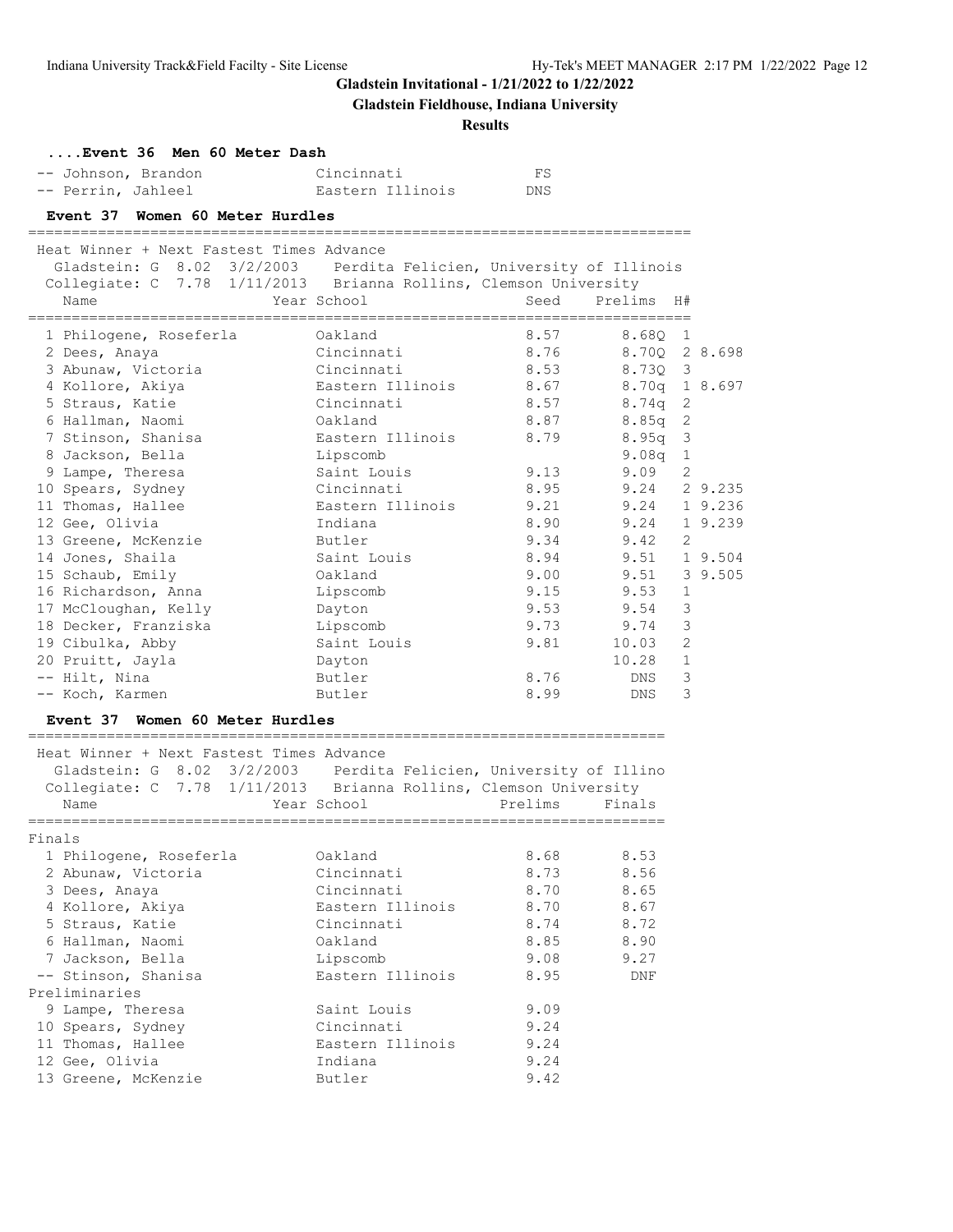# Gladstein Invitational - 1/21/2022 to 1/22/2022

## Gladstein Fieldhouse, Indiana University

### Results

#### ....Event 36 Men 60 Meter Dash

| Place | Name | School | Prelims |
|---|---|---|---|
| -- | Johnson, Brandon | Cincinnati | FS |
| -- | Perrin, Jahleel | Eastern Illinois | DNS |

#### Event 37 Women 60 Meter Hurdles

Heat Winner + Next Fastest Times Advance
Gladstein: G 8.02 3/2/2003 Perdita Felicien, University of Illinois
Collegiate: C 7.78 1/11/2013 Brianna Rollins, Clemson University

| Place | Name | Year School | Seed | Prelims | H# | |
|---|---|---|---|---|---|---|
| 1 | Philogene, Roseferla | Oakland | 8.57 | 8.68Q | 1 | |
| 2 | Dees, Anaya | Cincinnati | 8.76 | 8.70Q | 2 | 8.698 |
| 3 | Abunaw, Victoria | Cincinnati | 8.53 | 8.73Q | 3 | |
| 4 | Kollore, Akiya | Eastern Illinois | 8.67 | 8.70q | 1 | 8.697 |
| 5 | Straus, Katie | Cincinnati | 8.57 | 8.74q | 2 | |
| 6 | Hallman, Naomi | Oakland | 8.87 | 8.85q | 2 | |
| 7 | Stinson, Shanisa | Eastern Illinois | 8.79 | 8.95q | 3 | |
| 8 | Jackson, Bella | Lipscomb | | 9.08q | 1 | |
| 9 | Lampe, Theresa | Saint Louis | 9.13 | 9.09 | 2 | |
| 10 | Spears, Sydney | Cincinnati | 8.95 | 9.24 | 2 | 9.235 |
| 11 | Thomas, Hallee | Eastern Illinois | 9.21 | 9.24 | 1 | 9.236 |
| 12 | Gee, Olivia | Indiana | 8.90 | 9.24 | 1 | 9.239 |
| 13 | Greene, McKenzie | Butler | 9.34 | 9.42 | 2 | |
| 14 | Jones, Shaila | Saint Louis | 8.94 | 9.51 | 1 | 9.504 |
| 15 | Schaub, Emily | Oakland | 9.00 | 9.51 | 3 | 9.505 |
| 16 | Richardson, Anna | Lipscomb | 9.15 | 9.53 | 1 | |
| 17 | McCloughan, Kelly | Dayton | 9.53 | 9.54 | 3 | |
| 18 | Decker, Franziska | Lipscomb | 9.73 | 9.74 | 3 | |
| 19 | Cibulka, Abby | Saint Louis | 9.81 | 10.03 | 2 | |
| 20 | Pruitt, Jayla | Dayton | | 10.28 | 1 | |
| -- | Hilt, Nina | Butler | 8.76 | DNS | 3 | |
| -- | Koch, Karmen | Butler | 8.99 | DNS | 3 | |

#### Event 37 Women 60 Meter Hurdles

Heat Winner + Next Fastest Times Advance
Gladstein: G 8.02 3/2/2003 Perdita Felicien, University of Illino
Collegiate: C 7.78 1/11/2013 Brianna Rollins, Clemson University

| Place | Name | Year School | Prelims | Finals |
|---|---|---|---|---|
| **Finals** | | | | |
| 1 | Philogene, Roseferla | Oakland | 8.68 | 8.53 |
| 2 | Abunaw, Victoria | Cincinnati | 8.73 | 8.56 |
| 3 | Dees, Anaya | Cincinnati | 8.70 | 8.65 |
| 4 | Kollore, Akiya | Eastern Illinois | 8.70 | 8.67 |
| 5 | Straus, Katie | Cincinnati | 8.74 | 8.72 |
| 6 | Hallman, Naomi | Oakland | 8.85 | 8.90 |
| 7 | Jackson, Bella | Lipscomb | 9.08 | 9.27 |
| -- | Stinson, Shanisa | Eastern Illinois | 8.95 | DNF |
| **Preliminaries** | | | | |
| 9 | Lampe, Theresa | Saint Louis | 9.09 | |
| 10 | Spears, Sydney | Cincinnati | 9.24 | |
| 11 | Thomas, Hallee | Eastern Illinois | 9.24 | |
| 12 | Gee, Olivia | Indiana | 9.24 | |
| 13 | Greene, McKenzie | Butler | 9.42 | |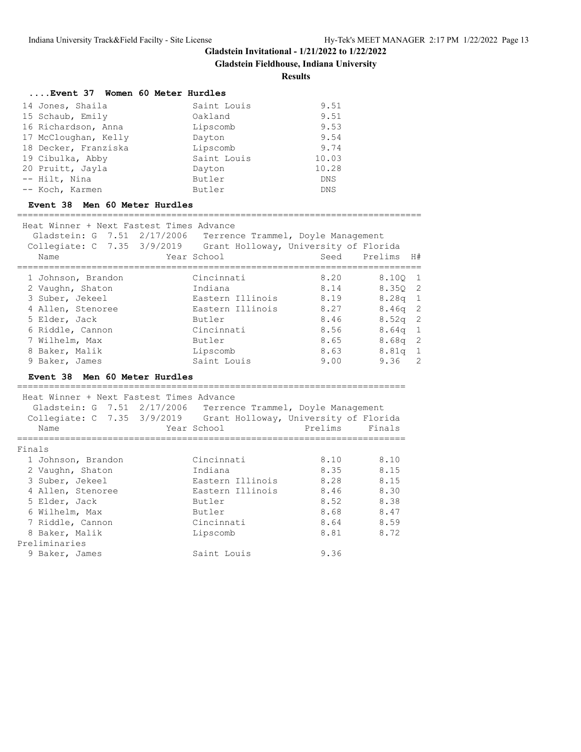# Gladstein Invitational - 1/21/2022 to 1/22/2022

## Gladstein Fieldhouse, Indiana University

### Results

#### ....Event 37 Women 60 Meter Hurdles

| Place | Name | School | Finals |
|---|---|---|---|
| 14 | Jones, Shaila | Saint Louis | 9.51 |
| 15 | Schaub, Emily | Oakland | 9.51 |
| 16 | Richardson, Anna | Lipscomb | 9.53 |
| 17 | McCloughan, Kelly | Dayton | 9.54 |
| 18 | Decker, Franziska | Lipscomb | 9.74 |
| 19 | Cibulka, Abby | Saint Louis | 10.03 |
| 20 | Pruitt, Jayla | Dayton | 10.28 |
| -- | Hilt, Nina | Butler | DNS |
| -- | Koch, Karmen | Butler | DNS |

#### Event 38 Men 60 Meter Hurdles

Heat Winner + Next Fastest Times Advance

Gladstein: G 7.51 2/17/2006 Terrence Trammel, Doyle Management

Collegiate: C 7.35 3/9/2019 Grant Holloway, University of Florida

| Place | Name | Year | School | Seed | Prelims | H# |
|---|---|---|---|---|---|---|
| 1 | Johnson, Brandon | | Cincinnati | 8.20 | 8.10Q | 1 |
| 2 | Vaughn, Shaton | | Indiana | 8.14 | 8.35Q | 2 |
| 3 | Suber, Jekeel | | Eastern Illinois | 8.19 | 8.28q | 1 |
| 4 | Allen, Stenoree | | Eastern Illinois | 8.27 | 8.46q | 2 |
| 5 | Elder, Jack | | Butler | 8.46 | 8.52q | 2 |
| 6 | Riddle, Cannon | | Cincinnati | 8.56 | 8.64q | 1 |
| 7 | Wilhelm, Max | | Butler | 8.65 | 8.68q | 2 |
| 8 | Baker, Malik | | Lipscomb | 8.63 | 8.81q | 1 |
| 9 | Baker, James | | Saint Louis | 9.00 | 9.36 | 2 |

#### Event 38 Men 60 Meter Hurdles

Heat Winner + Next Fastest Times Advance

Gladstein: G 7.51 2/17/2006 Terrence Trammel, Doyle Management

Collegiate: C 7.35 3/9/2019 Grant Holloway, University of Florida

| Place | Name | Year | School | Prelims | Finals |
|---|---|---|---|---|---|
| **Finals** | | | | | |
| 1 | Johnson, Brandon | | Cincinnati | 8.10 | 8.10 |
| 2 | Vaughn, Shaton | | Indiana | 8.35 | 8.15 |
| 3 | Suber, Jekeel | | Eastern Illinois | 8.28 | 8.15 |
| 4 | Allen, Stenoree | | Eastern Illinois | 8.46 | 8.30 |
| 5 | Elder, Jack | | Butler | 8.52 | 8.38 |
| 6 | Wilhelm, Max | | Butler | 8.68 | 8.47 |
| 7 | Riddle, Cannon | | Cincinnati | 8.64 | 8.59 |
| 8 | Baker, Malik | | Lipscomb | 8.81 | 8.72 |
| **Preliminaries** | | | | | |
| 9 | Baker, James | | Saint Louis | 9.36 | |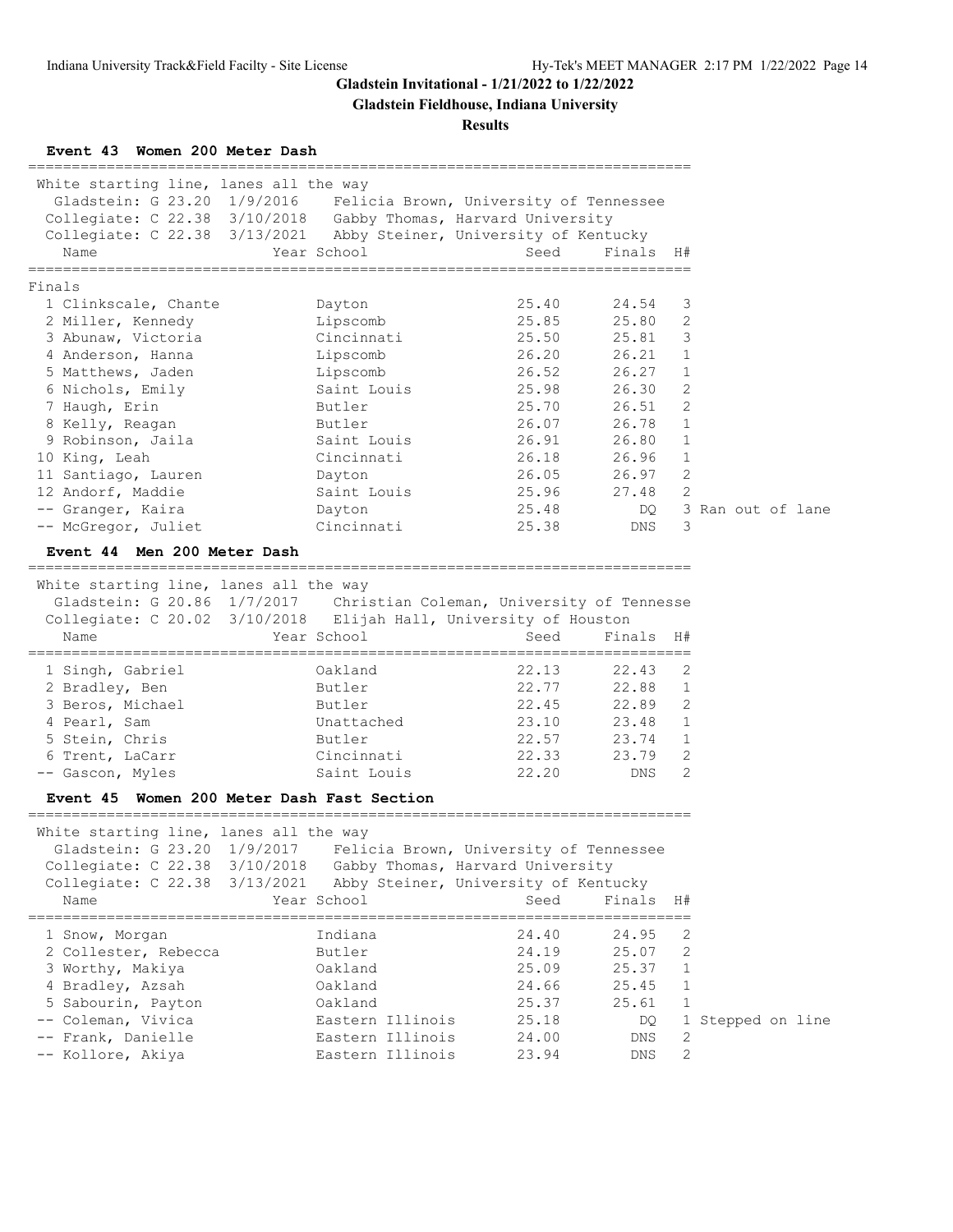## Gladstein Invitational - 1/21/2022 to 1/22/2022

## Gladstein Fieldhouse, Indiana University

### Results

#### Event 43 Women 200 Meter Dash

White starting line, lanes all the way

Gladstein: G 23.20 1/9/2016 Felicia Brown, University of Tennessee
Collegiate: C 22.38 3/10/2018 Gabby Thomas, Harvard University
Collegiate: C 22.38 3/13/2021 Abby Steiner, University of Kentucky

**Finals**

| | Name | Year | School | Seed | Finals | H# | |
|---|---|---|---|---|---|---|---|
| 1 | Clinkscale, Chante | | Dayton | 25.40 | 24.54 | 3 | |
| 2 | Miller, Kennedy | | Lipscomb | 25.85 | 25.80 | 2 | |
| 3 | Abunaw, Victoria | | Cincinnati | 25.50 | 25.81 | 3 | |
| 4 | Anderson, Hanna | | Lipscomb | 26.20 | 26.21 | 1 | |
| 5 | Matthews, Jaden | | Lipscomb | 26.52 | 26.27 | 1 | |
| 6 | Nichols, Emily | | Saint Louis | 25.98 | 26.30 | 2 | |
| 7 | Haugh, Erin | | Butler | 25.70 | 26.51 | 2 | |
| 8 | Kelly, Reagan | | Butler | 26.07 | 26.78 | 1 | |
| 9 | Robinson, Jaila | | Saint Louis | 26.91 | 26.80 | 1 | |
| 10 | King, Leah | | Cincinnati | 26.18 | 26.96 | 1 | |
| 11 | Santiago, Lauren | | Dayton | 26.05 | 26.97 | 2 | |
| 12 | Andorf, Maddie | | Saint Louis | 25.96 | 27.48 | 2 | |
| -- | Granger, Kaira | | Dayton | 25.48 | DQ | 3 | Ran out of lane |
| -- | McGregor, Juliet | | Cincinnati | 25.38 | DNS | 3 | |

#### Event 44 Men 200 Meter Dash

White starting line, lanes all the way

Gladstein: G 20.86 1/7/2017 Christian Coleman, University of Tennesse
Collegiate: C 20.02 3/10/2018 Elijah Hall, University of Houston

| | Name | Year | School | Seed | Finals | H# |
|---|---|---|---|---|---|---|
| 1 | Singh, Gabriel | | Oakland | 22.13 | 22.43 | 2 |
| 2 | Bradley, Ben | | Butler | 22.77 | 22.88 | 1 |
| 3 | Beros, Michael | | Butler | 22.45 | 22.89 | 2 |
| 4 | Pearl, Sam | | Unattached | 23.10 | 23.48 | 1 |
| 5 | Stein, Chris | | Butler | 22.57 | 23.74 | 1 |
| 6 | Trent, LaCarr | | Cincinnati | 22.33 | 23.79 | 2 |
| -- | Gascon, Myles | | Saint Louis | 22.20 | DNS | 2 |

#### Event 45 Women 200 Meter Dash Fast Section

White starting line, lanes all the way

Gladstein: G 23.20 1/9/2017 Felicia Brown, University of Tennessee
Collegiate: C 22.38 3/10/2018 Gabby Thomas, Harvard University
Collegiate: C 22.38 3/13/2021 Abby Steiner, University of Kentucky

| | Name | Year | School | Seed | Finals | H# | |
|---|---|---|---|---|---|---|---|
| 1 | Snow, Morgan | | Indiana | 24.40 | 24.95 | 2 | |
| 2 | Collester, Rebecca | | Butler | 24.19 | 25.07 | 2 | |
| 3 | Worthy, Makiya | | Oakland | 25.09 | 25.37 | 1 | |
| 4 | Bradley, Azsah | | Oakland | 24.66 | 25.45 | 1 | |
| 5 | Sabourin, Payton | | Oakland | 25.37 | 25.61 | 1 | |
| -- | Coleman, Vivica | | Eastern Illinois | 25.18 | DQ | 1 | Stepped on line |
| -- | Frank, Danielle | | Eastern Illinois | 24.00 | DNS | 2 | |
| -- | Kollore, Akiya | | Eastern Illinois | 23.94 | DNS | 2 | |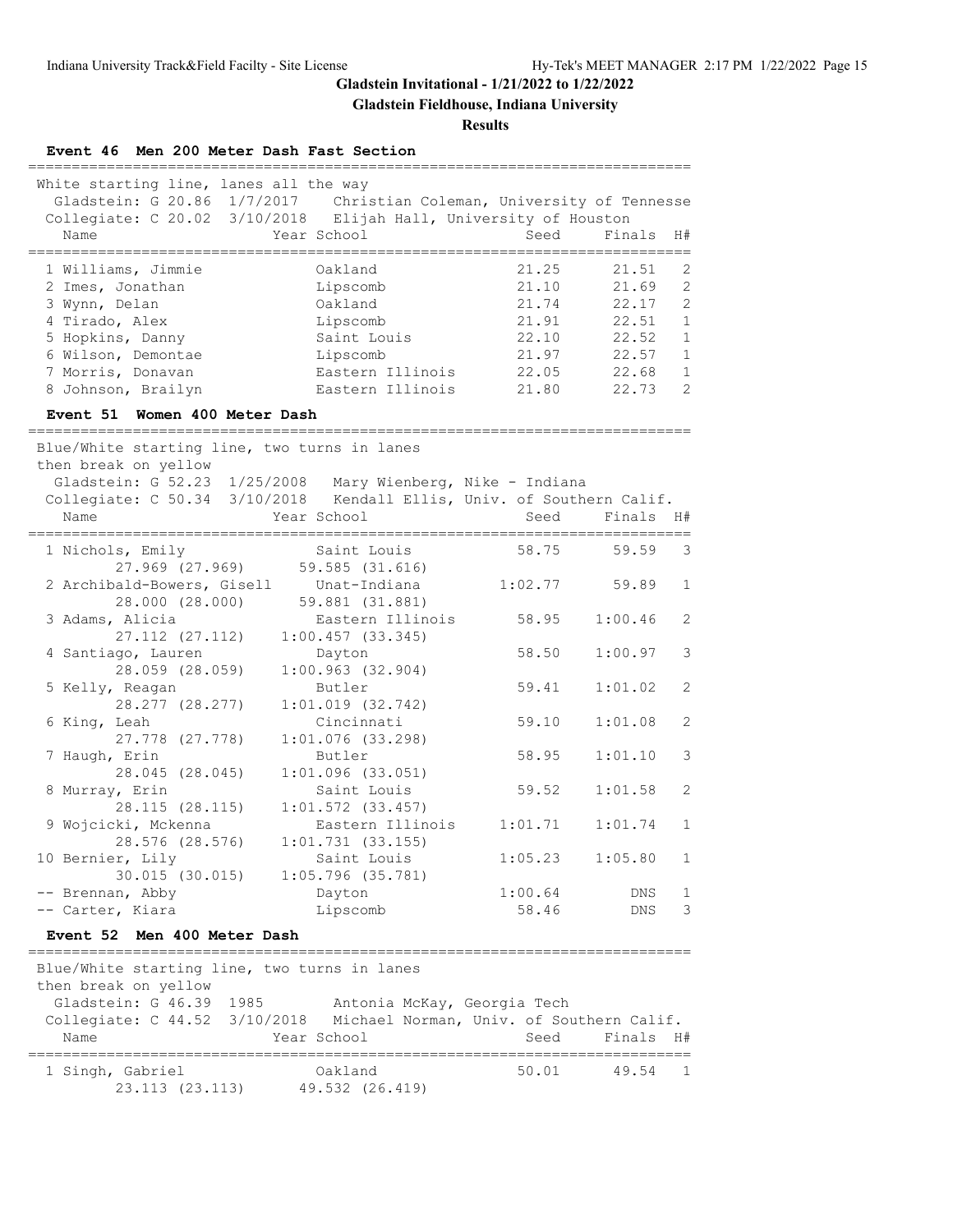# Gladstein Invitational - 1/21/2022 to 1/22/2022

## Gladstein Fieldhouse, Indiana University

### Results

### Event 46 Men 200 Meter Dash Fast Section

White starting line, lanes all the way
Gladstein: G 20.86 1/7/2017 Christian Coleman, University of Tennesse
Collegiate: C 20.02 3/10/2018 Elijah Hall, University of Houston

| Place | Name | Year | School | Seed | Finals | H# |
|---|---|---|---|---|---|---|
| 1 | Williams, Jimmie | | Oakland | 21.25 | 21.51 | 2 |
| 2 | Imes, Jonathan | | Lipscomb | 21.10 | 21.69 | 2 |
| 3 | Wynn, Delan | | Oakland | 21.74 | 22.17 | 2 |
| 4 | Tirado, Alex | | Lipscomb | 21.91 | 22.51 | 1 |
| 5 | Hopkins, Danny | | Saint Louis | 22.10 | 22.52 | 1 |
| 6 | Wilson, Demontae | | Lipscomb | 21.97 | 22.57 | 1 |
| 7 | Morris, Donavan | | Eastern Illinois | 22.05 | 22.68 | 1 |
| 8 | Johnson, Brailyn | | Eastern Illinois | 21.80 | 22.73 | 2 |

### Event 51 Women 400 Meter Dash

Blue/White starting line, two turns in lanes
then break on yellow
Gladstein: G 52.23 1/25/2008 Mary Wienberg, Nike - Indiana
Collegiate: C 50.34 3/10/2018 Kendall Ellis, Univ. of Southern Calif.

| Place | Name | Year | School | Seed | Finals | H# |
|---|---|---|---|---|---|---|
| 1 | Nichols, Emily | | Saint Louis | 58.75 | 59.59 | 3 |
| | 27.969 (27.969) 59.585 (31.616) | | | | | |
| 2 | Archibald-Bowers, Gisell | | Unat-Indiana | 1:02.77 | 59.89 | 1 |
| | 28.000 (28.000) 59.881 (31.881) | | | | | |
| 3 | Adams, Alicia | | Eastern Illinois | 58.95 | 1:00.46 | 2 |
| | 27.112 (27.112) 1:00.457 (33.345) | | | | | |
| 4 | Santiago, Lauren | | Dayton | 58.50 | 1:00.97 | 3 |
| | 28.059 (28.059) 1:00.963 (32.904) | | | | | |
| 5 | Kelly, Reagan | | Butler | 59.41 | 1:01.02 | 2 |
| | 28.277 (28.277) 1:01.019 (32.742) | | | | | |
| 6 | King, Leah | | Cincinnati | 59.10 | 1:01.08 | 2 |
| | 27.778 (27.778) 1:01.076 (33.298) | | | | | |
| 7 | Haugh, Erin | | Butler | 58.95 | 1:01.10 | 3 |
| | 28.045 (28.045) 1:01.096 (33.051) | | | | | |
| 8 | Murray, Erin | | Saint Louis | 59.52 | 1:01.58 | 2 |
| | 28.115 (28.115) 1:01.572 (33.457) | | | | | |
| 9 | Wojcicki, Mckenna | | Eastern Illinois | 1:01.71 | 1:01.74 | 1 |
| | 28.576 (28.576) 1:01.731 (33.155) | | | | | |
| 10 | Bernier, Lily | | Saint Louis | 1:05.23 | 1:05.80 | 1 |
| | 30.015 (30.015) 1:05.796 (35.781) | | | | | |
| -- | Brennan, Abby | | Dayton | 1:00.64 | DNS | 1 |
| -- | Carter, Kiara | | Lipscomb | 58.46 | DNS | 3 |

### Event 52 Men 400 Meter Dash

Blue/White starting line, two turns in lanes
then break on yellow
Gladstein: G 46.39 1985 Antonia McKay, Georgia Tech
Collegiate: C 44.52 3/10/2018 Michael Norman, Univ. of Southern Calif.

| Place | Name | Year | School | Seed | Finals | H# |
|---|---|---|---|---|---|---|
| 1 | Singh, Gabriel | | Oakland | 50.01 | 49.54 | 1 |
| | 23.113 (23.113) 49.532 (26.419) | | | | | |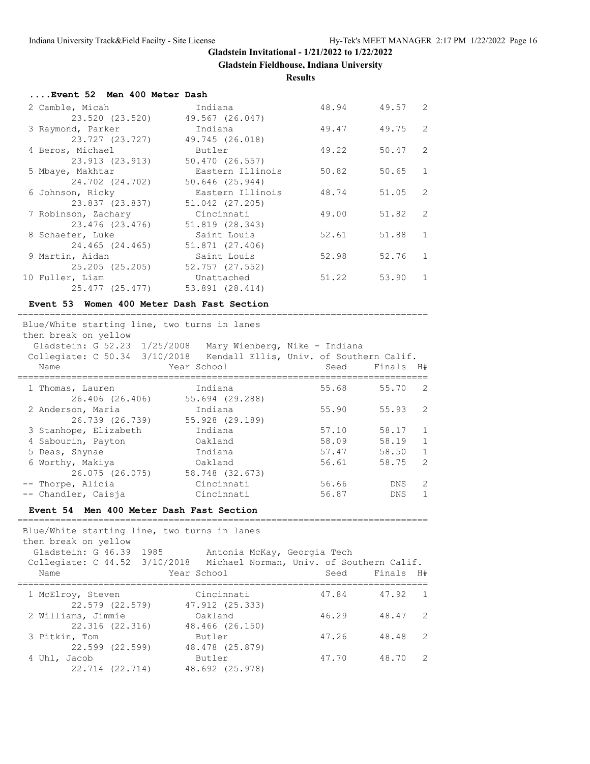**Gladstein Invitational - 1/21/2022 to 1/22/2022**

**Gladstein Fieldhouse, Indiana University**

**Results**

### ....Event 52 Men 400 Meter Dash

| Place | Name | School | Seed | Finals | H# |
|---|---|---|---|---|---|
| 2 | Camble, Micah | Indiana | 48.94 | 49.57 | 2 |
| | 23.520 (23.520) | 49.567 (26.047) | | | |
| 3 | Raymond, Parker | Indiana | 49.47 | 49.75 | 2 |
| | 23.727 (23.727) | 49.745 (26.018) | | | |
| 4 | Beros, Michael | Butler | 49.22 | 50.47 | 2 |
| | 23.913 (23.913) | 50.470 (26.557) | | | |
| 5 | Mbaye, Makhtar | Eastern Illinois | 50.82 | 50.65 | 1 |
| | 24.702 (24.702) | 50.646 (25.944) | | | |
| 6 | Johnson, Ricky | Eastern Illinois | 48.74 | 51.05 | 2 |
| | 23.837 (23.837) | 51.042 (27.205) | | | |
| 7 | Robinson, Zachary | Cincinnati | 49.00 | 51.82 | 2 |
| | 23.476 (23.476) | 51.819 (28.343) | | | |
| 8 | Schaefer, Luke | Saint Louis | 52.61 | 51.88 | 1 |
| | 24.465 (24.465) | 51.871 (27.406) | | | |
| 9 | Martin, Aidan | Saint Louis | 52.98 | 52.76 | 1 |
| | 25.205 (25.205) | 52.757 (27.552) | | | |
| 10 | Fuller, Liam | Unattached | 51.22 | 53.90 | 1 |
| | 25.477 (25.477) | 53.891 (28.414) | | | |

### Event 53 Women 400 Meter Dash Fast Section

Blue/White starting line, two turns in lanes
then break on yellow

Gladstein: G 52.23 1/25/2008 Mary Wienberg, Nike - Indiana
Collegiate: C 50.34 3/10/2018 Kendall Ellis, Univ. of Southern Calif.

| Place | Name | Year School | Seed | Finals | H# |
|---|---|---|---|---|---|
| 1 | Thomas, Lauren | Indiana | 55.68 | 55.70 | 2 |
| | 26.406 (26.406) | 55.694 (29.288) | | | |
| 2 | Anderson, Maria | Indiana | 55.90 | 55.93 | 2 |
| | 26.739 (26.739) | 55.928 (29.189) | | | |
| 3 | Stanhope, Elizabeth | Indiana | 57.10 | 58.17 | 1 |
| 4 | Sabourin, Payton | Oakland | 58.09 | 58.19 | 1 |
| 5 | Deas, Shynae | Indiana | 57.47 | 58.50 | 1 |
| 6 | Worthy, Makiya | Oakland | 56.61 | 58.75 | 2 |
| | 26.075 (26.075) | 58.748 (32.673) | | | |
| -- | Thorpe, Alicia | Cincinnati | 56.66 | DNS | 2 |
| -- | Chandler, Caisja | Cincinnati | 56.87 | DNS | 1 |

### Event 54 Men 400 Meter Dash Fast Section

Blue/White starting line, two turns in lanes
then break on yellow

Gladstein: G 46.39 1985 Antonia McKay, Georgia Tech
Collegiate: C 44.52 3/10/2018 Michael Norman, Univ. of Southern Calif.

| Place | Name | Year School | Seed | Finals | H# |
|---|---|---|---|---|---|
| 1 | McElroy, Steven | Cincinnati | 47.84 | 47.92 | 1 |
| | 22.579 (22.579) | 47.912 (25.333) | | | |
| 2 | Williams, Jimmie | Oakland | 46.29 | 48.47 | 2 |
| | 22.316 (22.316) | 48.466 (26.150) | | | |
| 3 | Pitkin, Tom | Butler | 47.26 | 48.48 | 2 |
| | 22.599 (22.599) | 48.478 (25.879) | | | |
| 4 | Uhl, Jacob | Butler | 47.70 | 48.70 | 2 |
| | 22.714 (22.714) | 48.692 (25.978) | | | |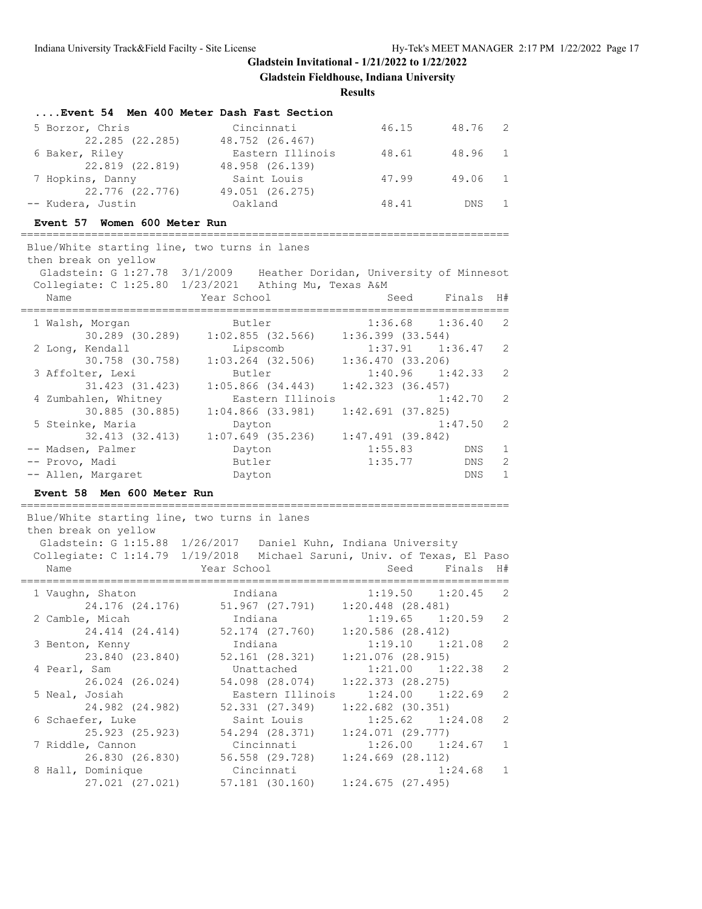# Gladstein Invitational - 1/21/2022 to 1/22/2022

**Gladstein Fieldhouse, Indiana University**

**Results**

### ....Event 54 Men 400 Meter Dash Fast Section

| Place | Name | Year School | Seed | Finals | H# |
|---|---|---|---|---|---|
| 5 | Borzor, Chris | Cincinnati | 46.15 | 48.76 | 2 |
| | 22.285 (22.285) | 48.752 (26.467) | | | |
| 6 | Baker, Riley | Eastern Illinois | 48.61 | 48.96 | 1 |
| | 22.819 (22.819) | 48.958 (26.139) | | | |
| 7 | Hopkins, Danny | Saint Louis | 47.99 | 49.06 | 1 |
| | 22.776 (22.776) | 49.051 (26.275) | | | |
| -- | Kudera, Justin | Oakland | 48.41 | DNS | 1 |

### Event 57 Women 600 Meter Run

Blue/White starting line, two turns in lanes
then break on yellow
Gladstein: G 1:27.78 3/1/2009 Heather Doridan, University of Minnesot
Collegiate: C 1:25.80 1/23/2021 Athing Mu, Texas A&M

| Place | Name | Year School | Seed | Finals | H# |
|---|---|---|---|---|---|
| 1 | Walsh, Morgan | Butler | 1:36.68 | 1:36.40 | 2 |
| | 30.289 (30.289) | 1:02.855 (32.566) | 1:36.399 (33.544) | | |
| 2 | Long, Kendall | Lipscomb | 1:37.91 | 1:36.47 | 2 |
| | 30.758 (30.758) | 1:03.264 (32.506) | 1:36.470 (33.206) | | |
| 3 | Affolter, Lexi | Butler | 1:40.96 | 1:42.33 | 2 |
| | 31.423 (31.423) | 1:05.866 (34.443) | 1:42.323 (36.457) | | |
| 4 | Zumbahlen, Whitney | Eastern Illinois | | 1:42.70 | 2 |
| | 30.885 (30.885) | 1:04.866 (33.981) | 1:42.691 (37.825) | | |
| 5 | Steinke, Maria | Dayton | | 1:47.50 | 2 |
| | 32.413 (32.413) | 1:07.649 (35.236) | 1:47.491 (39.842) | | |
| -- | Madsen, Palmer | Dayton | 1:55.83 | DNS | 1 |
| -- | Provo, Madi | Butler | 1:35.77 | DNS | 2 |
| -- | Allen, Margaret | Dayton | | DNS | 1 |

### Event 58 Men 600 Meter Run

Blue/White starting line, two turns in lanes
then break on yellow
Gladstein: G 1:15.88 1/26/2017 Daniel Kuhn, Indiana University
Collegiate: C 1:14.79 1/19/2018 Michael Saruni, Univ. of Texas, El Paso

| Place | Name | Year School | Seed | Finals | H# |
|---|---|---|---|---|---|
| 1 | Vaughn, Shaton | Indiana | 1:19.50 | 1:20.45 | 2 |
| | 24.176 (24.176) | 51.967 (27.791) | 1:20.448 (28.481) | | |
| 2 | Camble, Micah | Indiana | 1:19.65 | 1:20.59 | 2 |
| | 24.414 (24.414) | 52.174 (27.760) | 1:20.586 (28.412) | | |
| 3 | Benton, Kenny | Indiana | 1:19.10 | 1:21.08 | 2 |
| | 23.840 (23.840) | 52.161 (28.321) | 1:21.076 (28.915) | | |
| 4 | Pearl, Sam | Unattached | 1:21.00 | 1:22.38 | 2 |
| | 26.024 (26.024) | 54.098 (28.074) | 1:22.373 (28.275) | | |
| 5 | Neal, Josiah | Eastern Illinois | 1:24.00 | 1:22.69 | 2 |
| | 24.982 (24.982) | 52.331 (27.349) | 1:22.682 (30.351) | | |
| 6 | Schaefer, Luke | Saint Louis | 1:25.62 | 1:24.08 | 2 |
| | 25.923 (25.923) | 54.294 (28.371) | 1:24.071 (29.777) | | |
| 7 | Riddle, Cannon | Cincinnati | 1:26.00 | 1:24.67 | 1 |
| | 26.830 (26.830) | 56.558 (29.728) | 1:24.669 (28.112) | | |
| 8 | Hall, Dominique | Cincinnati | | 1:24.68 | 1 |
| | 27.021 (27.021) | 57.181 (30.160) | 1:24.675 (27.495) | | |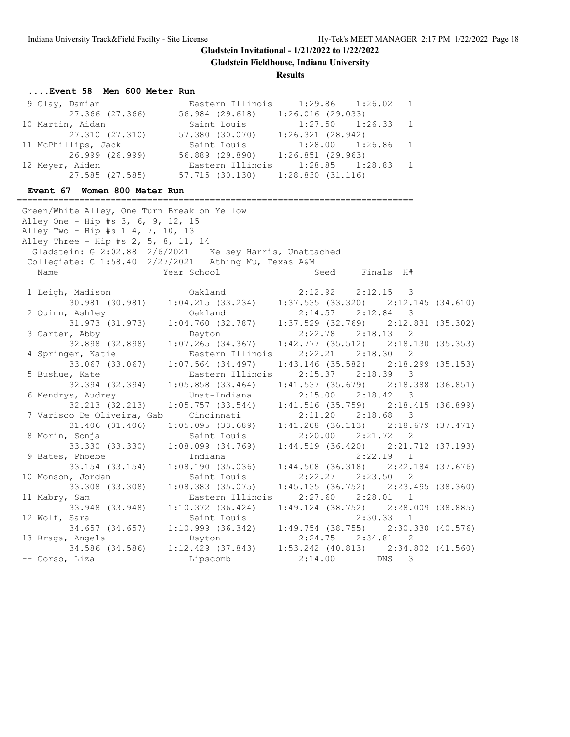## Gladstein Invitational - 1/21/2022 to 1/22/2022

**Gladstein Fieldhouse, Indiana University**

**Results**

### ....Event 58 Men 600 Meter Run

| Place | Name | School | Seed | Finals | H# |
|---|---|---|---|---|---|
| 9 | Clay, Damian | Eastern Illinois | 1:29.86 | 1:26.02 | 1 |
| | 27.366 (27.366) | 56.984 (29.618) | 1:26.016 (29.033) | | |
| 10 | Martin, Aidan | Saint Louis | 1:27.50 | 1:26.33 | 1 |
| | 27.310 (27.310) | 57.380 (30.070) | 1:26.321 (28.942) | | |
| 11 | McPhillips, Jack | Saint Louis | 1:28.00 | 1:26.86 | 1 |
| | 26.999 (26.999) | 56.889 (29.890) | 1:26.851 (29.963) | | |
| 12 | Meyer, Aiden | Eastern Illinois | 1:28.85 | 1:28.83 | 1 |
| | 27.585 (27.585) | 57.715 (30.130) | 1:28.830 (31.116) | | |

### Event 67 Women 800 Meter Run

Green/White Alley, One Turn Break on Yellow
Alley One - Hip #s 3, 6, 9, 12, 15
Alley Two - Hip #s 1 4, 7, 10, 13
Alley Three - Hip #s 2, 5, 8, 11, 14
Gladstein: G 2:02.88 2/6/2021 Kelsey Harris, Unattached
Collegiate: C 1:58.40 2/27/2021 Athing Mu, Texas A&M

| Place | Name | Year | School | Seed | Finals | H# |
|---|---|---|---|---|---|---|
| 1 | Leigh, Madison | | Oakland | 2:12.92 | 2:12.15 | 3 |
| | 30.981 (30.981) | | 1:04.215 (33.234) | 1:37.535 (33.320) | 2:12.145 (34.610) | |
| 2 | Quinn, Ashley | | Oakland | 2:14.57 | 2:12.84 | 3 |
| | 31.973 (31.973) | | 1:04.760 (32.787) | 1:37.529 (32.769) | 2:12.831 (35.302) | |
| 3 | Carter, Abby | | Dayton | 2:22.78 | 2:18.13 | 2 |
| | 32.898 (32.898) | | 1:07.265 (34.367) | 1:42.777 (35.512) | 2:18.130 (35.353) | |
| 4 | Springer, Katie | | Eastern Illinois | 2:22.21 | 2:18.30 | 2 |
| | 33.067 (33.067) | | 1:07.564 (34.497) | 1:43.146 (35.582) | 2:18.299 (35.153) | |
| 5 | Bushue, Kate | | Eastern Illinois | 2:15.37 | 2:18.39 | 3 |
| | 32.394 (32.394) | | 1:05.858 (33.464) | 1:41.537 (35.679) | 2:18.388 (36.851) | |
| 6 | Mendrys, Audrey | | Unat-Indiana | 2:15.00 | 2:18.42 | 3 |
| | 32.213 (32.213) | | 1:05.757 (33.544) | 1:41.516 (35.759) | 2:18.415 (36.899) | |
| 7 | Varisco De Oliveira, Gab | | Cincinnati | 2:11.20 | 2:18.68 | 3 |
| | 31.406 (31.406) | | 1:05.095 (33.689) | 1:41.208 (36.113) | 2:18.679 (37.471) | |
| 8 | Morin, Sonja | | Saint Louis | 2:20.00 | 2:21.72 | 2 |
| | 33.330 (33.330) | | 1:08.099 (34.769) | 1:44.519 (36.420) | 2:21.712 (37.193) | |
| 9 | Bates, Phoebe | | Indiana | | 2:22.19 | 1 |
| | 33.154 (33.154) | | 1:08.190 (35.036) | 1:44.508 (36.318) | 2:22.184 (37.676) | |
| 10 | Monson, Jordan | | Saint Louis | 2:22.27 | 2:23.50 | 2 |
| | 33.308 (33.308) | | 1:08.383 (35.075) | 1:45.135 (36.752) | 2:23.495 (38.360) | |
| 11 | Mabry, Sam | | Eastern Illinois | 2:27.60 | 2:28.01 | 1 |
| | 33.948 (33.948) | | 1:10.372 (36.424) | 1:49.124 (38.752) | 2:28.009 (38.885) | |
| 12 | Wolf, Sara | | Saint Louis | | 2:30.33 | 1 |
| | 34.657 (34.657) | | 1:10.999 (36.342) | 1:49.754 (38.755) | 2:30.330 (40.576) | |
| 13 | Braga, Angela | | Dayton | 2:24.75 | 2:34.81 | 2 |
| | 34.586 (34.586) | | 1:12.429 (37.843) | 1:53.242 (40.813) | 2:34.802 (41.560) | |
| -- | Corso, Liza | | Lipscomb | 2:14.00 | DNS | 3 |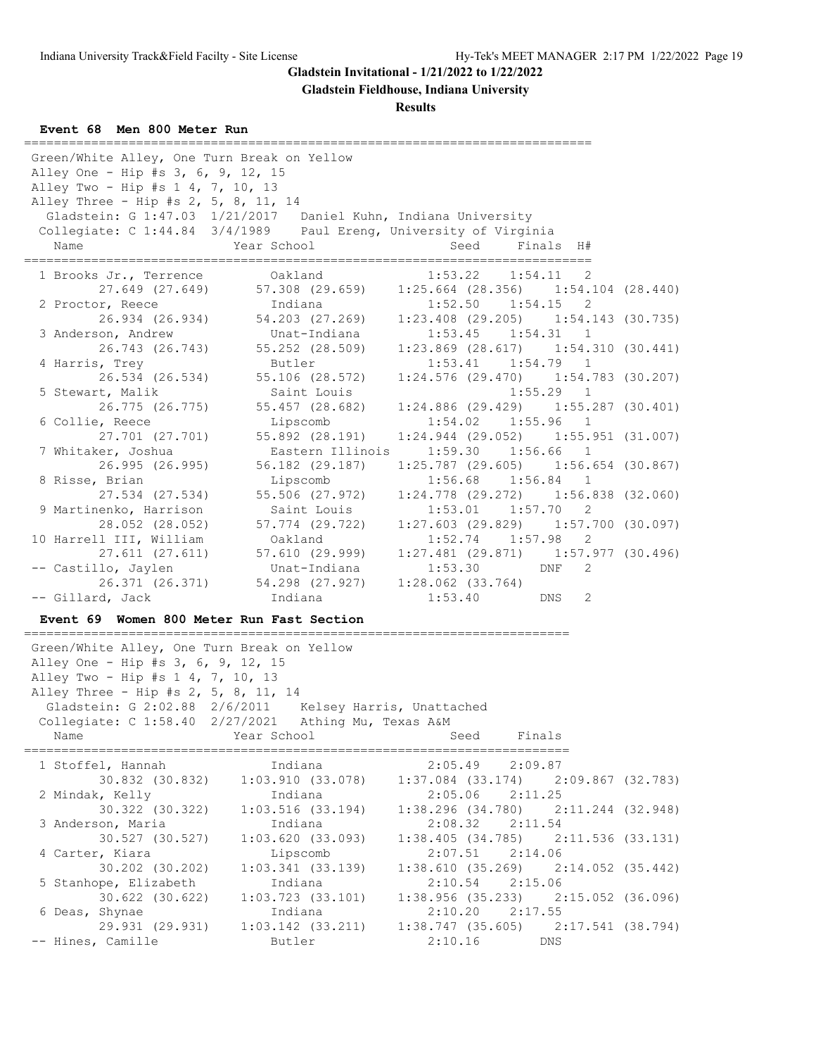**Gladstein Invitational - 1/21/2022 to 1/22/2022**

**Gladstein Fieldhouse, Indiana University**

**Results**

### Event 68 Men 800 Meter Run

Green/White Alley, One Turn Break on Yellow
Alley One - Hip #s 3, 6, 9, 12, 15
Alley Two - Hip #s 1 4, 7, 10, 13
Alley Three - Hip #s 2, 5, 8, 11, 14
Gladstein: G 1:47.03 1/21/2017 Daniel Kuhn, Indiana University
Collegiate: C 1:44.84 3/4/1989 Paul Ereng, University of Virginia

| Place | Name | Year | School | Seed | Finals | H# |
|---|---|---|---|---|---|---|
| 1 | Brooks Jr., Terrence | | Oakland | 1:53.22 | 1:54.11 | 2 |
| | 27.649 (27.649) | 57.308 (29.659) | 1:25.664 (28.356) | 1:54.104 (28.440) | | |
| 2 | Proctor, Reece | | Indiana | 1:52.50 | 1:54.15 | 2 |
| | 26.934 (26.934) | 54.203 (27.269) | 1:23.408 (29.205) | 1:54.143 (30.735) | | |
| 3 | Anderson, Andrew | | Unat-Indiana | 1:53.45 | 1:54.31 | 1 |
| | 26.743 (26.743) | 55.252 (28.509) | 1:23.869 (28.617) | 1:54.310 (30.441) | | |
| 4 | Harris, Trey | | Butler | 1:53.41 | 1:54.79 | 1 |
| | 26.534 (26.534) | 55.106 (28.572) | 1:24.576 (29.470) | 1:54.783 (30.207) | | |
| 5 | Stewart, Malik | | Saint Louis | | 1:55.29 | 1 |
| | 26.775 (26.775) | 55.457 (28.682) | 1:24.886 (29.429) | 1:55.287 (30.401) | | |
| 6 | Collie, Reece | | Lipscomb | 1:54.02 | 1:55.96 | 1 |
| | 27.701 (27.701) | 55.892 (28.191) | 1:24.944 (29.052) | 1:55.951 (31.007) | | |
| 7 | Whitaker, Joshua | | Eastern Illinois | 1:59.30 | 1:56.66 | 1 |
| | 26.995 (26.995) | 56.182 (29.187) | 1:25.787 (29.605) | 1:56.654 (30.867) | | |
| 8 | Risse, Brian | | Lipscomb | 1:56.68 | 1:56.84 | 1 |
| | 27.534 (27.534) | 55.506 (27.972) | 1:24.778 (29.272) | 1:56.838 (32.060) | | |
| 9 | Martinenko, Harrison | | Saint Louis | 1:53.01 | 1:57.70 | 2 |
| | 28.052 (28.052) | 57.774 (29.722) | 1:27.603 (29.829) | 1:57.700 (30.097) | | |
| 10 | Harrell III, William | | Oakland | 1:52.74 | 1:57.98 | 2 |
| | 27.611 (27.611) | 57.610 (29.999) | 1:27.481 (29.871) | 1:57.977 (30.496) | | |
| -- | Castillo, Jaylen | | Unat-Indiana | 1:53.30 | DNF | 2 |
| | 26.371 (26.371) | 54.298 (27.927) | 1:28.062 (33.764) | | | |
| -- | Gillard, Jack | | Indiana | 1:53.40 | DNS | 2 |

### Event 69 Women 800 Meter Run Fast Section

Green/White Alley, One Turn Break on Yellow
Alley One - Hip #s 3, 6, 9, 12, 15
Alley Two - Hip #s 1 4, 7, 10, 13
Alley Three - Hip #s 2, 5, 8, 11, 14
Gladstein: G 2:02.88 2/6/2011 Kelsey Harris, Unattached
Collegiate: C 1:58.40 2/27/2021 Athing Mu, Texas A&M

| Place | Name | Year | School | Seed | Finals |
|---|---|---|---|---|---|
| 1 | Stoffel, Hannah | | Indiana | 2:05.49 | 2:09.87 |
| | 30.832 (30.832) | 1:03.910 (33.078) | 1:37.084 (33.174) | 2:09.867 (32.783) | |
| 2 | Mindak, Kelly | | Indiana | 2:05.06 | 2:11.25 |
| | 30.322 (30.322) | 1:03.516 (33.194) | 1:38.296 (34.780) | 2:11.244 (32.948) | |
| 3 | Anderson, Maria | | Indiana | 2:08.32 | 2:11.54 |
| | 30.527 (30.527) | 1:03.620 (33.093) | 1:38.405 (34.785) | 2:11.536 (33.131) | |
| 4 | Carter, Kiara | | Lipscomb | 2:07.51 | 2:14.06 |
| | 30.202 (30.202) | 1:03.341 (33.139) | 1:38.610 (35.269) | 2:14.052 (35.442) | |
| 5 | Stanhope, Elizabeth | | Indiana | 2:10.54 | 2:15.06 |
| | 30.622 (30.622) | 1:03.723 (33.101) | 1:38.956 (35.233) | 2:15.052 (36.096) | |
| 6 | Deas, Shynae | | Indiana | 2:10.20 | 2:17.55 |
| | 29.931 (29.931) | 1:03.142 (33.211) | 1:38.747 (35.605) | 2:17.541 (38.794) | |
| -- | Hines, Camille | | Butler | 2:10.16 | DNS |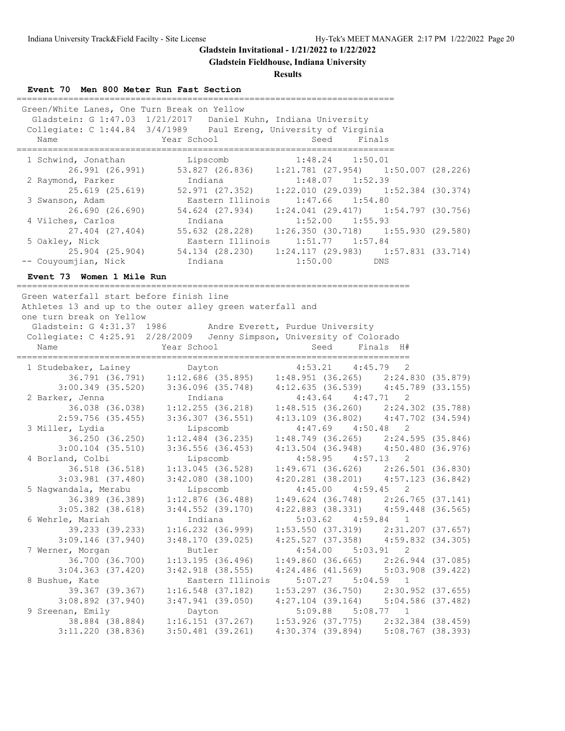## Gladstein Invitational - 1/21/2022 to 1/22/2022

**Gladstein Fieldhouse, Indiana University**

**Results**

### Event 70 Men 800 Meter Run Fast Section

Green/White Lanes, One Turn Break on Yellow
Gladstein: G 1:47.03 1/21/2017 Daniel Kuhn, Indiana University
Collegiate: C 1:44.84 3/4/1989 Paul Ereng, University of Virginia

| Name | Year School | Seed | Finals |
|---|---|---|---|
| 1 Schwind, Jonathan | Lipscomb | 1:48.24 | 1:50.01 |
| 26.991 (26.991) | 53.827 (26.836) | 1:21.781 (27.954) | 1:50.007 (28.226) |
| 2 Raymond, Parker | Indiana | 1:48.07 | 1:52.39 |
| 25.619 (25.619) | 52.971 (27.352) | 1:22.010 (29.039) | 1:52.384 (30.374) |
| 3 Swanson, Adam | Eastern Illinois | 1:47.66 | 1:54.80 |
| 26.690 (26.690) | 54.624 (27.934) | 1:24.041 (29.417) | 1:54.797 (30.756) |
| 4 Vilches, Carlos | Indiana | 1:52.00 | 1:55.93 |
| 27.404 (27.404) | 55.632 (28.228) | 1:26.350 (30.718) | 1:55.930 (29.580) |
| 5 Oakley, Nick | Eastern Illinois | 1:51.77 | 1:57.84 |
| 25.904 (25.904) | 54.134 (28.230) | 1:24.117 (29.983) | 1:57.831 (33.714) |
| -- Couyoumjian, Nick | Indiana | 1:50.00 | DNS |

### Event 73 Women 1 Mile Run

Green waterfall start before finish line
Athletes 13 and up to the outer alley green waterfall and one turn break on Yellow
Gladstein: G 4:31.37 1986 Andre Everett, Purdue University
Collegiate: C 4:25.91 2/28/2009 Jenny Simpson, University of Colorado

| Name | Year School | Seed | Finals H# |
|---|---|---|---|
| 1 Studebaker, Lainey | Dayton | 4:53.21 | 4:45.79 2 |
| 36.791 (36.791) | 1:12.686 (35.895) | 1:48.951 (36.265) | 2:24.830 (35.879) |
| 3:00.349 (35.520) | 3:36.096 (35.748) | 4:12.635 (36.539) | 4:45.789 (33.155) |
| 2 Barker, Jenna | Indiana | 4:43.64 | 4:47.71 2 |
| 36.038 (36.038) | 1:12.255 (36.218) | 1:48.515 (36.260) | 2:24.302 (35.788) |
| 2:59.756 (35.455) | 3:36.307 (36.551) | 4:13.109 (36.802) | 4:47.702 (34.594) |
| 3 Miller, Lydia | Lipscomb | 4:47.69 | 4:50.48 2 |
| 36.250 (36.250) | 1:12.484 (36.235) | 1:48.749 (36.265) | 2:24.595 (35.846) |
| 3:00.104 (35.510) | 3:36.556 (36.453) | 4:13.504 (36.948) | 4:50.480 (36.976) |
| 4 Borland, Colbi | Lipscomb | 4:58.95 | 4:57.13 2 |
| 36.518 (36.518) | 1:13.045 (36.528) | 1:49.671 (36.626) | 2:26.501 (36.830) |
| 3:03.981 (37.480) | 3:42.080 (38.100) | 4:20.281 (38.201) | 4:57.123 (36.842) |
| 5 Nagwandala, Merabu | Lipscomb | 4:45.00 | 4:59.45 2 |
| 36.389 (36.389) | 1:12.876 (36.488) | 1:49.624 (36.748) | 2:26.765 (37.141) |
| 3:05.382 (38.618) | 3:44.552 (39.170) | 4:22.883 (38.331) | 4:59.448 (36.565) |
| 6 Wehrle, Mariah | Indiana | 5:03.62 | 4:59.84 1 |
| 39.233 (39.233) | 1:16.232 (36.999) | 1:53.550 (37.319) | 2:31.207 (37.657) |
| 3:09.146 (37.940) | 3:48.170 (39.025) | 4:25.527 (37.358) | 4:59.832 (34.305) |
| 7 Werner, Morgan | Butler | 4:54.00 | 5:03.91 2 |
| 36.700 (36.700) | 1:13.195 (36.496) | 1:49.860 (36.665) | 2:26.944 (37.085) |
| 3:04.363 (37.420) | 3:42.918 (38.555) | 4:24.486 (41.569) | 5:03.908 (39.422) |
| 8 Bushue, Kate | Eastern Illinois | 5:07.27 | 5:04.59 1 |
| 39.367 (39.367) | 1:16.548 (37.182) | 1:53.297 (36.750) | 2:30.952 (37.655) |
| 3:08.892 (37.940) | 3:47.941 (39.050) | 4:27.104 (39.164) | 5:04.586 (37.482) |
| 9 Sreenan, Emily | Dayton | 5:09.88 | 5:08.77 1 |
| 38.884 (38.884) | 1:16.151 (37.267) | 1:53.926 (37.775) | 2:32.384 (38.459) |
| 3:11.220 (38.836) | 3:50.481 (39.261) | 4:30.374 (39.894) | 5:08.767 (38.393) |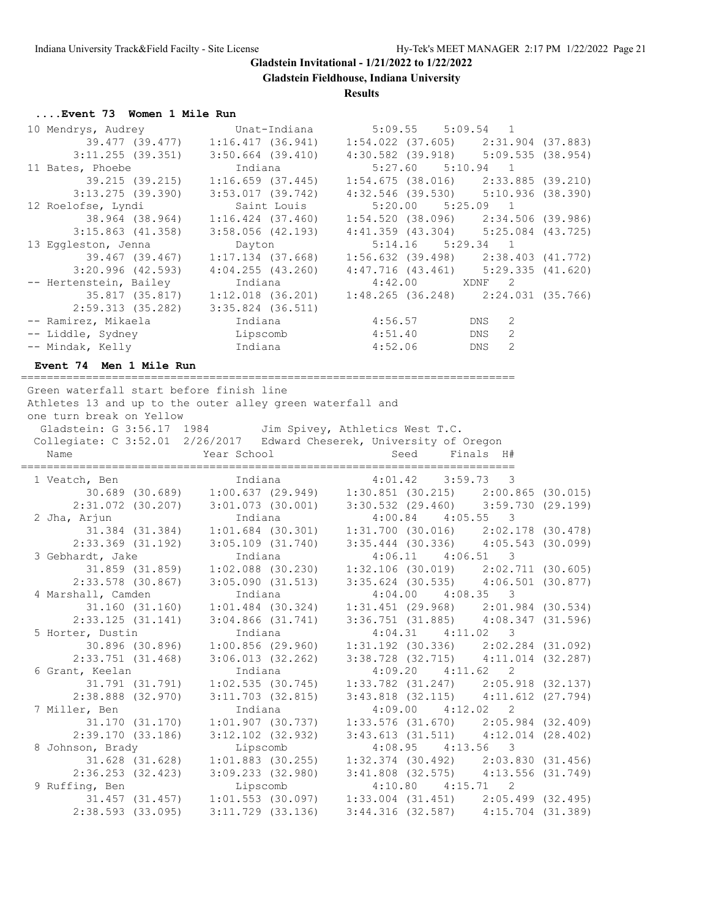# Gladstein Invitational - 1/21/2022 to 1/22/2022

## Gladstein Fieldhouse, Indiana University

### Results

#### ....Event 73 Women 1 Mile Run

```
 10 Mendrys, Audrey            Unat-Indiana           5:09.55    5:09.54   1 
         39.477 (39.477)    1:16.417 (36.941)    1:54.022 (37.605)    2:31.904 (37.883)
       3:11.255 (39.351)    3:50.664 (39.410)    4:30.582 (39.918)    5:09.535 (38.954)
 11 Bates, Phoebe              Indiana                5:27.60    5:10.94   1 
         39.215 (39.215)    1:16.659 (37.445)    1:54.675 (38.016)    2:33.885 (39.210)
       3:13.275 (39.390)    3:53.017 (39.742)    4:32.546 (39.530)    5:10.936 (38.390)
 12 Roelofse, Lyndi            Saint Louis            5:20.00    5:25.09   1 
         38.964 (38.964)    1:16.424 (37.460)    1:54.520 (38.096)    2:34.506 (39.986)
       3:15.863 (41.358)    3:58.056 (42.193)    4:41.359 (43.304)    5:25.084 (43.725)
 13 Eggleston, Jenna           Dayton                 5:14.16    5:29.34   1 
         39.467 (39.467)    1:17.134 (37.668)    1:56.632 (39.498)    2:38.403 (41.772)
       3:20.996 (42.593)    4:04.255 (43.260)    4:47.716 (43.461)    5:29.335 (41.620)
 -- Hertenstein, Bailey        Indiana                4:42.00       XDNF   2 
         35.817 (35.817)    1:12.018 (36.201)    1:48.265 (36.248)    2:24.031 (35.766)
       2:59.313 (35.282)    3:35.824 (36.511)
 -- Ramirez, Mikaela           Indiana                4:56.57        DNS   2 
 -- Liddle, Sydney             Lipscomb               4:51.40        DNS   2 
 -- Mindak, Kelly              Indiana                4:52.06        DNS   2 
```

#### Event 74 Men 1 Mile Run

```
===============================================================================
 Green waterfall start before finish line
 Athletes 13 and up to the outer alley green waterfall and
 one turn break on Yellow
  Gladstein: G 3:56.17  1984        Jim Spivey, Athletics West T.C.
  Collegiate: C 3:52.01  2/26/2017   Edward Cheserek, University of Oregon
    Name                    Year School                  Seed     Finals  H# 
===============================================================================
  1 Veatch, Ben                Indiana                4:01.42    3:59.73   3 
         30.689 (30.689)    1:00.637 (29.949)    1:30.851 (30.215)    2:00.865 (30.015)
       2:31.072 (30.207)    3:01.073 (30.001)    3:30.532 (29.460)    3:59.730 (29.199)
  2 Jha, Arjun                 Indiana                4:00.84    4:05.55   3 
         31.384 (31.384)    1:01.684 (30.301)    1:31.700 (30.016)    2:02.178 (30.478)
       2:33.369 (31.192)    3:05.109 (31.740)    3:35.444 (30.336)    4:05.543 (30.099)
  3 Gebhardt, Jake             Indiana                4:06.11    4:06.51   3 
         31.859 (31.859)    1:02.088 (30.230)    1:32.106 (30.019)    2:02.711 (30.605)
       2:33.578 (30.867)    3:05.090 (31.513)    3:35.624 (30.535)    4:06.501 (30.877)
  4 Marshall, Camden           Indiana                4:04.00    4:08.35   3 
         31.160 (31.160)    1:01.484 (30.324)    1:31.451 (29.968)    2:01.984 (30.534)
       2:33.125 (31.141)    3:04.866 (31.741)    3:36.751 (31.885)    4:08.347 (31.596)
  5 Horter, Dustin             Indiana                4:04.31    4:11.02   3 
         30.896 (30.896)    1:00.856 (29.960)    1:31.192 (30.336)    2:02.284 (31.092)
       2:33.751 (31.468)    3:06.013 (32.262)    3:38.728 (32.715)    4:11.014 (32.287)
  6 Grant, Keelan              Indiana                4:09.20    4:11.62   2 
         31.791 (31.791)    1:02.535 (30.745)    1:33.782 (31.247)    2:05.918 (32.137)
       2:38.888 (32.970)    3:11.703 (32.815)    3:43.818 (32.115)    4:11.612 (27.794)
  7 Miller, Ben                Indiana                4:09.00    4:12.02   2 
         31.170 (31.170)    1:01.907 (30.737)    1:33.576 (31.670)    2:05.984 (32.409)
       2:39.170 (33.186)    3:12.102 (32.932)    3:43.613 (31.511)    4:12.014 (28.402)
  8 Johnson, Brady             Lipscomb               4:08.95    4:13.56   3 
         31.628 (31.628)    1:01.883 (30.255)    1:32.374 (30.492)    2:03.830 (31.456)
       2:36.253 (32.423)    3:09.233 (32.980)    3:41.808 (32.575)    4:13.556 (31.749)
  9 Ruffing, Ben               Lipscomb               4:10.80    4:15.71   2 
         31.457 (31.457)    1:01.553 (30.097)    1:33.004 (31.451)    2:05.499 (32.495)
       2:38.593 (33.095)    3:11.729 (33.136)    3:44.316 (32.587)    4:15.704 (31.389)
```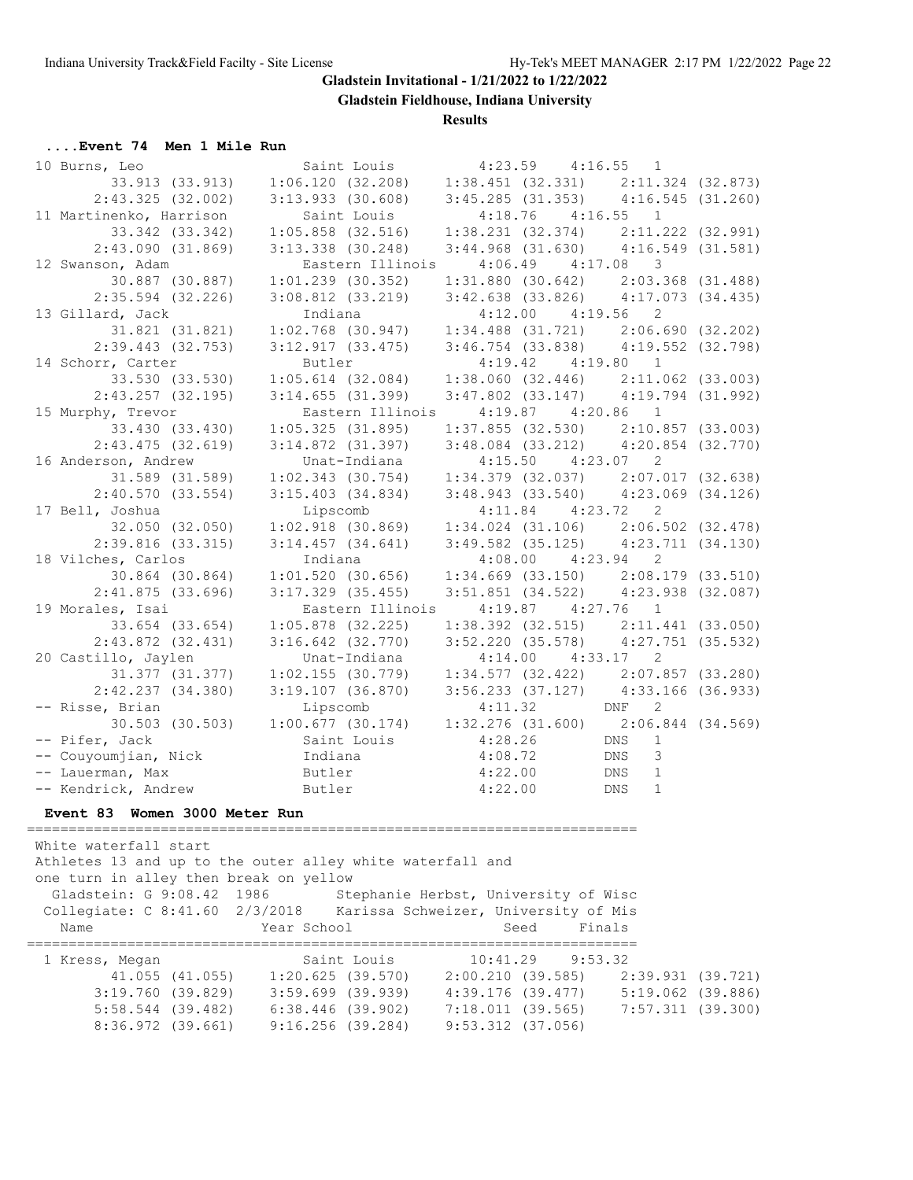**Gladstein Invitational - 1/21/2022 to 1/22/2022**

**Gladstein Fieldhouse, Indiana University**

**Results**

### ....Event 74 Men 1 Mile Run

```
 10 Burns, Leo                 Saint Louis          4:23.59    4:16.55   1 
        33.913 (33.913)    1:06.120 (32.208)    1:38.451 (32.331)    2:11.324 (32.873)
      2:43.325 (32.002)    3:13.933 (30.608)    3:45.285 (31.353)    4:16.545 (31.260)
 11 Martinenko, Harrison       Saint Louis          4:18.76    4:16.55   1 
        33.342 (33.342)    1:05.858 (32.516)    1:38.231 (32.374)    2:11.222 (32.991)
      2:43.090 (31.869)    3:13.338 (30.248)    3:44.968 (31.630)    4:16.549 (31.581)
 12 Swanson, Adam              Eastern Illinois     4:06.49    4:17.08   3 
        30.887 (30.887)    1:01.239 (30.352)    1:31.880 (30.642)    2:03.368 (31.488)
      2:35.594 (32.226)    3:08.812 (33.219)    3:42.638 (33.826)    4:17.073 (34.435)
 13 Gillard, Jack              Indiana              4:12.00    4:19.56   2 
        31.821 (31.821)    1:02.768 (30.947)    1:34.488 (31.721)    2:06.690 (32.202)
      2:39.443 (32.753)    3:12.917 (33.475)    3:46.754 (33.838)    4:19.552 (32.798)
 14 Schorr, Carter             Butler               4:19.42    4:19.80   1 
        33.530 (33.530)    1:05.614 (32.084)    1:38.060 (32.446)    2:11.062 (33.003)
      2:43.257 (32.195)    3:14.655 (31.399)    3:47.802 (33.147)    4:19.794 (31.992)
 15 Murphy, Trevor             Eastern Illinois     4:19.87    4:20.86   1 
        33.430 (33.430)    1:05.325 (31.895)    1:37.855 (32.530)    2:10.857 (33.003)
      2:43.475 (32.619)    3:14.872 (31.397)    3:48.084 (33.212)    4:20.854 (32.770)
 16 Anderson, Andrew           Unat-Indiana         4:15.50    4:23.07   2 
        31.589 (31.589)    1:02.343 (30.754)    1:34.379 (32.037)    2:07.017 (32.638)
      2:40.570 (33.554)    3:15.403 (34.834)    3:48.943 (33.540)    4:23.069 (34.126)
 17 Bell, Joshua               Lipscomb             4:11.84    4:23.72   2 
        32.050 (32.050)    1:02.918 (30.869)    1:34.024 (31.106)    2:06.502 (32.478)
      2:39.816 (33.315)    3:14.457 (34.641)    3:49.582 (35.125)    4:23.711 (34.130)
 18 Vilches, Carlos            Indiana              4:08.00    4:23.94   2 
        30.864 (30.864)    1:01.520 (30.656)    1:34.669 (33.150)    2:08.179 (33.510)
      2:41.875 (33.696)    3:17.329 (35.455)    3:51.851 (34.522)    4:23.938 (32.087)
 19 Morales, Isai              Eastern Illinois     4:19.87    4:27.76   1 
        33.654 (33.654)    1:05.878 (32.225)    1:38.392 (32.515)    2:11.441 (33.050)
      2:43.872 (32.431)    3:16.642 (32.770)    3:52.220 (35.578)    4:27.751 (35.532)
 20 Castillo, Jaylen           Unat-Indiana         4:14.00    4:33.17   2 
        31.377 (31.377)    1:02.155 (30.779)    1:34.577 (32.422)    2:07.857 (33.280)
      2:42.237 (34.380)    3:19.107 (36.870)    3:56.233 (37.127)    4:33.166 (36.933)
 -- Risse, Brian               Lipscomb             4:11.32        DNF   2 
        30.503 (30.503)    1:00.677 (30.174)    1:32.276 (31.600)    2:06.844 (34.569)
 -- Pifer, Jack                Saint Louis          4:28.26        DNS   1 
 -- Couyoumjian, Nick          Indiana              4:08.72        DNS   3 
 -- Lauerman, Max              Butler               4:22.00        DNS   1 
 -- Kendrick, Andrew           Butler               4:22.00        DNS   1 
```

### Event 83 Women 3000 Meter Run

```
=========================================================================
 White waterfall start
 Athletes 13 and up to the outer alley white waterfall and
 one turn in alley then break on yellow
   Gladstein: G 9:08.42  1986        Stephanie Herbst, University of Wisc
  Collegiate: C 8:41.60  2/3/2018    Karissa Schweizer, University of Mis
    Name                    Year School                 Seed     Finals  
=========================================================================
  1 Kress, Megan               Saint Louis         10:41.29    9:53.32  
        41.055 (41.055)    1:20.625 (39.570)    2:00.210 (39.585)    2:39.931 (39.721)
      3:19.760 (39.829)    3:59.699 (39.939)    4:39.176 (39.477)    5:19.062 (39.886)
      5:58.544 (39.482)    6:38.446 (39.902)    7:18.011 (39.565)    7:57.311 (39.300)
      8:36.972 (39.661)    9:16.256 (39.284)    9:53.312 (37.056)
```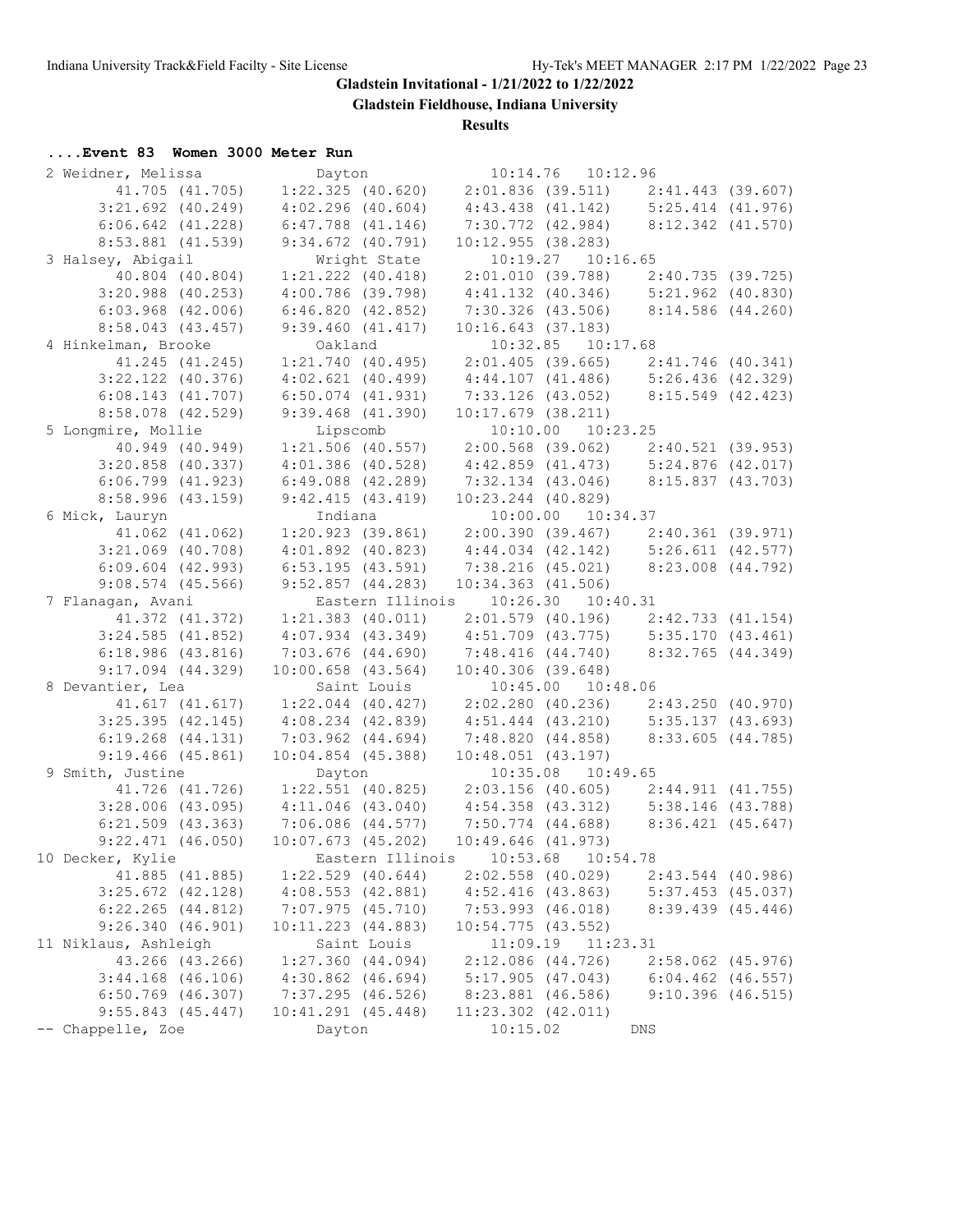# Gladstein Invitational - 1/21/2022 to 1/22/2022

## Gladstein Fieldhouse, Indiana University

### Results

**....Event 83 Women 3000 Meter Run**

```
  2 Weidner, Melissa            Dayton                10:14.76   10:12.96  
         41.705 (41.705)    1:22.325 (40.620)    2:01.836 (39.511)    2:41.443 (39.607)
       3:21.692 (40.249)    4:02.296 (40.604)    4:43.438 (41.142)    5:25.414 (41.976)
       6:06.642 (41.228)    6:47.788 (41.146)    7:30.772 (42.984)    8:12.342 (41.570)
       8:53.881 (41.539)    9:34.672 (40.791)   10:12.955 (38.283)
  3 Halsey, Abigail             Wright State          10:19.27   10:16.65  
         40.804 (40.804)    1:21.222 (40.418)    2:01.010 (39.788)    2:40.735 (39.725)
       3:20.988 (40.253)    4:00.786 (39.798)    4:41.132 (40.346)    5:21.962 (40.830)
       6:03.968 (42.006)    6:46.820 (42.852)    7:30.326 (43.506)    8:14.586 (44.260)
       8:58.043 (43.457)    9:39.460 (41.417)   10:16.643 (37.183)
  4 Hinkelman, Brooke           Oakland               10:32.85   10:17.68  
         41.245 (41.245)    1:21.740 (40.495)    2:01.405 (39.665)    2:41.746 (40.341)
       3:22.122 (40.376)    4:02.621 (40.499)    4:44.107 (41.486)    5:26.436 (42.329)
       6:08.143 (41.707)    6:50.074 (41.931)    7:33.126 (43.052)    8:15.549 (42.423)
       8:58.078 (42.529)    9:39.468 (41.390)   10:17.679 (38.211)
  5 Longmire, Mollie            Lipscomb              10:10.00   10:23.25  
         40.949 (40.949)    1:21.506 (40.557)    2:00.568 (39.062)    2:40.521 (39.953)
       3:20.858 (40.337)    4:01.386 (40.528)    4:42.859 (41.473)    5:24.876 (42.017)
       6:06.799 (41.923)    6:49.088 (42.289)    7:32.134 (43.046)    8:15.837 (43.703)
       8:58.996 (43.159)    9:42.415 (43.419)   10:23.244 (40.829)
  6 Mick, Lauryn                Indiana               10:00.00   10:34.37  
         41.062 (41.062)    1:20.923 (39.861)    2:00.390 (39.467)    2:40.361 (39.971)
       3:21.069 (40.708)    4:01.892 (40.823)    4:44.034 (42.142)    5:26.611 (42.577)
       6:09.604 (42.993)    6:53.195 (43.591)    7:38.216 (45.021)    8:23.008 (44.792)
       9:08.574 (45.566)    9:52.857 (44.283)   10:34.363 (41.506)
  7 Flanagan, Avani             Eastern Illinois      10:26.30   10:40.31  
         41.372 (41.372)    1:21.383 (40.011)    2:01.579 (40.196)    2:42.733 (41.154)
       3:24.585 (41.852)    4:07.934 (43.349)    4:51.709 (43.775)    5:35.170 (43.461)
       6:18.986 (43.816)    7:03.676 (44.690)    7:48.416 (44.740)    8:32.765 (44.349)
       9:17.094 (44.329)   10:00.658 (43.564)   10:40.306 (39.648)
  8 Devantier, Lea              Saint Louis           10:45.00   10:48.06  
         41.617 (41.617)    1:22.044 (40.427)    2:02.280 (40.236)    2:43.250 (40.970)
       3:25.395 (42.145)    4:08.234 (42.839)    4:51.444 (43.210)    5:35.137 (43.693)
       6:19.268 (44.131)    7:03.962 (44.694)    7:48.820 (44.858)    8:33.605 (44.785)
       9:19.466 (45.861)   10:04.854 (45.388)   10:48.051 (43.197)
  9 Smith, Justine              Dayton                10:35.08   10:49.65  
         41.726 (41.726)    1:22.551 (40.825)    2:03.156 (40.605)    2:44.911 (41.755)
       3:28.006 (43.095)    4:11.046 (43.040)    4:54.358 (43.312)    5:38.146 (43.788)
       6:21.509 (43.363)    7:06.086 (44.577)    7:50.774 (44.688)    8:36.421 (45.647)
       9:22.471 (46.050)   10:07.673 (45.202)   10:49.646 (41.973)
 10 Decker, Kylie               Eastern Illinois      10:53.68   10:54.78  
         41.885 (41.885)    1:22.529 (40.644)    2:02.558 (40.029)    2:43.544 (40.986)
       3:25.672 (42.128)    4:08.553 (42.881)    4:52.416 (43.863)    5:37.453 (45.037)
       6:22.265 (44.812)    7:07.975 (45.710)    7:53.993 (46.018)    8:39.439 (45.446)
       9:26.340 (46.901)   10:11.223 (44.883)   10:54.775 (43.552)
 11 Niklaus, Ashleigh           Saint Louis           11:09.19   11:23.31  
         43.266 (43.266)    1:27.360 (44.094)    2:12.086 (44.726)    2:58.062 (45.976)
       3:44.168 (46.106)    4:30.862 (46.694)    5:17.905 (47.043)    6:04.462 (46.557)
       6:50.769 (46.307)    7:37.295 (46.526)    8:23.881 (46.586)    9:10.396 (46.515)
       9:55.843 (45.447)   10:41.291 (45.448)   11:23.302 (42.011)
 -- Chappelle, Zoe              Dayton                10:15.02        DNS  
```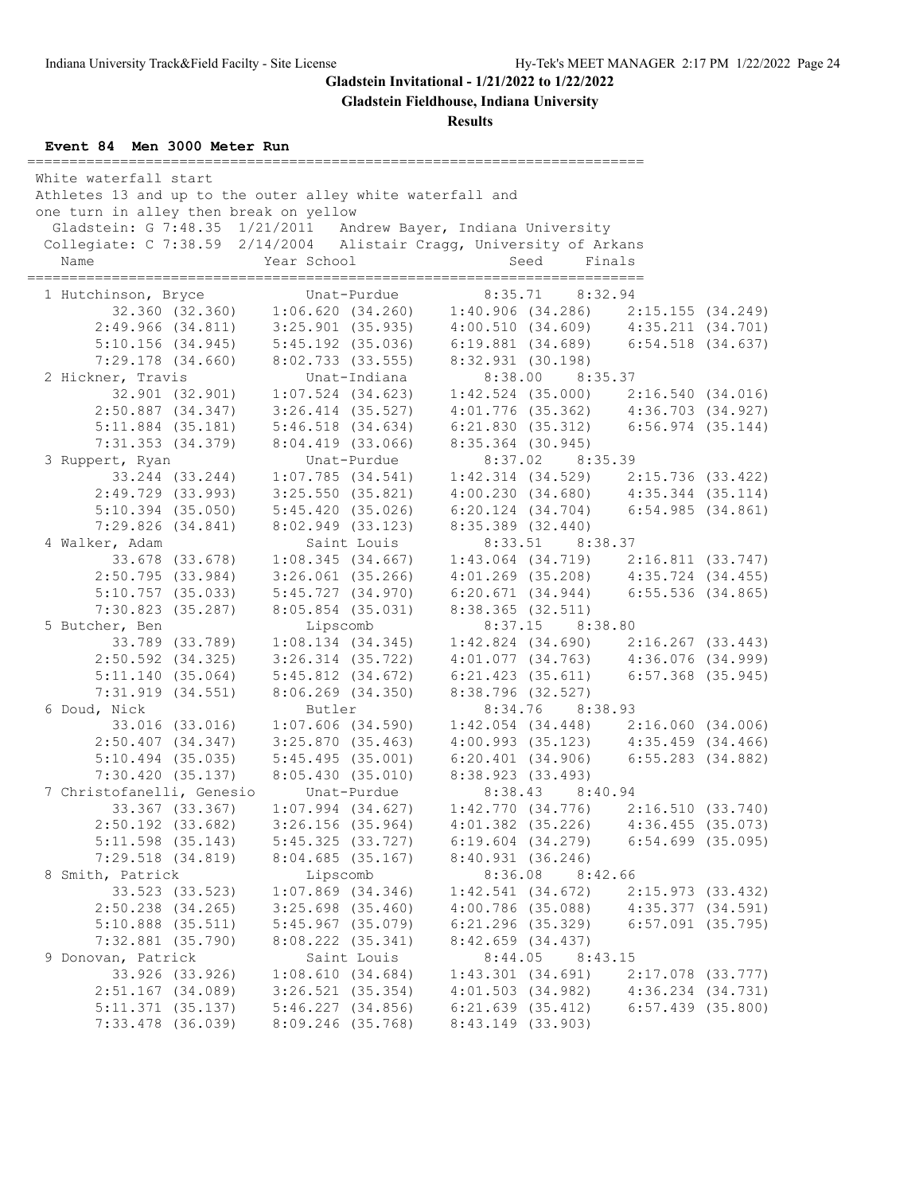# Gladstein Invitational - 1/21/2022 to 1/22/2022

## Gladstein Fieldhouse, Indiana University

### Results

**Event 84 Men 3000 Meter Run**

```
=========================================================================
 White waterfall start
 Athletes 13 and up to the outer alley white waterfall and
 one turn in alley then break on yellow
   Gladstein: G 7:48.35  1/21/2011   Andrew Bayer, Indiana University
  Collegiate: C 7:38.59  2/14/2004   Alistair Cragg, University of Arkans
    Name                    Year School                  Seed     Finals
=========================================================================
  1 Hutchinson, Bryce            Unat-Purdue            8:35.71    8:32.94
         32.360 (32.360)     1:06.620 (34.260)     1:40.906 (34.286)     2:15.155 (34.249)
       2:49.966 (34.811)     3:25.901 (35.935)     4:00.510 (34.609)     4:35.211 (34.701)
       5:10.156 (34.945)     5:45.192 (35.036)     6:19.881 (34.689)     6:54.518 (34.637)
       7:29.178 (34.660)     8:02.733 (33.555)     8:32.931 (30.198)
  2 Hickner, Travis              Unat-Indiana           8:38.00    8:35.37
         32.901 (32.901)     1:07.524 (34.623)     1:42.524 (35.000)     2:16.540 (34.016)
       2:50.887 (34.347)     3:26.414 (35.527)     4:01.776 (35.362)     4:36.703 (34.927)
       5:11.884 (35.181)     5:46.518 (34.634)     6:21.830 (35.312)     6:56.974 (35.144)
       7:31.353 (34.379)     8:04.419 (33.066)     8:35.364 (30.945)
  3 Ruppert, Ryan                Unat-Purdue            8:37.02    8:35.39
         33.244 (33.244)     1:07.785 (34.541)     1:42.314 (34.529)     2:15.736 (33.422)
       2:49.729 (33.993)     3:25.550 (35.821)     4:00.230 (34.680)     4:35.344 (35.114)
       5:10.394 (35.050)     5:45.420 (35.026)     6:20.124 (34.704)     6:54.985 (34.861)
       7:29.826 (34.841)     8:02.949 (33.123)     8:35.389 (32.440)
  4 Walker, Adam                 Saint Louis            8:33.51    8:38.37
         33.678 (33.678)     1:08.345 (34.667)     1:43.064 (34.719)     2:16.811 (33.747)
       2:50.795 (33.984)     3:26.061 (35.266)     4:01.269 (35.208)     4:35.724 (34.455)
       5:10.757 (35.033)     5:45.727 (34.970)     6:20.671 (34.944)     6:55.536 (34.865)
       7:30.823 (35.287)     8:05.854 (35.031)     8:38.365 (32.511)
  5 Butcher, Ben                 Lipscomb               8:37.15    8:38.80
         33.789 (33.789)     1:08.134 (34.345)     1:42.824 (34.690)     2:16.267 (33.443)
       2:50.592 (34.325)     3:26.314 (35.722)     4:01.077 (34.763)     4:36.076 (34.999)
       5:11.140 (35.064)     5:45.812 (34.672)     6:21.423 (35.611)     6:57.368 (35.945)
       7:31.919 (34.551)     8:06.269 (34.350)     8:38.796 (32.527)
  6 Doud, Nick                   Butler                 8:34.76    8:38.93
         33.016 (33.016)     1:07.606 (34.590)     1:42.054 (34.448)     2:16.060 (34.006)
       2:50.407 (34.347)     3:25.870 (35.463)     4:00.993 (35.123)     4:35.459 (34.466)
       5:10.494 (35.035)     5:45.495 (35.001)     6:20.401 (34.906)     6:55.283 (34.882)
       7:30.420 (35.137)     8:05.430 (35.010)     8:38.923 (33.493)
  7 Christofanelli, Genesio      Unat-Purdue            8:38.43    8:40.94
         33.367 (33.367)     1:07.994 (34.627)     1:42.770 (34.776)     2:16.510 (33.740)
       2:50.192 (33.682)     3:26.156 (35.964)     4:01.382 (35.226)     4:36.455 (35.073)
       5:11.598 (35.143)     5:45.325 (33.727)     6:19.604 (34.279)     6:54.699 (35.095)
       7:29.518 (34.819)     8:04.685 (35.167)     8:40.931 (36.246)
  8 Smith, Patrick               Lipscomb               8:36.08    8:42.66
         33.523 (33.523)     1:07.869 (34.346)     1:42.541 (34.672)     2:15.973 (33.432)
       2:50.238 (34.265)     3:25.698 (35.460)     4:00.786 (35.088)     4:35.377 (34.591)
       5:10.888 (35.511)     5:45.967 (35.079)     6:21.296 (35.329)     6:57.091 (35.795)
       7:32.881 (35.790)     8:08.222 (35.341)     8:42.659 (34.437)
  9 Donovan, Patrick             Saint Louis            8:44.05    8:43.15
         33.926 (33.926)     1:08.610 (34.684)     1:43.301 (34.691)     2:17.078 (33.777)
       2:51.167 (34.089)     3:26.521 (35.354)     4:01.503 (34.982)     4:36.234 (34.731)
       5:11.371 (35.137)     5:46.227 (34.856)     6:21.639 (35.412)     6:57.439 (35.800)
       7:33.478 (36.039)     8:09.246 (35.768)     8:43.149 (33.903)
```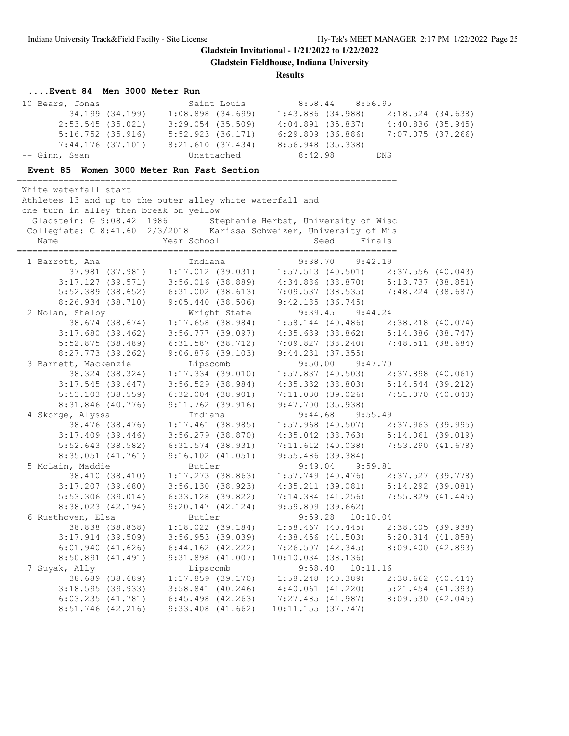## Gladstein Invitational - 1/21/2022 to 1/22/2022

### Gladstein Fieldhouse, Indiana University

### Results

#### ....Event 84 Men 3000 Meter Run

```
10 Bears, Jonas                 Saint Louis          8:58.44    8:56.95
         34.199 (34.199)    1:08.898 (34.699)    1:43.886 (34.988)    2:18.524 (34.638)
       2:53.545 (35.021)    3:29.054 (35.509)    4:04.891 (35.837)    4:40.836 (35.945)
       5:16.752 (35.916)    5:52.923 (36.171)    6:29.809 (36.886)    7:07.075 (37.266)
       7:44.176 (37.101)    8:21.610 (37.434)    8:56.948 (35.338)
-- Ginn, Sean                   Unattached           8:42.98        DNS
```

#### Event 85 Women 3000 Meter Run Fast Section

```
=========================================================================
White waterfall start
Athletes 13 and up to the outer alley white waterfall and
one turn in alley then break on yellow
  Gladstein: G 9:08.42  1986       Stephanie Herbst, University of Wisc
 Collegiate: C 8:41.60  2/3/2018    Karissa Schweizer, University of Mis
   Name                    Year School                 Seed     Finals
=========================================================================
  1 Barrott, Ana                Indiana              9:38.70    9:42.19
         37.981 (37.981)    1:17.012 (39.031)    1:57.513 (40.501)    2:37.556 (40.043)
       3:17.127 (39.571)    3:56.016 (38.889)    4:34.886 (38.870)    5:13.737 (38.851)
       5:52.389 (38.652)    6:31.002 (38.613)    7:09.537 (38.535)    7:48.224 (38.687)
       8:26.934 (38.710)    9:05.440 (38.506)    9:42.185 (36.745)
  2 Nolan, Shelby               Wright State         9:39.45    9:44.24
         38.674 (38.674)    1:17.658 (38.984)    1:58.144 (40.486)    2:38.218 (40.074)
       3:17.680 (39.462)    3:56.777 (39.097)    4:35.639 (38.862)    5:14.386 (38.747)
       5:52.875 (38.489)    6:31.587 (38.712)    7:09.827 (38.240)    7:48.511 (38.684)
       8:27.773 (39.262)    9:06.876 (39.103)    9:44.231 (37.355)
  3 Barnett, Mackenzie          Lipscomb             9:50.00    9:47.70
         38.324 (38.324)    1:17.334 (39.010)    1:57.837 (40.503)    2:37.898 (40.061)
       3:17.545 (39.647)    3:56.529 (38.984)    4:35.332 (38.803)    5:14.544 (39.212)
       5:53.103 (38.559)    6:32.004 (38.901)    7:11.030 (39.026)    7:51.070 (40.040)
       8:31.846 (40.776)    9:11.762 (39.916)    9:47.700 (35.938)
  4 Skorge, Alyssa              Indiana              9:44.68    9:55.49
         38.476 (38.476)    1:17.461 (38.985)    1:57.968 (40.507)    2:37.963 (39.995)
       3:17.409 (39.446)    3:56.279 (38.870)    4:35.042 (38.763)    5:14.061 (39.019)
       5:52.643 (38.582)    6:31.574 (38.931)    7:11.612 (40.038)    7:53.290 (41.678)
       8:35.051 (41.761)    9:16.102 (41.051)    9:55.486 (39.384)
  5 McLain, Maddie              Butler               9:49.04    9:59.81
         38.410 (38.410)    1:17.273 (38.863)    1:57.749 (40.476)    2:37.527 (39.778)
       3:17.207 (39.680)    3:56.130 (38.923)    4:35.211 (39.081)    5:14.292 (39.081)
       5:53.306 (39.014)    6:33.128 (39.822)    7:14.384 (41.256)    7:55.829 (41.445)
       8:38.023 (42.194)    9:20.147 (42.124)    9:59.809 (39.662)
  6 Rusthoven, Elsa             Butler               9:59.28   10:10.04
         38.838 (38.838)    1:18.022 (39.184)    1:58.467 (40.445)    2:38.405 (39.938)
       3:17.914 (39.509)    3:56.953 (39.039)    4:38.456 (41.503)    5:20.314 (41.858)
       6:01.940 (41.626)    6:44.162 (42.222)    7:26.507 (42.345)    8:09.400 (42.893)
       8:50.891 (41.491)    9:31.898 (41.007)   10:10.034 (38.136)
  7 Suyak, Ally                 Lipscomb             9:58.40   10:11.16
         38.689 (38.689)    1:17.859 (39.170)    1:58.248 (40.389)    2:38.662 (40.414)
       3:18.595 (39.933)    3:58.841 (40.246)    4:40.061 (41.220)    5:21.454 (41.393)
       6:03.235 (41.781)    6:45.498 (42.263)    7:27.485 (41.987)    8:09.530 (42.045)
       8:51.746 (42.216)    9:33.408 (41.662)   10:11.155 (37.747)
```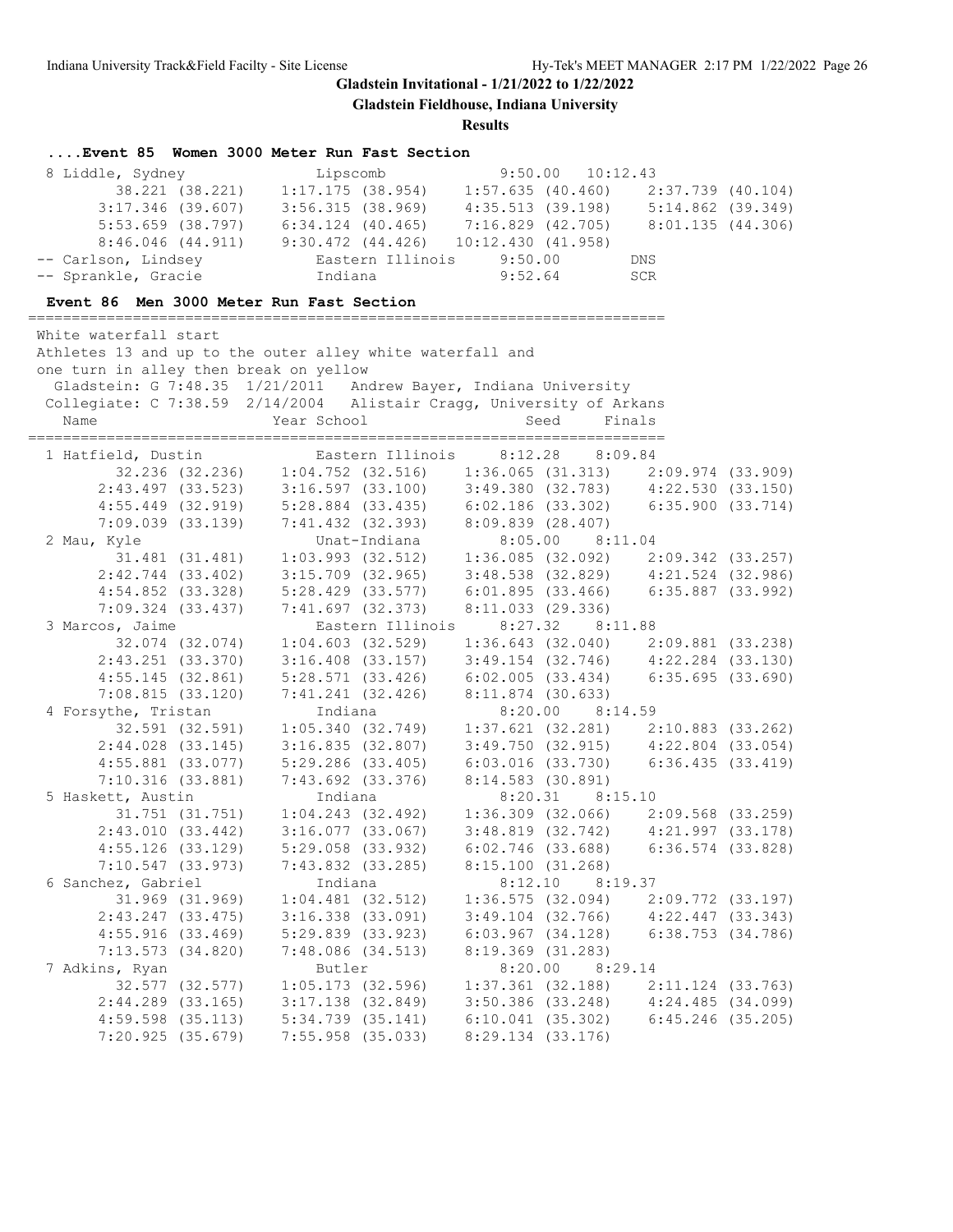# Gladstein Invitational - 1/21/2022 to 1/22/2022

## Gladstein Fieldhouse, Indiana University

### Results

**....Event 85 Women 3000 Meter Run Fast Section**

```
 8 Liddle, Sydney              Lipscomb              9:50.00   10:12.43
        38.221 (38.221)    1:17.175 (38.954)    1:57.635 (40.460)    2:37.739 (40.104)
      3:17.346 (39.607)    3:56.315 (38.969)    4:35.513 (39.198)    5:14.862 (39.349)
      5:53.659 (38.797)    6:34.124 (40.465)    7:16.829 (42.705)    8:01.135 (44.306)
      8:46.046 (44.911)    9:30.472 (44.426)   10:12.430 (41.958)
-- Carlson, Lindsey            Eastern Illinois      9:50.00         DNS
-- Sprankle, Gracie            Indiana               9:52.64         SCR
```

**Event 86 Men 3000 Meter Run Fast Section**

```
=========================================================================
 White waterfall start
 Athletes 13 and up to the outer alley white waterfall and
 one turn in alley then break on yellow
   Gladstein: G 7:48.35  1/21/2011   Andrew Bayer, Indiana University
  Collegiate: C 7:38.59  2/14/2004   Alistair Cragg, University of Arkans
    Name                    Year School                 Seed     Finals
=========================================================================
  1 Hatfield, Dustin            Eastern Illinois     8:12.28    8:09.84
         32.236 (32.236)    1:04.752 (32.516)    1:36.065 (31.313)    2:09.974 (33.909)
       2:43.497 (33.523)    3:16.597 (33.100)    3:49.380 (32.783)    4:22.530 (33.150)
       4:55.449 (32.919)    5:28.884 (33.435)    6:02.186 (33.302)    6:35.900 (33.714)
       7:09.039 (33.139)    7:41.432 (32.393)    8:09.839 (28.407)
  2 Mau, Kyle                   Unat-Indiana         8:05.00    8:11.04
         31.481 (31.481)    1:03.993 (32.512)    1:36.085 (32.092)    2:09.342 (33.257)
       2:42.744 (33.402)    3:15.709 (32.965)    3:48.538 (32.829)    4:21.524 (32.986)
       4:54.852 (33.328)    5:28.429 (33.577)    6:01.895 (33.466)    6:35.887 (33.992)
       7:09.324 (33.437)    7:41.697 (32.373)    8:11.033 (29.336)
  3 Marcos, Jaime               Eastern Illinois     8:27.32    8:11.88
         32.074 (32.074)    1:04.603 (32.529)    1:36.643 (32.040)    2:09.881 (33.238)
       2:43.251 (33.370)    3:16.408 (33.157)    3:49.154 (32.746)    4:22.284 (33.130)
       4:55.145 (32.861)    5:28.571 (33.426)    6:02.005 (33.434)    6:35.695 (33.690)
       7:08.815 (33.120)    7:41.241 (32.426)    8:11.874 (30.633)
  4 Forsythe, Tristan           Indiana              8:20.00    8:14.59
         32.591 (32.591)    1:05.340 (32.749)    1:37.621 (32.281)    2:10.883 (33.262)
       2:44.028 (33.145)    3:16.835 (32.807)    3:49.750 (32.915)    4:22.804 (33.054)
       4:55.881 (33.077)    5:29.286 (33.405)    6:03.016 (33.730)    6:36.435 (33.419)
       7:10.316 (33.881)    7:43.692 (33.376)    8:14.583 (30.891)
  5 Haskett, Austin             Indiana              8:20.31    8:15.10
         31.751 (31.751)    1:04.243 (32.492)    1:36.309 (32.066)    2:09.568 (33.259)
       2:43.010 (33.442)    3:16.077 (33.067)    3:48.819 (32.742)    4:21.997 (33.178)
       4:55.126 (33.129)    5:29.058 (33.932)    6:02.746 (33.688)    6:36.574 (33.828)
       7:10.547 (33.973)    7:43.832 (33.285)    8:15.100 (31.268)
  6 Sanchez, Gabriel            Indiana              8:12.10    8:19.37
         31.969 (31.969)    1:04.481 (32.512)    1:36.575 (32.094)    2:09.772 (33.197)
       2:43.247 (33.475)    3:16.338 (33.091)    3:49.104 (32.766)    4:22.447 (33.343)
       4:55.916 (33.469)    5:29.839 (33.923)    6:03.967 (34.128)    6:38.753 (34.786)
       7:13.573 (34.820)    7:48.086 (34.513)    8:19.369 (31.283)
  7 Adkins, Ryan                Butler               8:20.00    8:29.14
         32.577 (32.577)    1:05.173 (32.596)    1:37.361 (32.188)    2:11.124 (33.763)
       2:44.289 (33.165)    3:17.138 (32.849)    3:50.386 (33.248)    4:24.485 (34.099)
       4:59.598 (35.113)    5:34.739 (35.141)    6:10.041 (35.302)    6:45.246 (35.205)
       7:20.925 (35.679)    7:55.958 (35.033)    8:29.134 (33.176)
```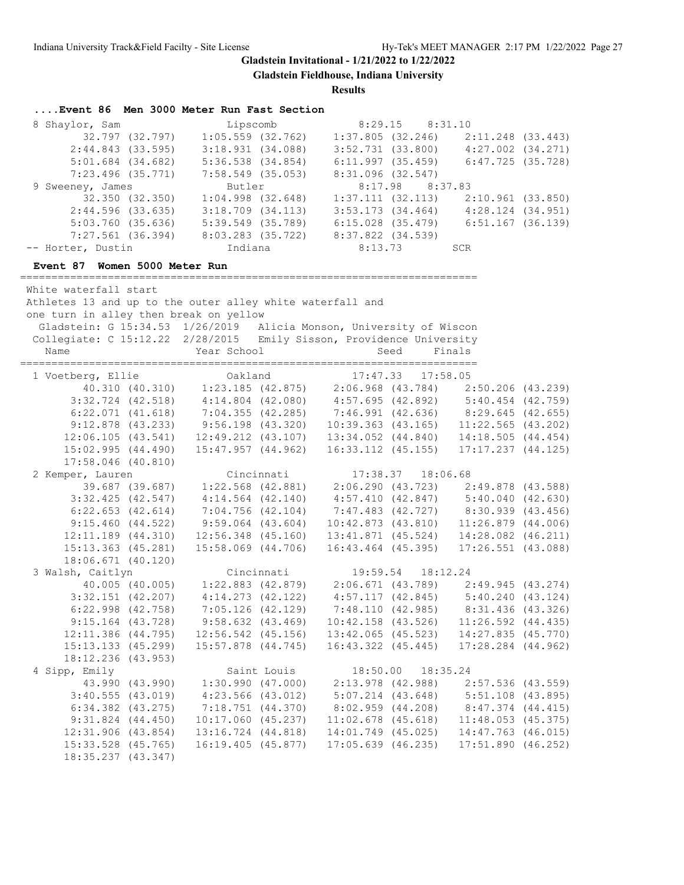**Gladstein Invitational - 1/21/2022 to 1/22/2022**

**Gladstein Fieldhouse, Indiana University**

**Results**

### ....Event 86 Men 3000 Meter Run Fast Section

```
  8 Shaylor, Sam               Lipscomb               8:29.15    8:31.10  
         32.797 (32.797)    1:05.559 (32.762)    1:37.805 (32.246)    2:11.248 (33.443)
       2:44.843 (33.595)    3:18.931 (34.088)    3:52.731 (33.800)    4:27.002 (34.271)
       5:01.684 (34.682)    5:36.538 (34.854)    6:11.997 (35.459)    6:47.725 (35.728)
       7:23.496 (35.771)    7:58.549 (35.053)    8:31.096 (32.547)
  9 Sweeney, James             Butler                 8:17.98    8:37.83  
         32.350 (32.350)    1:04.998 (32.648)    1:37.111 (32.113)    2:10.961 (33.850)
       2:44.596 (33.635)    3:18.709 (34.113)    3:53.173 (34.464)    4:28.124 (34.951)
       5:03.760 (35.636)    5:39.549 (35.789)    6:15.028 (35.479)    6:51.167 (36.139)
       7:27.561 (36.394)    8:03.283 (35.722)    8:37.822 (34.539)
 -- Horter, Dustin             Indiana                8:13.73        SCR  
```

### Event 87 Women 5000 Meter Run

```
=========================================================================
 White waterfall start
 Athletes 13 and up to the outer alley white waterfall and
 one turn in alley then break on yellow
   Gladstein: G 15:34.53  1/26/2019   Alicia Monson, University of Wiscon
  Collegiate: C 15:12.22  2/28/2015   Emily Sisson, Providence University
    Name                    Year School                  Seed     Finals  
=========================================================================
  1 Voetberg, Ellie              Oakland               17:47.33   17:58.05  
         40.310 (40.310)    1:23.185 (42.875)    2:06.968 (43.784)    2:50.206 (43.239)
       3:32.724 (42.518)    4:14.804 (42.080)    4:57.695 (42.892)    5:40.454 (42.759)
       6:22.071 (41.618)    7:04.355 (42.285)    7:46.991 (42.636)    8:29.645 (42.655)
       9:12.878 (43.233)    9:56.198 (43.320)   10:39.363 (43.165)   11:22.565 (43.202)
      12:06.105 (43.541)   12:49.212 (43.107)   13:34.052 (44.840)   14:18.505 (44.454)
      15:02.995 (44.490)   15:47.957 (44.962)   16:33.112 (45.155)   17:17.237 (44.125)
      17:58.046 (40.810)
  2 Kemper, Lauren               Cincinnati            17:38.37   18:06.68  
         39.687 (39.687)    1:22.568 (42.881)    2:06.290 (43.723)    2:49.878 (43.588)
       3:32.425 (42.547)    4:14.564 (42.140)    4:57.410 (42.847)    5:40.040 (42.630)
       6:22.653 (42.614)    7:04.756 (42.104)    7:47.483 (42.727)    8:30.939 (43.456)
       9:15.460 (44.522)    9:59.064 (43.604)   10:42.873 (43.810)   11:26.879 (44.006)
      12:11.189 (44.310)   12:56.348 (45.160)   13:41.871 (45.524)   14:28.082 (46.211)
      15:13.363 (45.281)   15:58.069 (44.706)   16:43.464 (45.395)   17:26.551 (43.088)
      18:06.671 (40.120)
  3 Walsh, Caitlyn               Cincinnati            19:59.54   18:12.24  
         40.005 (40.005)    1:22.883 (42.879)    2:06.671 (43.789)    2:49.945 (43.274)
       3:32.151 (42.207)    4:14.273 (42.122)    4:57.117 (42.845)    5:40.240 (43.124)
       6:22.998 (42.758)    7:05.126 (42.129)    7:48.110 (42.985)    8:31.436 (43.326)
       9:15.164 (43.728)    9:58.632 (43.469)   10:42.158 (43.526)   11:26.592 (44.435)
      12:11.386 (44.795)   12:56.542 (45.156)   13:42.065 (45.523)   14:27.835 (45.770)
      15:13.133 (45.299)   15:57.878 (44.745)   16:43.322 (45.445)   17:28.284 (44.962)
      18:12.236 (43.953)
  4 Sipp, Emily                  Saint Louis           18:50.00   18:35.24  
         43.990 (43.990)    1:30.990 (47.000)    2:13.978 (42.988)    2:57.536 (43.559)
       3:40.555 (43.019)    4:23.566 (43.012)    5:07.214 (43.648)    5:51.108 (43.895)
       6:34.382 (43.275)    7:18.751 (44.370)    8:02.959 (44.208)    8:47.374 (44.415)
       9:31.824 (44.450)   10:17.060 (45.237)   11:02.678 (45.618)   11:48.053 (45.375)
      12:31.906 (43.854)   13:16.724 (44.818)   14:01.749 (45.025)   14:47.763 (46.015)
      15:33.528 (45.765)   16:19.405 (45.877)   17:05.639 (46.235)   17:51.890 (46.252)
      18:35.237 (43.347)
```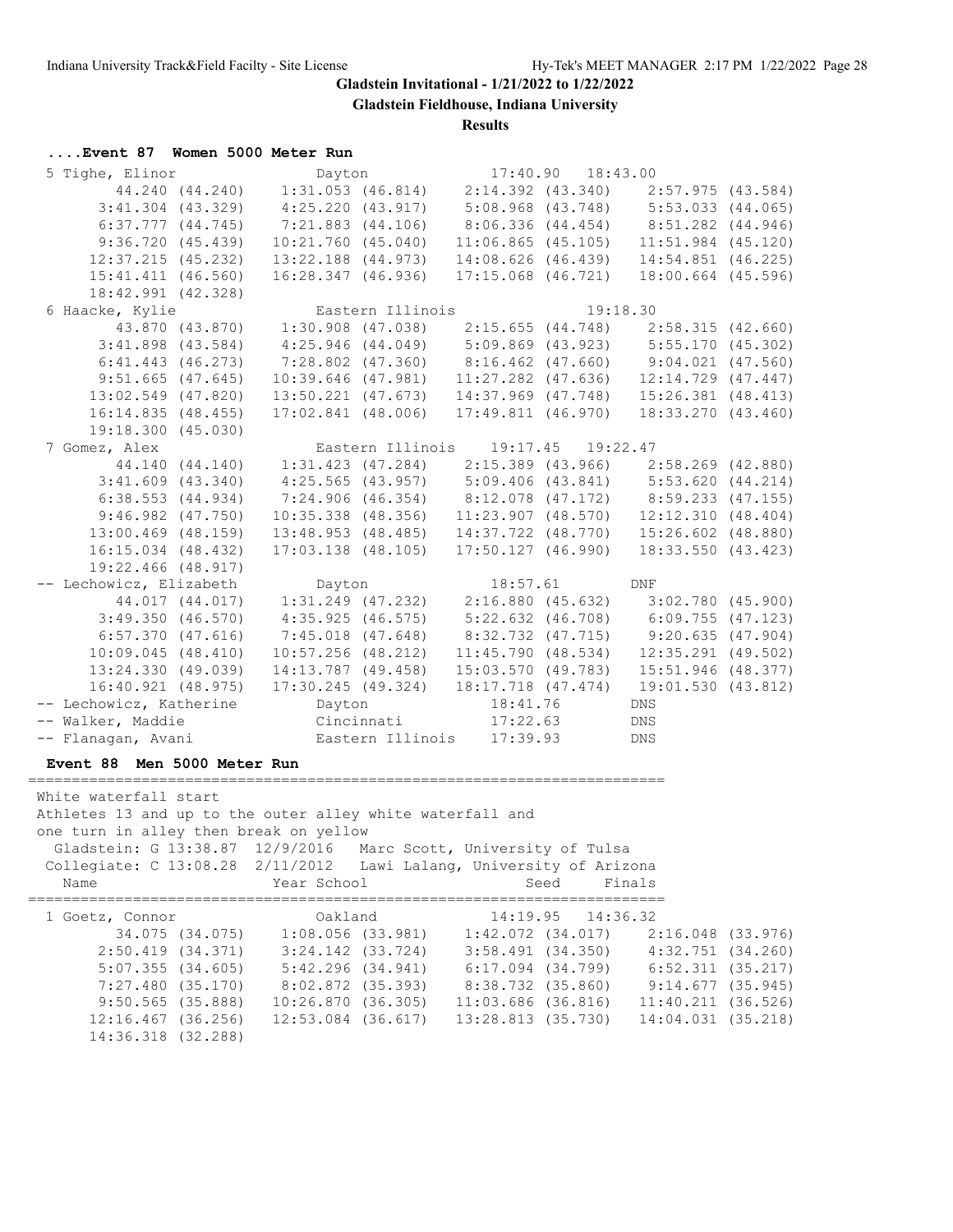**Gladstein Invitational - 1/21/2022 to 1/22/2022**

**Gladstein Fieldhouse, Indiana University**

**Results**

### ....Event 87 Women 5000 Meter Run

```
  5 Tighe, Elinor              Dayton                 17:40.90   18:43.00  
         44.240 (44.240)    1:31.053 (46.814)    2:14.392 (43.340)    2:57.975 (43.584)
       3:41.304 (43.329)    4:25.220 (43.917)    5:08.968 (43.748)    5:53.033 (44.065)
       6:37.777 (44.745)    7:21.883 (44.106)    8:06.336 (44.454)    8:51.282 (44.946)
       9:36.720 (45.439)   10:21.760 (45.040)   11:06.865 (45.105)   11:51.984 (45.120)
      12:37.215 (45.232)   13:22.188 (44.973)   14:08.626 (46.439)   14:54.851 (46.225)
      15:41.411 (46.560)   16:28.347 (46.936)   17:15.068 (46.721)   18:00.664 (45.596)
      18:42.991 (42.328)
  6 Haacke, Kylie              Eastern Illinois                  19:18.30  
         43.870 (43.870)    1:30.908 (47.038)    2:15.655 (44.748)    2:58.315 (42.660)
       3:41.898 (43.584)    4:25.946 (44.049)    5:09.869 (43.923)    5:55.170 (45.302)
       6:41.443 (46.273)    7:28.802 (47.360)    8:16.462 (47.660)    9:04.021 (47.560)
       9:51.665 (47.645)   10:39.646 (47.981)   11:27.282 (47.636)   12:14.729 (47.447)
      13:02.549 (47.820)   13:50.221 (47.673)   14:37.969 (47.748)   15:26.381 (48.413)
      16:14.835 (48.455)   17:02.841 (48.006)   17:49.811 (46.970)   18:33.270 (43.460)
      19:18.300 (45.030)
  7 Gomez, Alex                Eastern Illinois       19:17.45   19:22.47  
         44.140 (44.140)    1:31.423 (47.284)    2:15.389 (43.966)    2:58.269 (42.880)
       3:41.609 (43.340)    4:25.565 (43.957)    5:09.406 (43.841)    5:53.620 (44.214)
       6:38.553 (44.934)    7:24.906 (46.354)    8:12.078 (47.172)    8:59.233 (47.155)
       9:46.982 (47.750)   10:35.338 (48.356)   11:23.907 (48.570)   12:12.310 (48.404)
      13:00.469 (48.159)   13:48.953 (48.485)   14:37.722 (48.770)   15:26.602 (48.880)
      16:15.034 (48.432)   17:03.138 (48.105)   17:50.127 (46.990)   18:33.550 (43.423)
      19:22.466 (48.917)
 -- Lechowicz, Elizabeth       Dayton                 18:57.61        DNF  
         44.017 (44.017)    1:31.249 (47.232)    2:16.880 (45.632)    3:02.780 (45.900)
       3:49.350 (46.570)    4:35.925 (46.575)    5:22.632 (46.708)    6:09.755 (47.123)
       6:57.370 (47.616)    7:45.018 (47.648)    8:32.732 (47.715)    9:20.635 (47.904)
      10:09.045 (48.410)   10:57.256 (48.212)   11:45.790 (48.534)   12:35.291 (49.502)
      13:24.330 (49.039)   14:13.787 (49.458)   15:03.570 (49.783)   15:51.946 (48.377)
      16:40.921 (48.975)   17:30.245 (49.324)   18:17.718 (47.474)   19:01.530 (43.812)
 -- Lechowicz, Katherine       Dayton                 18:41.76        DNS  
 -- Walker, Maddie             Cincinnati             17:22.63        DNS  
 -- Flanagan, Avani            Eastern Illinois       17:39.93        DNS  
```

### Event 88 Men 5000 Meter Run

```
=========================================================================
 White waterfall start
 Athletes 13 and up to the outer alley white waterfall and
 one turn in alley then break on yellow
   Gladstein: G 13:38.87  12/9/2016   Marc Scott, University of Tulsa
  Collegiate: C 13:08.28  2/11/2012   Lawi Lalang, University of Arizona
    Name                    Year School                  Seed     Finals  
=========================================================================
  1 Goetz, Connor              Oakland                14:19.95   14:36.32  
         34.075 (34.075)    1:08.056 (33.981)    1:42.072 (34.017)    2:16.048 (33.976)
       2:50.419 (34.371)    3:24.142 (33.724)    3:58.491 (34.350)    4:32.751 (34.260)
       5:07.355 (34.605)    5:42.296 (34.941)    6:17.094 (34.799)    6:52.311 (35.217)
       7:27.480 (35.170)    8:02.872 (35.393)    8:38.732 (35.860)    9:14.677 (35.945)
       9:50.565 (35.888)   10:26.870 (36.305)   11:03.686 (36.816)   11:40.211 (36.526)
      12:16.467 (36.256)   12:53.084 (36.617)   13:28.813 (35.730)   14:04.031 (35.218)
      14:36.318 (32.288)
```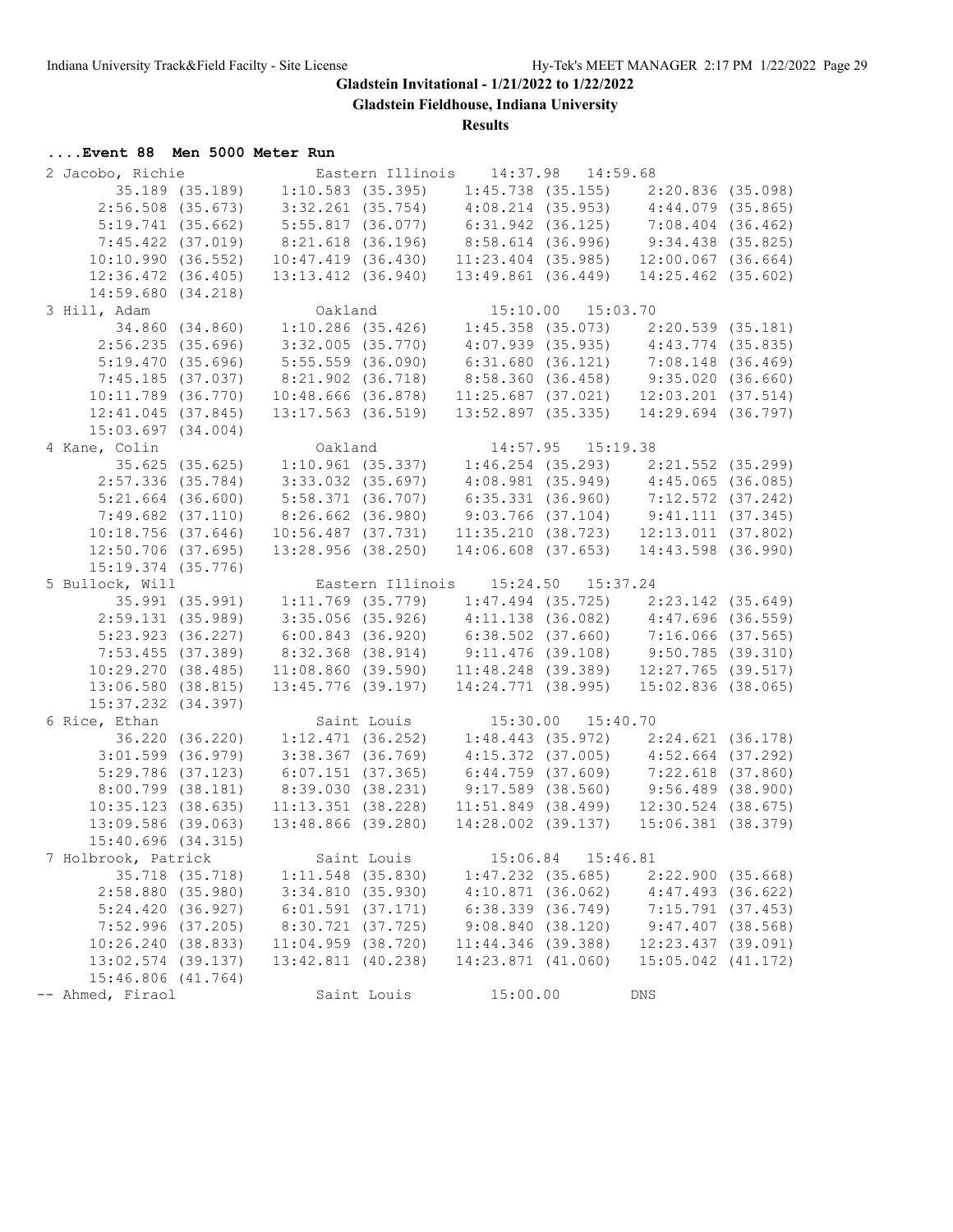**Gladstein Invitational - 1/21/2022 to 1/22/2022**

**Gladstein Fieldhouse, Indiana University**

**Results**

**....Event 88 Men 5000 Meter Run**

```
  2 Jacobo, Richie               Eastern Illinois    14:37.98   14:59.68 
         35.189 (35.189)    1:10.583 (35.395)    1:45.738 (35.155)    2:20.836 (35.098)
       2:56.508 (35.673)    3:32.261 (35.754)    4:08.214 (35.953)    4:44.079 (35.865)
       5:19.741 (35.662)    5:55.817 (36.077)    6:31.942 (36.125)    7:08.404 (36.462)
       7:45.422 (37.019)    8:21.618 (36.196)    8:58.614 (36.996)    9:34.438 (35.825)
      10:10.990 (36.552)   10:47.419 (36.430)   11:23.404 (35.985)   12:00.067 (36.664)
      12:36.472 (36.405)   13:13.412 (36.940)   13:49.861 (36.449)   14:25.462 (35.602)
      14:59.680 (34.218)
  3 Hill, Adam                   Oakland             15:10.00   15:03.70 
         34.860 (34.860)    1:10.286 (35.426)    1:45.358 (35.073)    2:20.539 (35.181)
       2:56.235 (35.696)    3:32.005 (35.770)    4:07.939 (35.935)    4:43.774 (35.835)
       5:19.470 (35.696)    5:55.559 (36.090)    6:31.680 (36.121)    7:08.148 (36.469)
       7:45.185 (37.037)    8:21.902 (36.718)    8:58.360 (36.458)    9:35.020 (36.660)
      10:11.789 (36.770)   10:48.666 (36.878)   11:25.687 (37.021)   12:03.201 (37.514)
      12:41.045 (37.845)   13:17.563 (36.519)   13:52.897 (35.335)   14:29.694 (36.797)
      15:03.697 (34.004)
  4 Kane, Colin                  Oakland             14:57.95   15:19.38 
         35.625 (35.625)    1:10.961 (35.337)    1:46.254 (35.293)    2:21.552 (35.299)
       2:57.336 (35.784)    3:33.032 (35.697)    4:08.981 (35.949)    4:45.065 (36.085)
       5:21.664 (36.600)    5:58.371 (36.707)    6:35.331 (36.960)    7:12.572 (37.242)
       7:49.682 (37.110)    8:26.662 (36.980)    9:03.766 (37.104)    9:41.111 (37.345)
      10:18.756 (37.646)   10:56.487 (37.731)   11:35.210 (38.723)   12:13.011 (37.802)
      12:50.706 (37.695)   13:28.956 (38.250)   14:06.608 (37.653)   14:43.598 (36.990)
      15:19.374 (35.776)
  5 Bullock, Will                Eastern Illinois    15:24.50   15:37.24 
         35.991 (35.991)    1:11.769 (35.779)    1:47.494 (35.725)    2:23.142 (35.649)
       2:59.131 (35.989)    3:35.056 (35.926)    4:11.138 (36.082)    4:47.696 (36.559)
       5:23.923 (36.227)    6:00.843 (36.920)    6:38.502 (37.660)    7:16.066 (37.565)
       7:53.455 (37.389)    8:32.368 (38.914)    9:11.476 (39.108)    9:50.785 (39.310)
      10:29.270 (38.485)   11:08.860 (39.590)   11:48.248 (39.389)   12:27.765 (39.517)
      13:06.580 (38.815)   13:45.776 (39.197)   14:24.771 (38.995)   15:02.836 (38.065)
      15:37.232 (34.397)
  6 Rice, Ethan                  Saint Louis         15:30.00   15:40.70 
         36.220 (36.220)    1:12.471 (36.252)    1:48.443 (35.972)    2:24.621 (36.178)
       3:01.599 (36.979)    3:38.367 (36.769)    4:15.372 (37.005)    4:52.664 (37.292)
       5:29.786 (37.123)    6:07.151 (37.365)    6:44.759 (37.609)    7:22.618 (37.860)
       8:00.799 (38.181)    8:39.030 (38.231)    9:17.589 (38.560)    9:56.489 (38.900)
      10:35.123 (38.635)   11:13.351 (38.228)   11:51.849 (38.499)   12:30.524 (38.675)
      13:09.586 (39.063)   13:48.866 (39.280)   14:28.002 (39.137)   15:06.381 (38.379)
      15:40.696 (34.315)
  7 Holbrook, Patrick            Saint Louis         15:06.84   15:46.81 
         35.718 (35.718)    1:11.548 (35.830)    1:47.232 (35.685)    2:22.900 (35.668)
       2:58.880 (35.980)    3:34.810 (35.930)    4:10.871 (36.062)    4:47.493 (36.622)
       5:24.420 (36.927)    6:01.591 (37.171)    6:38.339 (36.749)    7:15.791 (37.453)
       7:52.996 (37.205)    8:30.721 (37.725)    9:08.840 (38.120)    9:47.407 (38.568)
      10:26.240 (38.833)   11:04.959 (38.720)   11:44.346 (39.388)   12:23.437 (39.091)
      13:02.574 (39.137)   13:42.811 (40.238)   14:23.871 (41.060)   15:05.042 (41.172)
      15:46.806 (41.764)
 -- Ahmed, Firaol                Saint Louis         15:00.00        DNS 
```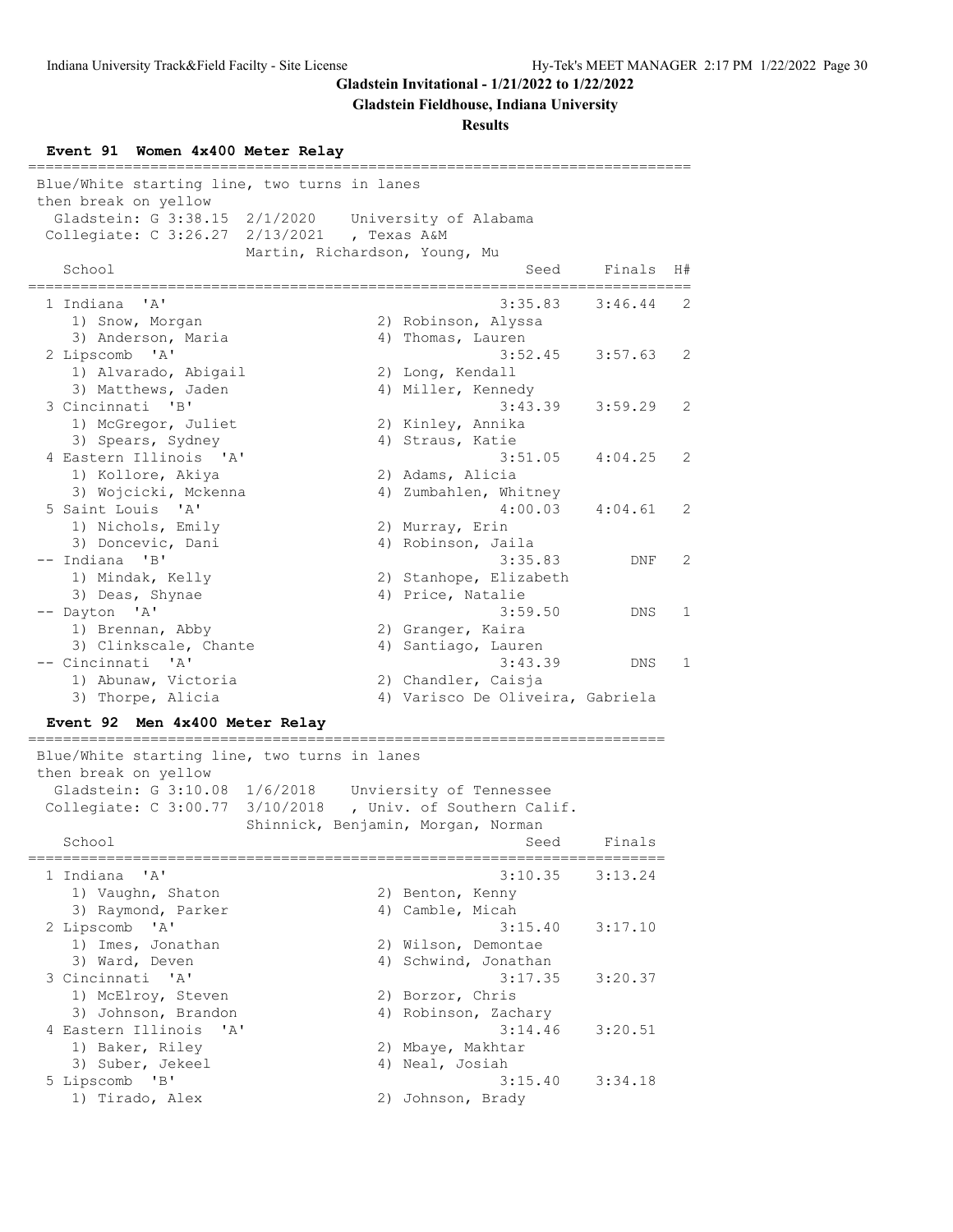# Gladstein Invitational - 1/21/2022 to 1/22/2022

## Gladstein Fieldhouse, Indiana University

### Results

#### Event 91 Women 4x400 Meter Relay

Blue/White starting line, two turns in lanes then break on yellow

Gladstein: G 3:38.15 2/1/2020 University of Alabama

Collegiate: C 3:26.27 2/13/2021 , Texas A&M — Martin, Richardson, Young, Mu

| Place | School | Seed | Finals | H# |
|---|---|---|---|---|
| 1 | Indiana 'A' | 3:35.83 | 3:46.44 | 2 |
| | 1) Snow, Morgan; 2) Robinson, Alyssa; 3) Anderson, Maria; 4) Thomas, Lauren | | | |
| 2 | Lipscomb 'A' | 3:52.45 | 3:57.63 | 2 |
| | 1) Alvarado, Abigail; 2) Long, Kendall; 3) Matthews, Jaden; 4) Miller, Kennedy | | | |
| 3 | Cincinnati 'B' | 3:43.39 | 3:59.29 | 2 |
| | 1) McGregor, Juliet; 2) Kinley, Annika; 3) Spears, Sydney; 4) Straus, Katie | | | |
| 4 | Eastern Illinois 'A' | 3:51.05 | 4:04.25 | 2 |
| | 1) Kollore, Akiya; 2) Adams, Alicia; 3) Wojcicki, Mckenna; 4) Zumbahlen, Whitney | | | |
| 5 | Saint Louis 'A' | 4:00.03 | 4:04.61 | 2 |
| | 1) Nichols, Emily; 2) Murray, Erin; 3) Doncevic, Dani; 4) Robinson, Jaila | | | |
| -- | Indiana 'B' | 3:35.83 | DNF | 2 |
| | 1) Mindak, Kelly; 2) Stanhope, Elizabeth; 3) Deas, Shynae; 4) Price, Natalie | | | |
| -- | Dayton 'A' | 3:59.50 | DNS | 1 |
| | 1) Brennan, Abby; 2) Granger, Kaira; 3) Clinkscale, Chante; 4) Santiago, Lauren | | | |
| -- | Cincinnati 'A' | 3:43.39 | DNS | 1 |
| | 1) Abunaw, Victoria; 2) Chandler, Caisja; 3) Thorpe, Alicia; 4) Varisco De Oliveira, Gabriela | | | |

#### Event 92 Men 4x400 Meter Relay

Blue/White starting line, two turns in lanes then break on yellow

Gladstein: G 3:10.08 1/6/2018 Unviersity of Tennessee

Collegiate: C 3:00.77 3/10/2018 , Univ. of Southern Calif. — Shinnick, Benjamin, Morgan, Norman

| Place | School | Seed | Finals |
|---|---|---|---|
| 1 | Indiana 'A' | 3:10.35 | 3:13.24 |
| | 1) Vaughn, Shaton; 2) Benton, Kenny; 3) Raymond, Parker; 4) Camble, Micah | | |
| 2 | Lipscomb 'A' | 3:15.40 | 3:17.10 |
| | 1) Imes, Jonathan; 2) Wilson, Demontae; 3) Ward, Deven; 4) Schwind, Jonathan | | |
| 3 | Cincinnati 'A' | 3:17.35 | 3:20.37 |
| | 1) McElroy, Steven; 2) Borzor, Chris; 3) Johnson, Brandon; 4) Robinson, Zachary | | |
| 4 | Eastern Illinois 'A' | 3:14.46 | 3:20.51 |
| | 1) Baker, Riley; 2) Mbaye, Makhtar; 3) Suber, Jekeel; 4) Neal, Josiah | | |
| 5 | Lipscomb 'B' | 3:15.40 | 3:34.18 |
| | 1) Tirado, Alex; 2) Johnson, Brady | | |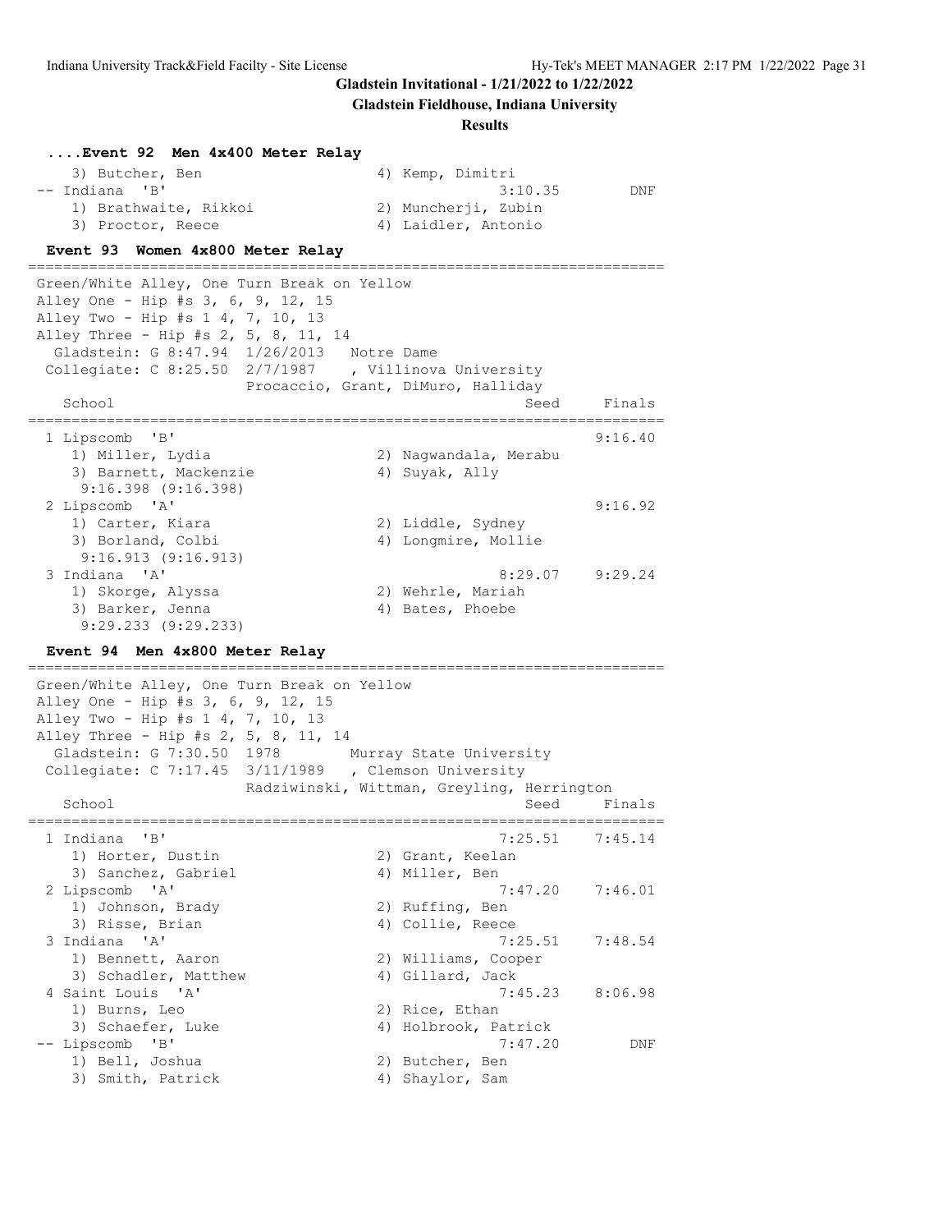#### ....Event 92 Men 4x400 Meter Relay

```
    3) Butcher, Ben                  4) Kemp, Dimitri
 -- Indiana  'B'                                3:10.35        DNF
    1) Brathwaite, Rikkoi            2) Muncherji, Zubin
    3) Proctor, Reece                4) Laidler, Antonio
```

#### Event 93 Women 4x800 Meter Relay

```
=========================================================================
 Green/White Alley, One Turn Break on Yellow
 Alley One - Hip #s 3, 6, 9, 12, 15
 Alley Two - Hip #s 1 4, 7, 10, 13
 Alley Three - Hip #s 2, 5, 8, 11, 14
  Gladstein: G 8:47.94  1/26/2013   Notre Dame
 Collegiate: C 8:25.50  2/7/1987    , Villinova University
                        Procaccio, Grant, DiMuro, Halliday
    School                                            Seed     Finals
=========================================================================
  1 Lipscomb  'B'                                              9:16.40
     1) Miller, Lydia                 2) Nagwandala, Merabu
     3) Barnett, Mackenzie            4) Suyak, Ally
       9:16.398 (9:16.398)
  2 Lipscomb  'A'                                              9:16.92
     1) Carter, Kiara                 2) Liddle, Sydney
     3) Borland, Colbi                4) Longmire, Mollie
       9:16.913 (9:16.913)
  3 Indiana  'A'                                    8:29.07    9:29.24
     1) Skorge, Alyssa                2) Wehrle, Mariah
     3) Barker, Jenna                 4) Bates, Phoebe
       9:29.233 (9:29.233)
```

#### Event 94 Men 4x800 Meter Relay

```
=========================================================================
 Green/White Alley, One Turn Break on Yellow
 Alley One - Hip #s 3, 6, 9, 12, 15
 Alley Two - Hip #s 1 4, 7, 10, 13
 Alley Three - Hip #s 2, 5, 8, 11, 14
  Gladstein: G 7:30.50  1978          Murray State University
 Collegiate: C 7:17.45  3/11/1989   , Clemson University
                        Radziwinski, Wittman, Greyling, Herrington
    School                                            Seed     Finals
=========================================================================
  1 Indiana  'B'                                    7:25.51    7:45.14
     1) Horter, Dustin                2) Grant, Keelan
     3) Sanchez, Gabriel              4) Miller, Ben
  2 Lipscomb  'A'                                   7:47.20    7:46.01
     1) Johnson, Brady                2) Ruffing, Ben
     3) Risse, Brian                  4) Collie, Reece
  3 Indiana  'A'                                    7:25.51    7:48.54
     1) Bennett, Aaron                2) Williams, Cooper
     3) Schadler, Matthew             4) Gillard, Jack
  4 Saint Louis  'A'                                7:45.23    8:06.98
     1) Burns, Leo                    2) Rice, Ethan
     3) Schaefer, Luke                4) Holbrook, Patrick
 -- Lipscomb  'B'                                   7:47.20        DNF
     1) Bell, Joshua                  2) Butcher, Ben
     3) Smith, Patrick                4) Shaylor, Sam
```